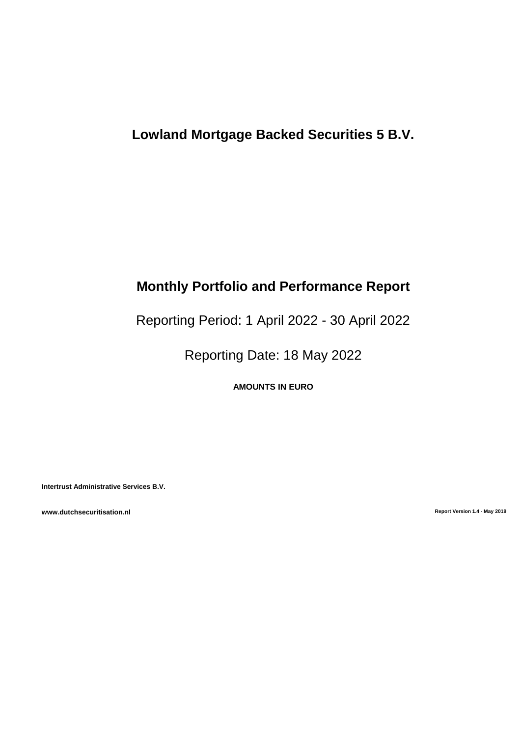# Lowland Mortgage Backed Securities 5 B.V.

## Monthly Portfolio and Performance Report

Reporting Period: 1 April 2022 - 30 April 2022

Reporting Date: 18 May 2022

**AMOUNTS IN EURO**

**Intertrust Administrative Services B.V.**

**www.dutchsecuritisation.nl**

**Report Version 1.4 - May 2019**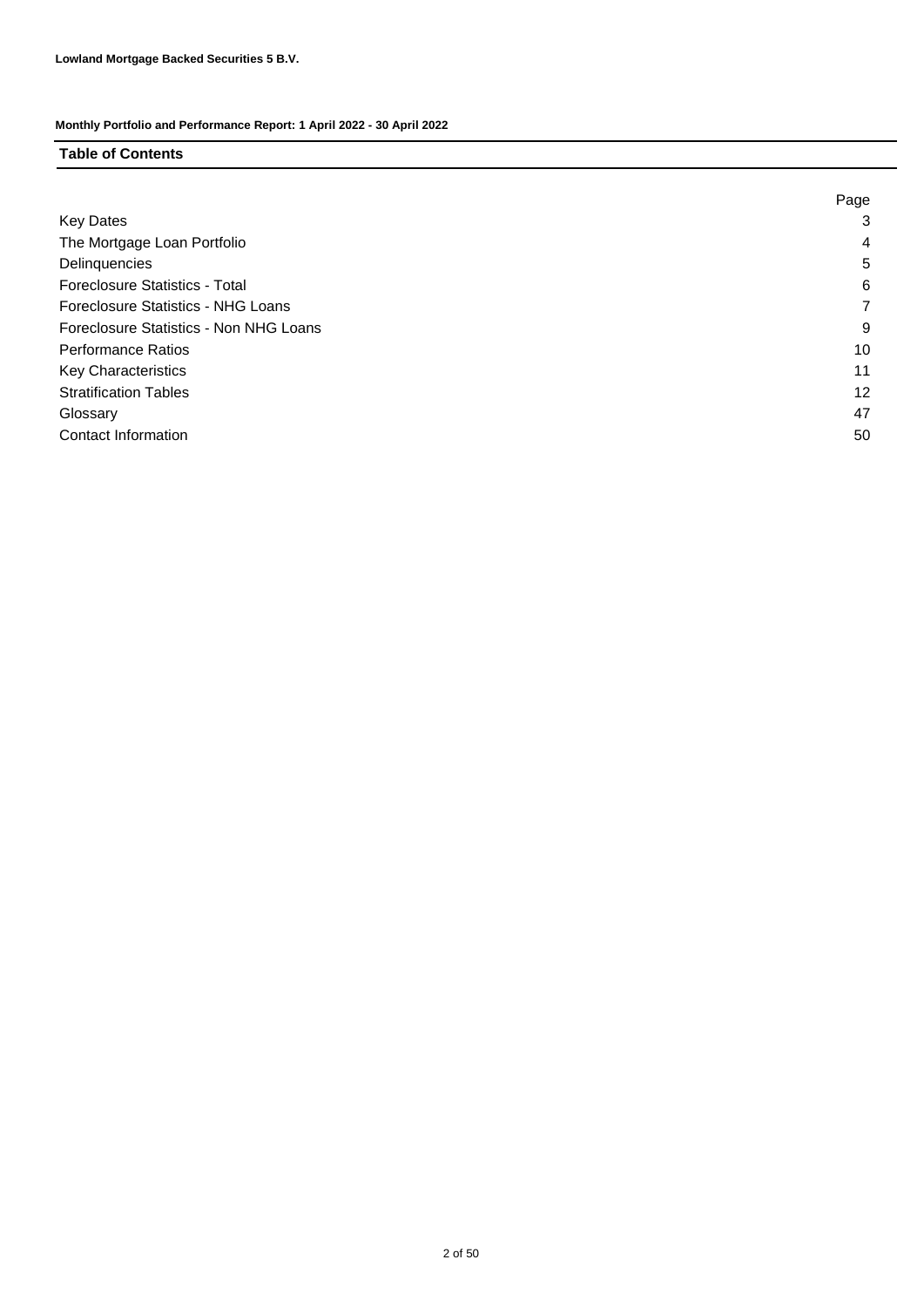**Lowland Mortgage Backed Securities 5 B.V.**

**Monthly Portfolio and Performance Report: 1 April 2022 - 30 April 2022**

## Table of Contents

| | Page |
|---|---|
| Key Dates | 3 |
| The Mortgage Loan Portfolio | 4 |
| Delinquencies | 5 |
| Foreclosure Statistics - Total | 6 |
| Foreclosure Statistics - NHG Loans | 7 |
| Foreclosure Statistics - Non NHG Loans | 9 |
| Performance Ratios | 10 |
| Key Characteristics | 11 |
| Stratification Tables | 12 |
| Glossary | 47 |
| Contact Information | 50 |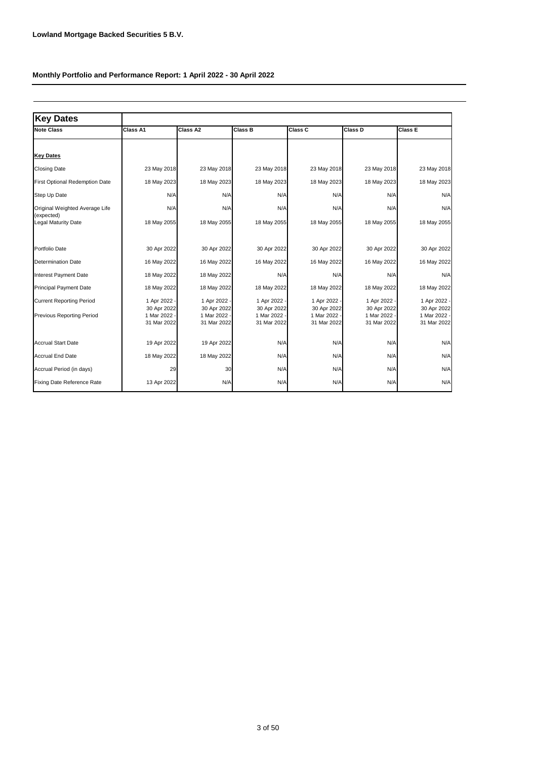**Lowland Mortgage Backed Securities 5 B.V.**

**Monthly Portfolio and Performance Report: 1 April 2022 - 30 April 2022**

| Key Dates | | | | | | |
|---|---|---|---|---|---|---|
| **Note Class** | **Class A1** | **Class A2** | **Class B** | **Class C** | **Class D** | **Class E** |
| **Key Dates** | | | | | | |
| Closing Date | 23 May 2018 | 23 May 2018 | 23 May 2018 | 23 May 2018 | 23 May 2018 | 23 May 2018 |
| First Optional Redemption Date | 18 May 2023 | 18 May 2023 | 18 May 2023 | 18 May 2023 | 18 May 2023 | 18 May 2023 |
| Step Up Date | N/A | N/A | N/A | N/A | N/A | N/A |
| Original Weighted Average Life (expected) | N/A | N/A | N/A | N/A | N/A | N/A |
| Legal Maturity Date | 18 May 2055 | 18 May 2055 | 18 May 2055 | 18 May 2055 | 18 May 2055 | 18 May 2055 |
| Portfolio Date | 30 Apr 2022 | 30 Apr 2022 | 30 Apr 2022 | 30 Apr 2022 | 30 Apr 2022 | 30 Apr 2022 |
| Determination Date | 16 May 2022 | 16 May 2022 | 16 May 2022 | 16 May 2022 | 16 May 2022 | 16 May 2022 |
| Interest Payment Date | 18 May 2022 | 18 May 2022 | N/A | N/A | N/A | N/A |
| Principal Payment Date | 18 May 2022 | 18 May 2022 | 18 May 2022 | 18 May 2022 | 18 May 2022 | 18 May 2022 |
| Current Reporting Period | 1 Apr 2022 - 30 Apr 2022 | 1 Apr 2022 - 30 Apr 2022 | 1 Apr 2022 - 30 Apr 2022 | 1 Apr 2022 - 30 Apr 2022 | 1 Apr 2022 - 30 Apr 2022 | 1 Apr 2022 - 30 Apr 2022 |
| Previous Reporting Period | 1 Mar 2022 - 31 Mar 2022 | 1 Mar 2022 - 31 Mar 2022 | 1 Mar 2022 - 31 Mar 2022 | 1 Mar 2022 - 31 Mar 2022 | 1 Mar 2022 - 31 Mar 2022 | 1 Mar 2022 - 31 Mar 2022 |
| Accrual Start Date | 19 Apr 2022 | 19 Apr 2022 | N/A | N/A | N/A | N/A |
| Accrual End Date | 18 May 2022 | 18 May 2022 | N/A | N/A | N/A | N/A |
| Accrual Period (in days) | 29 | 30 | N/A | N/A | N/A | N/A |
| Fixing Date Reference Rate | 13 Apr 2022 | N/A | N/A | N/A | N/A | N/A |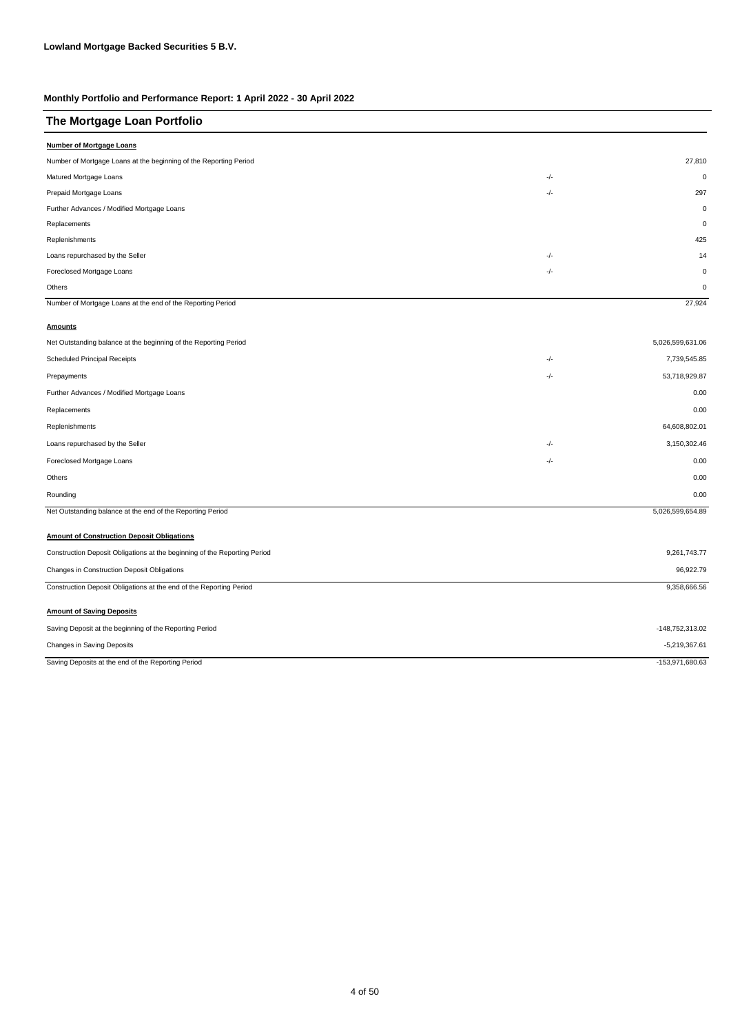**Lowland Mortgage Backed Securities 5 B.V.**

**Monthly Portfolio and Performance Report: 1 April 2022 - 30 April 2022**

## The Mortgage Loan Portfolio

**Number of Mortgage Loans**

| | | |
|---|---|---|
| Number of Mortgage Loans at the beginning of the Reporting Period | | 27,810 |
| Matured Mortgage Loans | -/- | 0 |
| Prepaid Mortgage Loans | -/- | 297 |
| Further Advances / Modified Mortgage Loans | | 0 |
| Replacements | | 0 |
| Replenishments | | 425 |
| Loans repurchased by the Seller | -/- | 14 |
| Foreclosed Mortgage Loans | -/- | 0 |
| Others | | 0 |
| Number of Mortgage Loans at the end of the Reporting Period | | 27,924 |

**Amounts**

| | | |
|---|---|---|
| Net Outstanding balance at the beginning of the Reporting Period | | 5,026,599,631.06 |
| Scheduled Principal Receipts | -/- | 7,739,545.85 |
| Prepayments | -/- | 53,718,929.87 |
| Further Advances / Modified Mortgage Loans | | 0.00 |
| Replacements | | 0.00 |
| Replenishments | | 64,608,802.01 |
| Loans repurchased by the Seller | -/- | 3,150,302.46 |
| Foreclosed Mortgage Loans | -/- | 0.00 |
| Others | | 0.00 |
| Rounding | | 0.00 |
| Net Outstanding balance at the end of the Reporting Period | | 5,026,599,654.89 |

**Amount of Construction Deposit Obligations**

| | |
|---|---|
| Construction Deposit Obligations at the beginning of the Reporting Period | 9,261,743.77 |
| Changes in Construction Deposit Obligations | 96,922.79 |
| Construction Deposit Obligations at the end of the Reporting Period | 9,358,666.56 |

**Amount of Saving Deposits**

| | |
|---|---|
| Saving Deposit at the beginning of the Reporting Period | -148,752,313.02 |
| Changes in Saving Deposits | -5,219,367.61 |
| Saving Deposits at the end of the Reporting Period | -153,971,680.63 |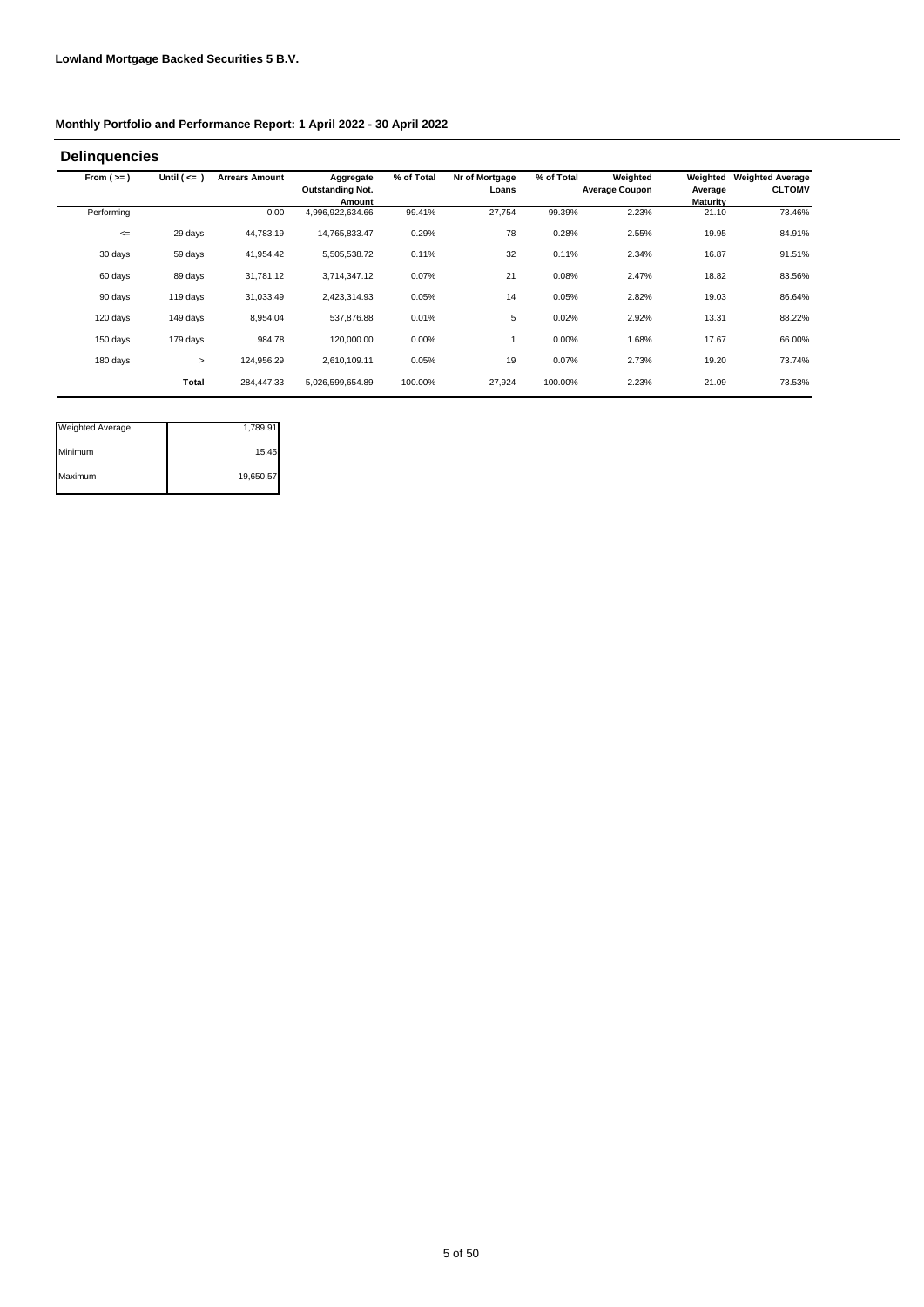**Lowland Mortgage Backed Securities 5 B.V.**

**Monthly Portfolio and Performance Report: 1 April 2022 - 30 April 2022**

## Delinquencies

| From ( >= ) | Until ( <= ) | Arrears Amount | Aggregate Outstanding Not. Amount | % of Total | Nr of Mortgage Loans | % of Total | Weighted Average Coupon | Weighted Average Maturity | Weighted Average CLTOMV |
|---|---|---|---|---|---|---|---|---|---|
| Performing | | 0.00 | 4,996,922,634.66 | 99.41% | 27,754 | 99.39% | 2.23% | 21.10 | 73.46% |
| <= | 29 days | 44,783.19 | 14,765,833.47 | 0.29% | 78 | 0.28% | 2.55% | 19.95 | 84.91% |
| 30 days | 59 days | 41,954.42 | 5,505,538.72 | 0.11% | 32 | 0.11% | 2.34% | 16.87 | 91.51% |
| 60 days | 89 days | 31,781.12 | 3,714,347.12 | 0.07% | 21 | 0.08% | 2.47% | 18.82 | 83.56% |
| 90 days | 119 days | 31,033.49 | 2,423,314.93 | 0.05% | 14 | 0.05% | 2.82% | 19.03 | 86.64% |
| 120 days | 149 days | 8,954.04 | 537,876.88 | 0.01% | 5 | 0.02% | 2.92% | 13.31 | 88.22% |
| 150 days | 179 days | 984.78 | 120,000.00 | 0.00% | 1 | 0.00% | 1.68% | 17.67 | 66.00% |
| 180 days | > | 124,956.29 | 2,610,109.11 | 0.05% | 19 | 0.07% | 2.73% | 19.20 | 73.74% |
| | **Total** | 284,447.33 | 5,026,599,654.89 | 100.00% | 27,924 | 100.00% | 2.23% | 21.09 | 73.53% |

| | |
|---|---|
| Weighted Average | 1,789.91 |
| Minimum | 15.45 |
| Maximum | 19,650.57 |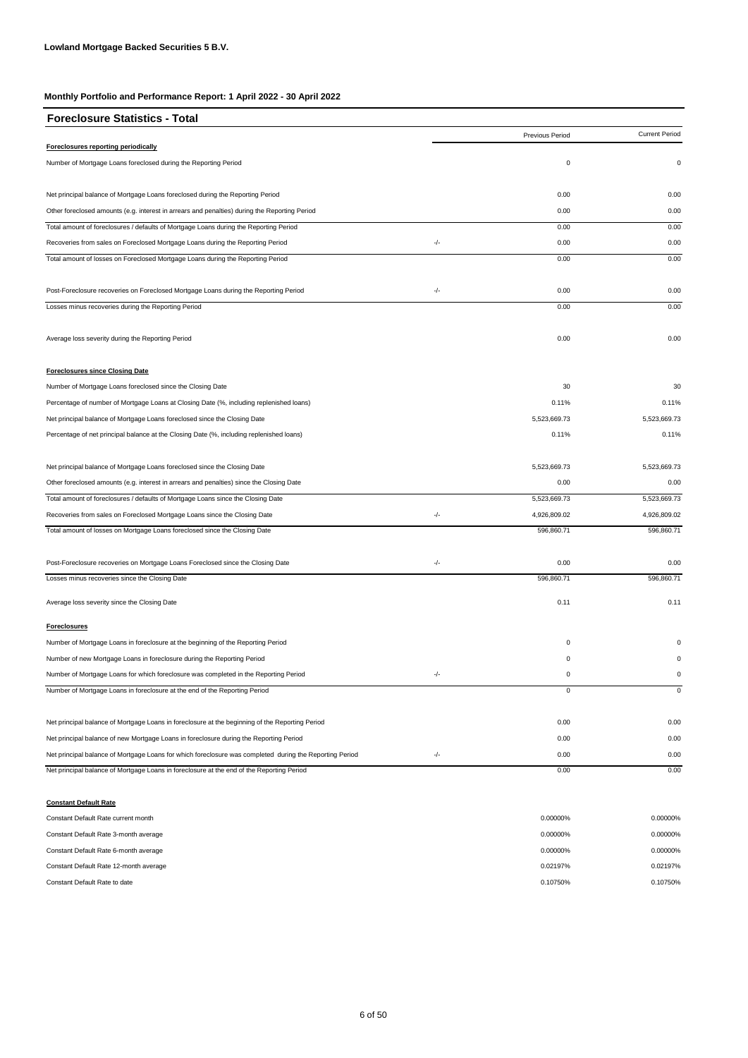**Lowland Mortgage Backed Securities 5 B.V.**

**Monthly Portfolio and Performance Report: 1 April 2022 - 30 April 2022**

## Foreclosure Statistics - Total

| | | Previous Period | Current Period |
|---|---|---|---|
| **Foreclosures reporting periodically** | | | |
| Number of Mortgage Loans foreclosed during the Reporting Period | | 0 | 0 |
| Net principal balance of Mortgage Loans foreclosed during the Reporting Period | | 0.00 | 0.00 |
| Other foreclosed amounts (e.g. interest in arrears and penalties) during the Reporting Period | | 0.00 | 0.00 |
| Total amount of foreclosures / defaults of Mortgage Loans during the Reporting Period | | 0.00 | 0.00 |
| Recoveries from sales on Foreclosed Mortgage Loans during the Reporting Period | -/- | 0.00 | 0.00 |
| Total amount of losses on Foreclosed Mortgage Loans during the Reporting Period | | 0.00 | 0.00 |
| Post-Foreclosure recoveries on Foreclosed Mortgage Loans during the Reporting Period | -/- | 0.00 | 0.00 |
| Losses minus recoveries during the Reporting Period | | 0.00 | 0.00 |
| Average loss severity during the Reporting Period | | 0.00 | 0.00 |
| **Foreclosures since Closing Date** | | | |
| Number of Mortgage Loans foreclosed since the Closing Date | | 30 | 30 |
| Percentage of number of Mortgage Loans at Closing Date (%, including replenished loans) | | 0.11% | 0.11% |
| Net principal balance of Mortgage Loans foreclosed since the Closing Date | | 5,523,669.73 | 5,523,669.73 |
| Percentage of net principal balance at the Closing Date (%, including replenished loans) | | 0.11% | 0.11% |
| Net principal balance of Mortgage Loans foreclosed since the Closing Date | | 5,523,669.73 | 5,523,669.73 |
| Other foreclosed amounts (e.g. interest in arrears and penalties) since the Closing Date | | 0.00 | 0.00 |
| Total amount of foreclosures / defaults of Mortgage Loans since the Closing Date | | 5,523,669.73 | 5,523,669.73 |
| Recoveries from sales on Foreclosed Mortgage Loans since the Closing Date | -/- | 4,926,809.02 | 4,926,809.02 |
| Total amount of losses on Mortgage Loans foreclosed since the Closing Date | | 596,860.71 | 596,860.71 |
| Post-Foreclosure recoveries on Mortgage Loans Foreclosed since the Closing Date | -/- | 0.00 | 0.00 |
| Losses minus recoveries since the Closing Date | | 596,860.71 | 596,860.71 |
| Average loss severity since the Closing Date | | 0.11 | 0.11 |
| **Foreclosures** | | | |
| Number of Mortgage Loans in foreclosure at the beginning of the Reporting Period | | 0 | 0 |
| Number of new Mortgage Loans in foreclosure during the Reporting Period | | 0 | 0 |
| Number of Mortgage Loans for which foreclosure was completed in the Reporting Period | -/- | 0 | 0 |
| Number of Mortgage Loans in foreclosure at the end of the Reporting Period | | 0 | 0 |
| Net principal balance of Mortgage Loans in foreclosure at the beginning of the Reporting Period | | 0.00 | 0.00 |
| Net principal balance of new Mortgage Loans in foreclosure during the Reporting Period | | 0.00 | 0.00 |
| Net principal balance of Mortgage Loans for which foreclosure was completed during the Reporting Period | -/- | 0.00 | 0.00 |
| Net principal balance of Mortgage Loans in foreclosure at the end of the Reporting Period | | 0.00 | 0.00 |
| **Constant Default Rate** | | | |
| Constant Default Rate current month | | 0.00000% | 0.00000% |
| Constant Default Rate 3-month average | | 0.00000% | 0.00000% |
| Constant Default Rate 6-month average | | 0.00000% | 0.00000% |
| Constant Default Rate 12-month average | | 0.02197% | 0.02197% |
| Constant Default Rate to date | | 0.10750% | 0.10750% |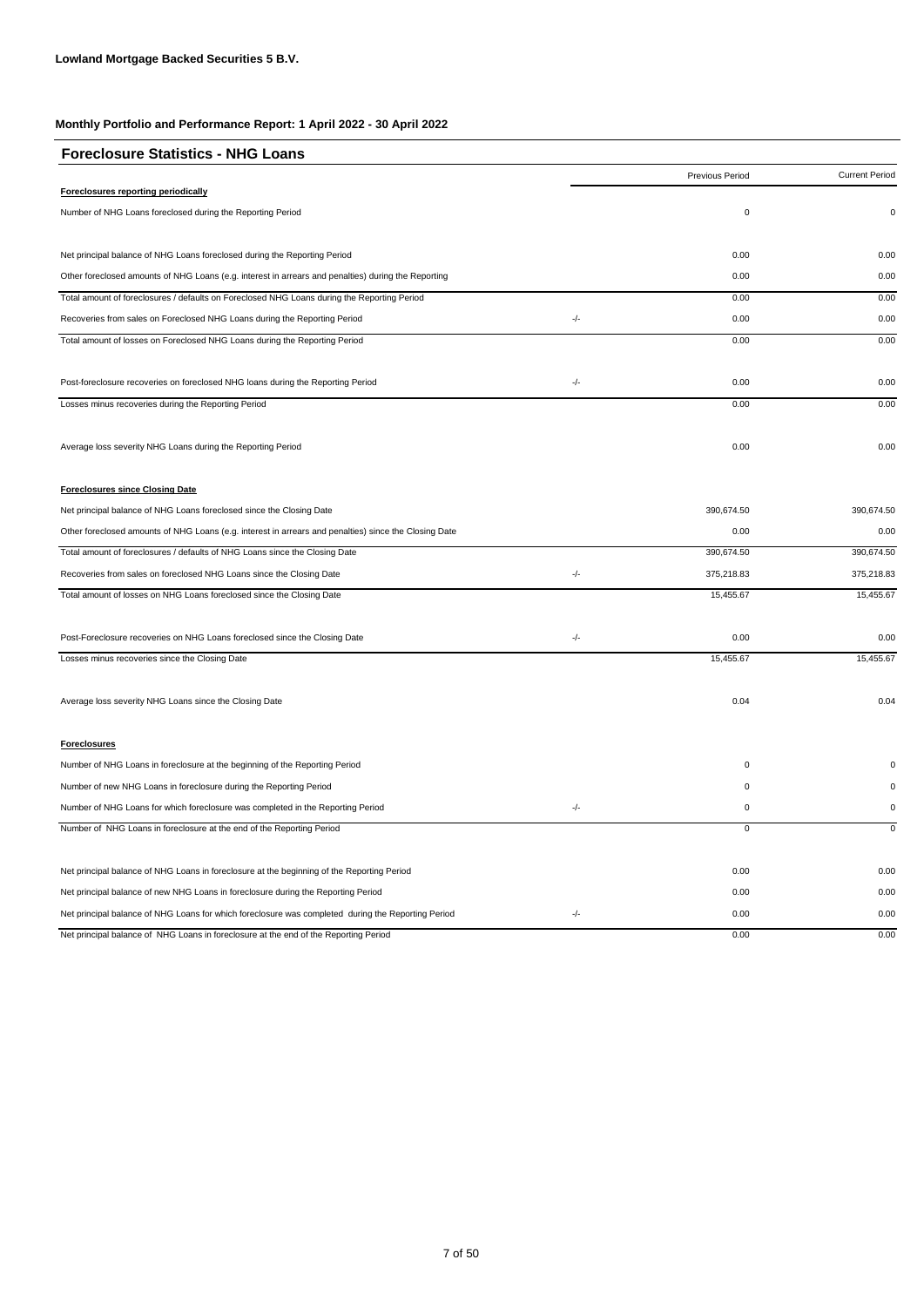**Lowland Mortgage Backed Securities 5 B.V.**

**Monthly Portfolio and Performance Report: 1 April 2022 - 30 April 2022**

## Foreclosure Statistics - NHG Loans

| | | Previous Period | Current Period |
|---|---|---|---|
| **Foreclosures reporting periodically** | | | |
| Number of NHG Loans foreclosed during the Reporting Period | | 0 | 0 |
| Net principal balance of NHG Loans foreclosed during the Reporting Period | | 0.00 | 0.00 |
| Other foreclosed amounts of NHG Loans (e.g. interest in arrears and penalties) during the Reporting | | 0.00 | 0.00 |
| Total amount of foreclosures / defaults on Foreclosed NHG Loans during the Reporting Period | | 0.00 | 0.00 |
| Recoveries from sales on Foreclosed NHG Loans during the Reporting Period | -/- | 0.00 | 0.00 |
| Total amount of losses on Foreclosed NHG Loans during the Reporting Period | | 0.00 | 0.00 |
| Post-foreclosure recoveries on foreclosed NHG loans during the Reporting Period | -/- | 0.00 | 0.00 |
| Losses minus recoveries during the Reporting Period | | 0.00 | 0.00 |
| Average loss severity NHG Loans during the Reporting Period | | 0.00 | 0.00 |
| **Foreclosures since Closing Date** | | | |
| Net principal balance of NHG Loans foreclosed since the Closing Date | | 390,674.50 | 390,674.50 |
| Other foreclosed amounts of NHG Loans (e.g. interest in arrears and penalties) since the Closing Date | | 0.00 | 0.00 |
| Total amount of foreclosures / defaults of NHG Loans since the Closing Date | | 390,674.50 | 390,674.50 |
| Recoveries from sales on foreclosed NHG Loans since the Closing Date | -/- | 375,218.83 | 375,218.83 |
| Total amount of losses on NHG Loans foreclosed since the Closing Date | | 15,455.67 | 15,455.67 |
| Post-Foreclosure recoveries on NHG Loans foreclosed since the Closing Date | -/- | 0.00 | 0.00 |
| Losses minus recoveries since the Closing Date | | 15,455.67 | 15,455.67 |
| Average loss severity NHG Loans since the Closing Date | | 0.04 | 0.04 |
| **Foreclosures** | | | |
| Number of NHG Loans in foreclosure at the beginning of the Reporting Period | | 0 | 0 |
| Number of new NHG Loans in foreclosure during the Reporting Period | | 0 | 0 |
| Number of NHG Loans for which foreclosure was completed in the Reporting Period | -/- | 0 | 0 |
| Number of NHG Loans in foreclosure at the end of the Reporting Period | | 0 | 0 |
| Net principal balance of NHG Loans in foreclosure at the beginning of the Reporting Period | | 0.00 | 0.00 |
| Net principal balance of new NHG Loans in foreclosure during the Reporting Period | | 0.00 | 0.00 |
| Net principal balance of NHG Loans for which foreclosure was completed during the Reporting Period | -/- | 0.00 | 0.00 |
| Net principal balance of NHG Loans in foreclosure at the end of the Reporting Period | | 0.00 | 0.00 |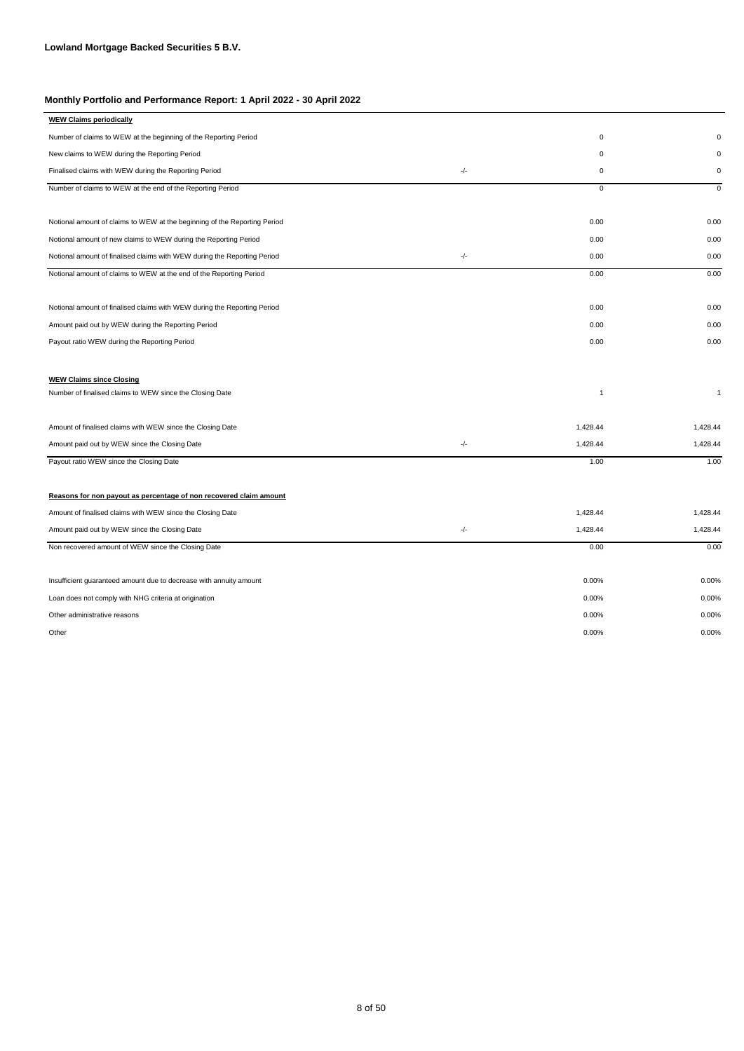**Lowland Mortgage Backed Securities 5 B.V.**

**Monthly Portfolio and Performance Report: 1 April 2022 - 30 April 2022**

| **WEW Claims periodically** | | | |
|---|---|---|---|
| Number of claims to WEW at the beginning of the Reporting Period | | 0 | 0 |
| New claims to WEW during the Reporting Period | | 0 | 0 |
| Finalised claims with WEW during the Reporting Period | -/- | 0 | 0 |
| Number of claims to WEW at the end of the Reporting Period | | 0 | 0 |
| | | | |
| Notional amount of claims to WEW at the beginning of the Reporting Period | | 0.00 | 0.00 |
| Notional amount of new claims to WEW during the Reporting Period | | 0.00 | 0.00 |
| Notional amount of finalised claims with WEW during the Reporting Period | -/- | 0.00 | 0.00 |
| Notional amount of claims to WEW at the end of the Reporting Period | | 0.00 | 0.00 |
| | | | |
| Notional amount of finalised claims with WEW during the Reporting Period | | 0.00 | 0.00 |
| Amount paid out by WEW during the Reporting Period | | 0.00 | 0.00 |
| Payout ratio WEW during the Reporting Period | | 0.00 | 0.00 |

| **WEW Claims since Closing** | | | |
|---|---|---|---|
| Number of finalised claims to WEW since the Closing Date | | 1 | 1 |
| | | | |
| Amount of finalised claims with WEW since the Closing Date | | 1,428.44 | 1,428.44 |
| Amount paid out by WEW since the Closing Date | -/- | 1,428.44 | 1,428.44 |
| Payout ratio WEW since the Closing Date | | 1.00 | 1.00 |

| **Reasons for non payout as percentage of non recovered claim amount** | | | |
|---|---|---|---|
| Amount of finalised claims with WEW since the Closing Date | | 1,428.44 | 1,428.44 |
| Amount paid out by WEW since the Closing Date | -/- | 1,428.44 | 1,428.44 |
| Non recovered amount of WEW since the Closing Date | | 0.00 | 0.00 |
| | | | |
| Insufficient guaranteed amount due to decrease with annuity amount | | 0.00% | 0.00% |
| Loan does not comply with NHG criteria at origination | | 0.00% | 0.00% |
| Other administrative reasons | | 0.00% | 0.00% |
| Other | | 0.00% | 0.00% |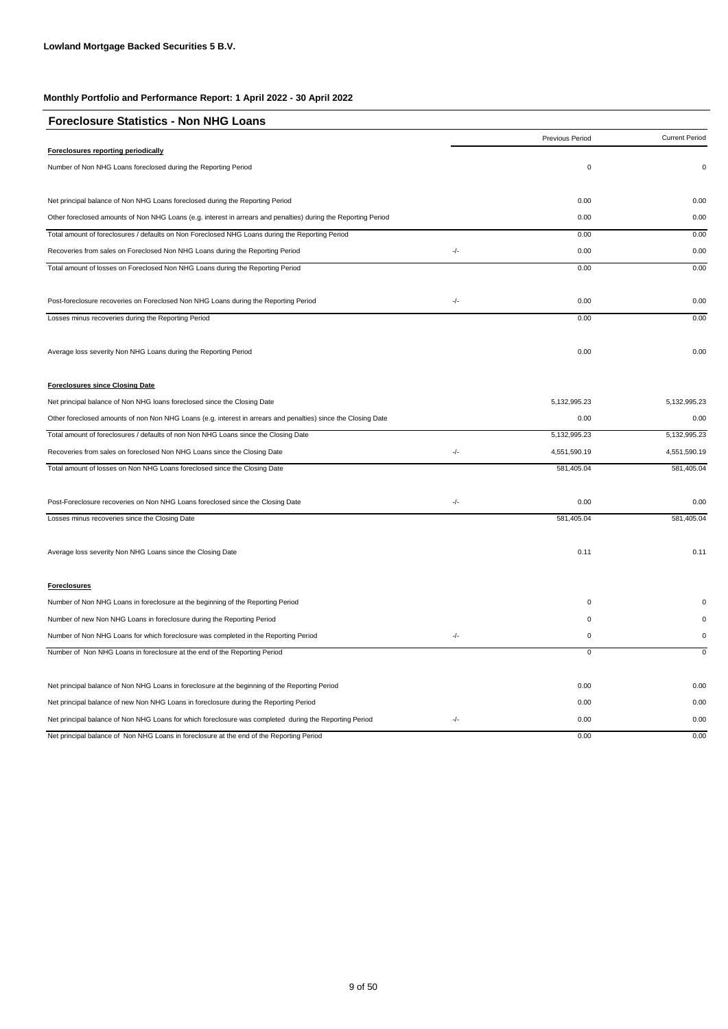**Lowland Mortgage Backed Securities 5 B.V.**

**Monthly Portfolio and Performance Report: 1 April 2022 - 30 April 2022**

## Foreclosure Statistics - Non NHG Loans

| | | Previous Period | Current Period |
|---|---|---|---|
| **Foreclosures reporting periodically** | | | |
| Number of Non NHG Loans foreclosed during the Reporting Period | | 0 | 0 |
| Net principal balance of Non NHG Loans foreclosed during the Reporting Period | | 0.00 | 0.00 |
| Other foreclosed amounts of Non NHG Loans (e.g. interest in arrears and penalties) during the Reporting Period | | 0.00 | 0.00 |
| Total amount of foreclosures / defaults on Non Foreclosed NHG Loans during the Reporting Period | | 0.00 | 0.00 |
| Recoveries from sales on Foreclosed Non NHG Loans during the Reporting Period | -/- | 0.00 | 0.00 |
| Total amount of losses on Foreclosed Non NHG Loans during the Reporting Period | | 0.00 | 0.00 |
| Post-foreclosure recoveries on Foreclosed Non NHG Loans during the Reporting Period | -/- | 0.00 | 0.00 |
| Losses minus recoveries during the Reporting Period | | 0.00 | 0.00 |
| Average loss severity Non NHG Loans during the Reporting Period | | 0.00 | 0.00 |
| **Foreclosures since Closing Date** | | | |
| Net principal balance of Non NHG loans foreclosed since the Closing Date | | 5,132,995.23 | 5,132,995.23 |
| Other foreclosed amounts of non Non NHG Loans (e.g. interest in arrears and penalties) since the Closing Date | | 0.00 | 0.00 |
| Total amount of foreclosures / defaults of non Non NHG Loans since the Closing Date | | 5,132,995.23 | 5,132,995.23 |
| Recoveries from sales on foreclosed Non NHG Loans since the Closing Date | -/- | 4,551,590.19 | 4,551,590.19 |
| Total amount of losses on Non NHG Loans foreclosed since the Closing Date | | 581,405.04 | 581,405.04 |
| Post-Foreclosure recoveries on Non NHG Loans foreclosed since the Closing Date | -/- | 0.00 | 0.00 |
| Losses minus recoveries since the Closing Date | | 581,405.04 | 581,405.04 |
| Average loss severity Non NHG Loans since the Closing Date | | 0.11 | 0.11 |
| **Foreclosures** | | | |
| Number of Non NHG Loans in foreclosure at the beginning of the Reporting Period | | 0 | 0 |
| Number of new Non NHG Loans in foreclosure during the Reporting Period | | 0 | 0 |
| Number of Non NHG Loans for which foreclosure was completed in the Reporting Period | -/- | 0 | 0 |
| Number of Non NHG Loans in foreclosure at the end of the Reporting Period | | 0 | 0 |
| Net principal balance of Non NHG Loans in foreclosure at the beginning of the Reporting Period | | 0.00 | 0.00 |
| Net principal balance of new Non NHG Loans in foreclosure during the Reporting Period | | 0.00 | 0.00 |
| Net principal balance of Non NHG Loans for which foreclosure was completed during the Reporting Period | -/- | 0.00 | 0.00 |
| Net principal balance of Non NHG Loans in foreclosure at the end of the Reporting Period | | 0.00 | 0.00 |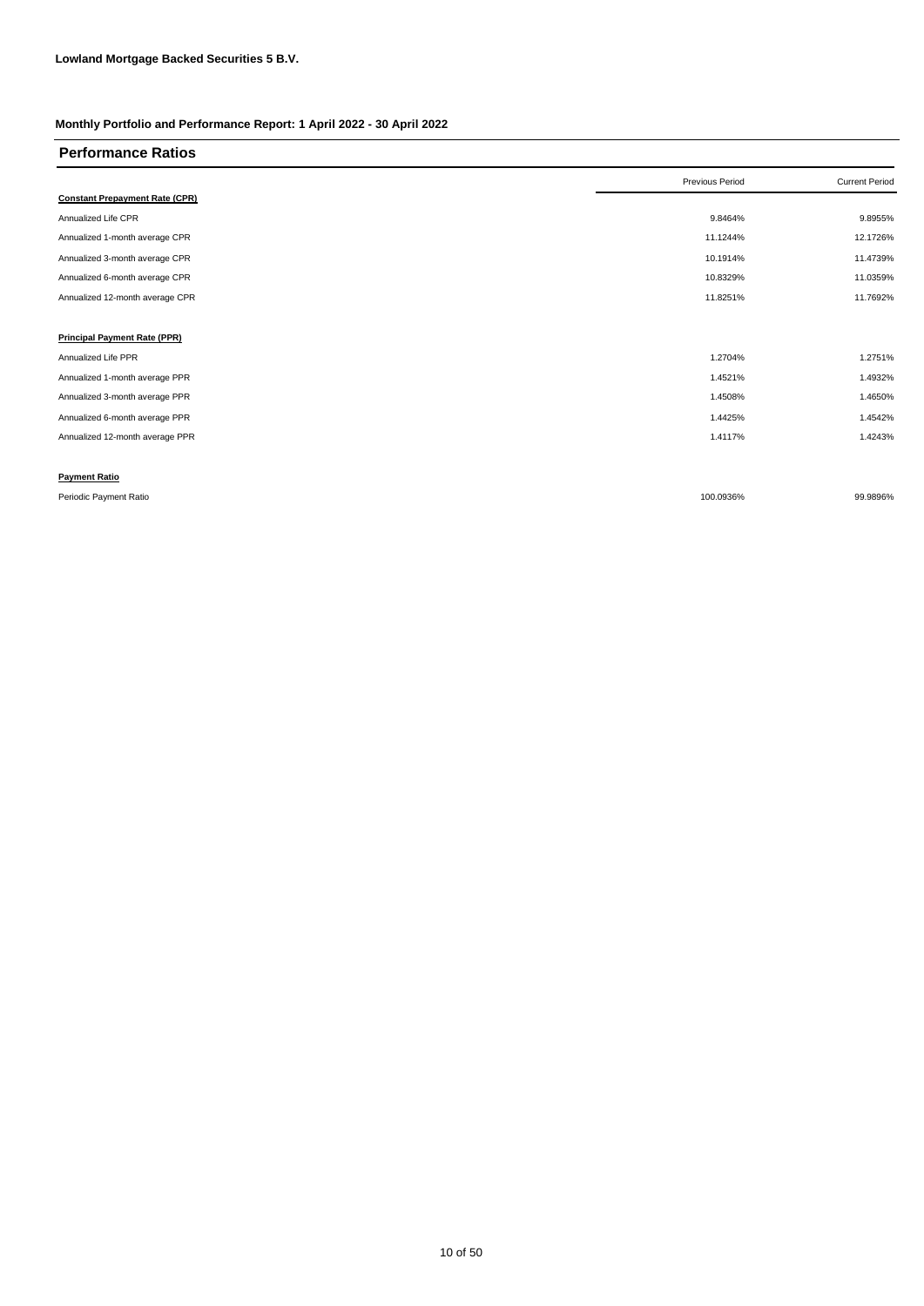**Lowland Mortgage Backed Securities 5 B.V.**

**Monthly Portfolio and Performance Report: 1 April 2022 - 30 April 2022**

## Performance Ratios

| | Previous Period | Current Period |
|---|---|---|
| **Constant Prepayment Rate (CPR)** | | |
| Annualized Life CPR | 9.8464% | 9.8955% |
| Annualized 1-month average CPR | 11.1244% | 12.1726% |
| Annualized 3-month average CPR | 10.1914% | 11.4739% |
| Annualized 6-month average CPR | 10.8329% | 11.0359% |
| Annualized 12-month average CPR | 11.8251% | 11.7692% |
| | | |
| **Principal Payment Rate (PPR)** | | |
| Annualized Life PPR | 1.2704% | 1.2751% |
| Annualized 1-month average PPR | 1.4521% | 1.4932% |
| Annualized 3-month average PPR | 1.4508% | 1.4650% |
| Annualized 6-month average PPR | 1.4425% | 1.4542% |
| Annualized 12-month average PPR | 1.4117% | 1.4243% |
| | | |
| **Payment Ratio** | | |
| Periodic Payment Ratio | 100.0936% | 99.9896% |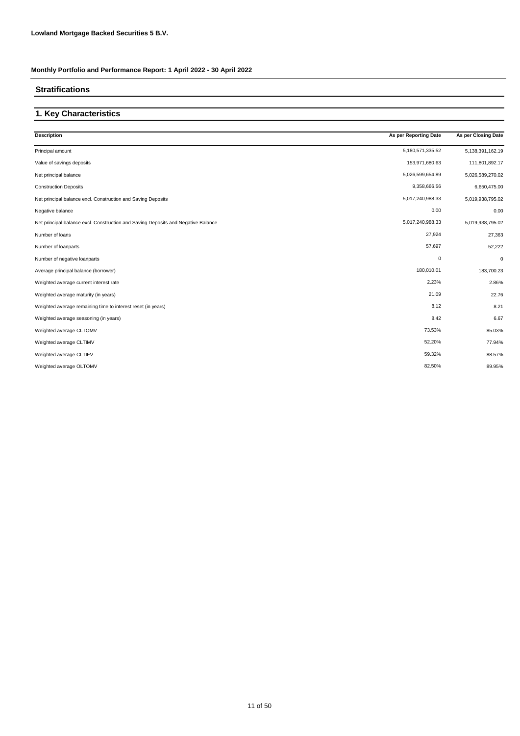**Lowland Mortgage Backed Securities 5 B.V.**

**Monthly Portfolio and Performance Report: 1 April 2022 - 30 April 2022**

## Stratifications

## 1. Key Characteristics

| Description | As per Reporting Date | As per Closing Date |
|---|---|---|
| Principal amount | 5,180,571,335.52 | 5,138,391,162.19 |
| Value of savings deposits | 153,971,680.63 | 111,801,892.17 |
| Net principal balance | 5,026,599,654.89 | 5,026,589,270.02 |
| Construction Deposits | 9,358,666.56 | 6,650,475.00 |
| Net principal balance excl. Construction and Saving Deposits | 5,017,240,988.33 | 5,019,938,795.02 |
| Negative balance | 0.00 | 0.00 |
| Net principal balance excl. Construction and Saving Deposits and Negative Balance | 5,017,240,988.33 | 5,019,938,795.02 |
| Number of loans | 27,924 | 27,363 |
| Number of loanparts | 57,697 | 52,222 |
| Number of negative loanparts | 0 | 0 |
| Average principal balance (borrower) | 180,010.01 | 183,700.23 |
| Weighted average current interest rate | 2.23% | 2.86% |
| Weighted average maturity (in years) | 21.09 | 22.76 |
| Weighted average remaining time to interest reset (in years) | 8.12 | 8.21 |
| Weighted average seasoning (in years) | 8.42 | 6.67 |
| Weighted average CLTOMV | 73.53% | 85.03% |
| Weighted average CLTIMV | 52.20% | 77.94% |
| Weighted average CLTIFV | 59.32% | 88.57% |
| Weighted average OLTOMV | 82.50% | 89.95% |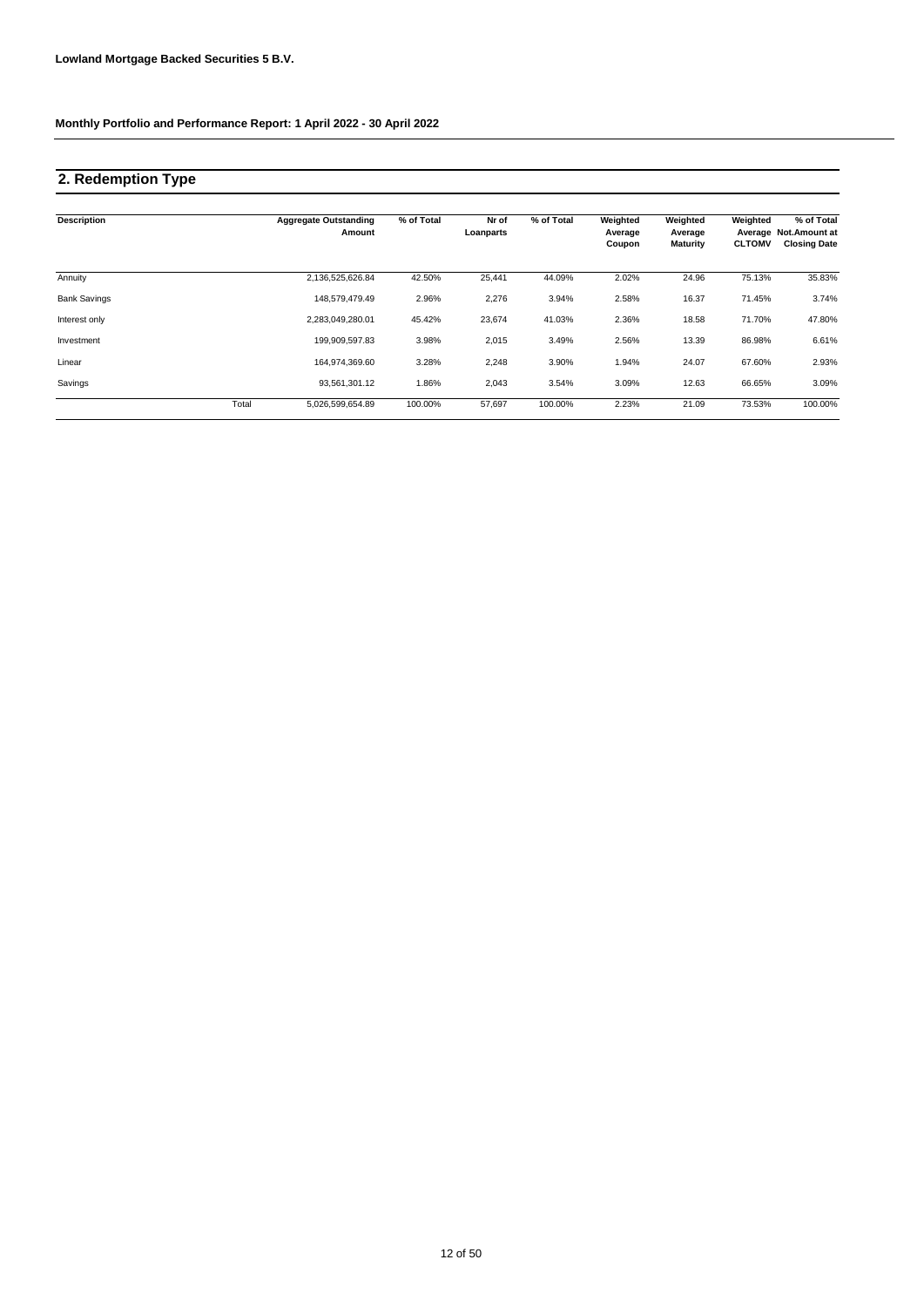**Lowland Mortgage Backed Securities 5 B.V.**

**Monthly Portfolio and Performance Report: 1 April 2022 - 30 April 2022**

## 2. Redemption Type

| Description | | Aggregate Outstanding Amount | % of Total | Nr of Loanparts | % of Total | Weighted Average Coupon | Weighted Average Maturity | Weighted Average CLTOMV | % of Total Not.Amount at Closing Date |
|---|---|---|---|---|---|---|---|---|---|
| Annuity | | 2,136,525,626.84 | 42.50% | 25,441 | 44.09% | 2.02% | 24.96 | 75.13% | 35.83% |
| Bank Savings | | 148,579,479.49 | 2.96% | 2,276 | 3.94% | 2.58% | 16.37 | 71.45% | 3.74% |
| Interest only | | 2,283,049,280.01 | 45.42% | 23,674 | 41.03% | 2.36% | 18.58 | 71.70% | 47.80% |
| Investment | | 199,909,597.83 | 3.98% | 2,015 | 3.49% | 2.56% | 13.39 | 86.98% | 6.61% |
| Linear | | 164,974,369.60 | 3.28% | 2,248 | 3.90% | 1.94% | 24.07 | 67.60% | 2.93% |
| Savings | | 93,561,301.12 | 1.86% | 2,043 | 3.54% | 3.09% | 12.63 | 66.65% | 3.09% |
| | Total | 5,026,599,654.89 | 100.00% | 57,697 | 100.00% | 2.23% | 21.09 | 73.53% | 100.00% |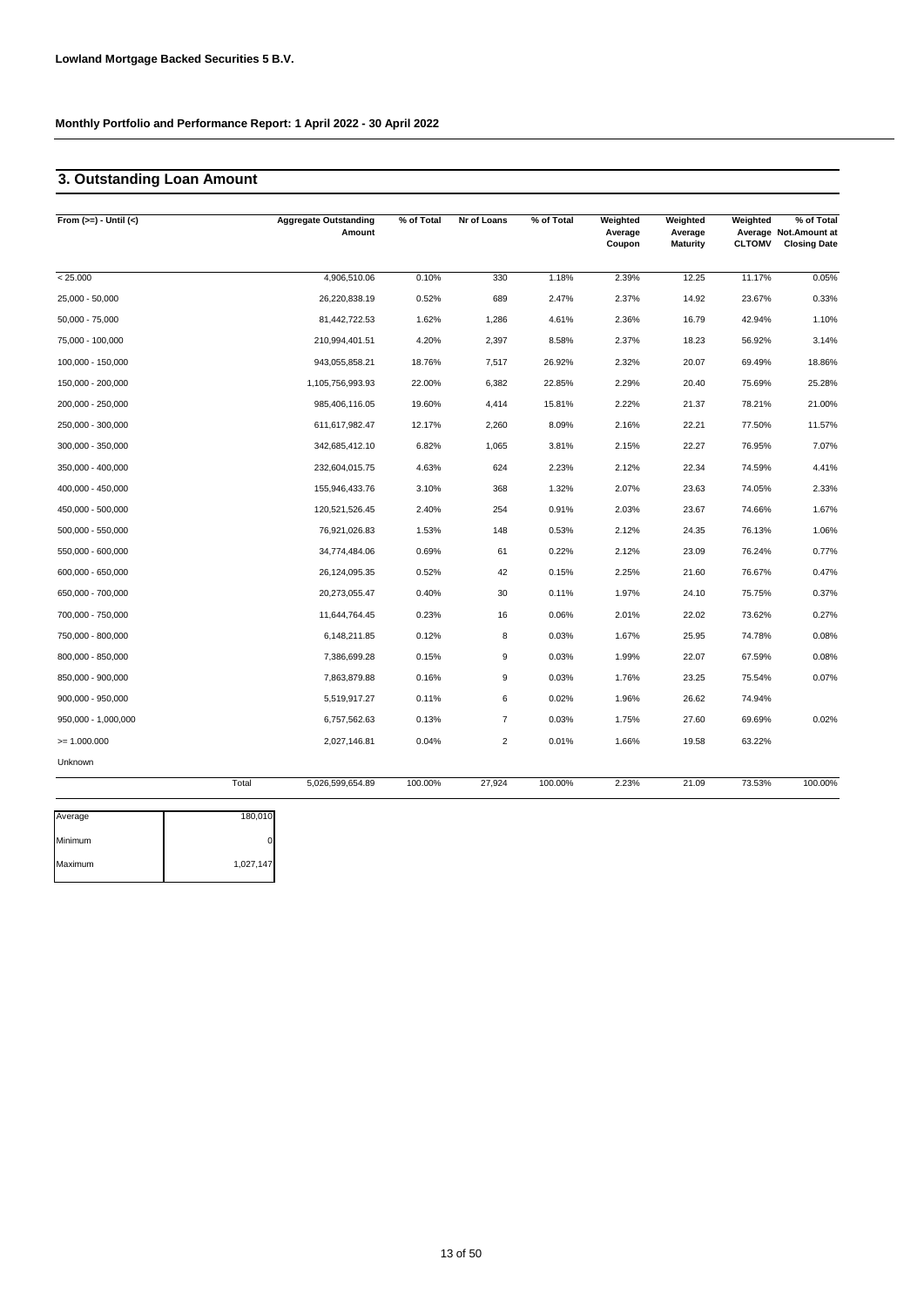**Lowland Mortgage Backed Securities 5 B.V.**

**Monthly Portfolio and Performance Report: 1 April 2022 - 30 April 2022**

## 3. Outstanding Loan Amount

| From (>=) - Until (<) | Aggregate Outstanding Amount | % of Total | Nr of Loans | % of Total | Weighted Average Coupon | Weighted Average Maturity | Weighted Average CLTOMV | % of Total Not.Amount at Closing Date |
|---|---|---|---|---|---|---|---|---|
| < 25.000 | 4,906,510.06 | 0.10% | 330 | 1.18% | 2.39% | 12.25 | 11.17% | 0.05% |
| 25,000 - 50,000 | 26,220,838.19 | 0.52% | 689 | 2.47% | 2.37% | 14.92 | 23.67% | 0.33% |
| 50,000 - 75,000 | 81,442,722.53 | 1.62% | 1,286 | 4.61% | 2.36% | 16.79 | 42.94% | 1.10% |
| 75,000 - 100,000 | 210,994,401.51 | 4.20% | 2,397 | 8.58% | 2.37% | 18.23 | 56.92% | 3.14% |
| 100,000 - 150,000 | 943,055,858.21 | 18.76% | 7,517 | 26.92% | 2.32% | 20.07 | 69.49% | 18.86% |
| 150,000 - 200,000 | 1,105,756,993.93 | 22.00% | 6,382 | 22.85% | 2.29% | 20.40 | 75.69% | 25.28% |
| 200,000 - 250,000 | 985,406,116.05 | 19.60% | 4,414 | 15.81% | 2.22% | 21.37 | 78.21% | 21.00% |
| 250,000 - 300,000 | 611,617,982.47 | 12.17% | 2,260 | 8.09% | 2.16% | 22.21 | 77.50% | 11.57% |
| 300,000 - 350,000 | 342,685,412.10 | 6.82% | 1,065 | 3.81% | 2.15% | 22.27 | 76.95% | 7.07% |
| 350,000 - 400,000 | 232,604,015.75 | 4.63% | 624 | 2.23% | 2.12% | 22.34 | 74.59% | 4.41% |
| 400,000 - 450,000 | 155,946,433.76 | 3.10% | 368 | 1.32% | 2.07% | 23.63 | 74.05% | 2.33% |
| 450,000 - 500,000 | 120,521,526.45 | 2.40% | 254 | 0.91% | 2.03% | 23.67 | 74.66% | 1.67% |
| 500,000 - 550,000 | 76,921,026.83 | 1.53% | 148 | 0.53% | 2.12% | 24.35 | 76.13% | 1.06% |
| 550,000 - 600,000 | 34,774,484.06 | 0.69% | 61 | 0.22% | 2.12% | 23.09 | 76.24% | 0.77% |
| 600,000 - 650,000 | 26,124,095.35 | 0.52% | 42 | 0.15% | 2.25% | 21.60 | 76.67% | 0.47% |
| 650,000 - 700,000 | 20,273,055.47 | 0.40% | 30 | 0.11% | 1.97% | 24.10 | 75.75% | 0.37% |
| 700,000 - 750,000 | 11,644,764.45 | 0.23% | 16 | 0.06% | 2.01% | 22.02 | 73.62% | 0.27% |
| 750,000 - 800,000 | 6,148,211.85 | 0.12% | 8 | 0.03% | 1.67% | 25.95 | 74.78% | 0.08% |
| 800,000 - 850,000 | 7,386,699.28 | 0.15% | 9 | 0.03% | 1.99% | 22.07 | 67.59% | 0.08% |
| 850,000 - 900,000 | 7,863,879.88 | 0.16% | 9 | 0.03% | 1.76% | 23.25 | 75.54% | 0.07% |
| 900,000 - 950,000 | 5,519,917.27 | 0.11% | 6 | 0.02% | 1.96% | 26.62 | 74.94% | |
| 950,000 - 1,000,000 | 6,757,562.63 | 0.13% | 7 | 0.03% | 1.75% | 27.60 | 69.69% | 0.02% |
| >= 1.000.000 | 2,027,146.81 | 0.04% | 2 | 0.01% | 1.66% | 19.58 | 63.22% | |
| Unknown | | | | | | | | |
| Total | 5,026,599,654.89 | 100.00% | 27,924 | 100.00% | 2.23% | 21.09 | 73.53% | 100.00% |

| | |
|---|---|
| Average | 180,010 |
| Minimum | 0 |
| Maximum | 1,027,147 |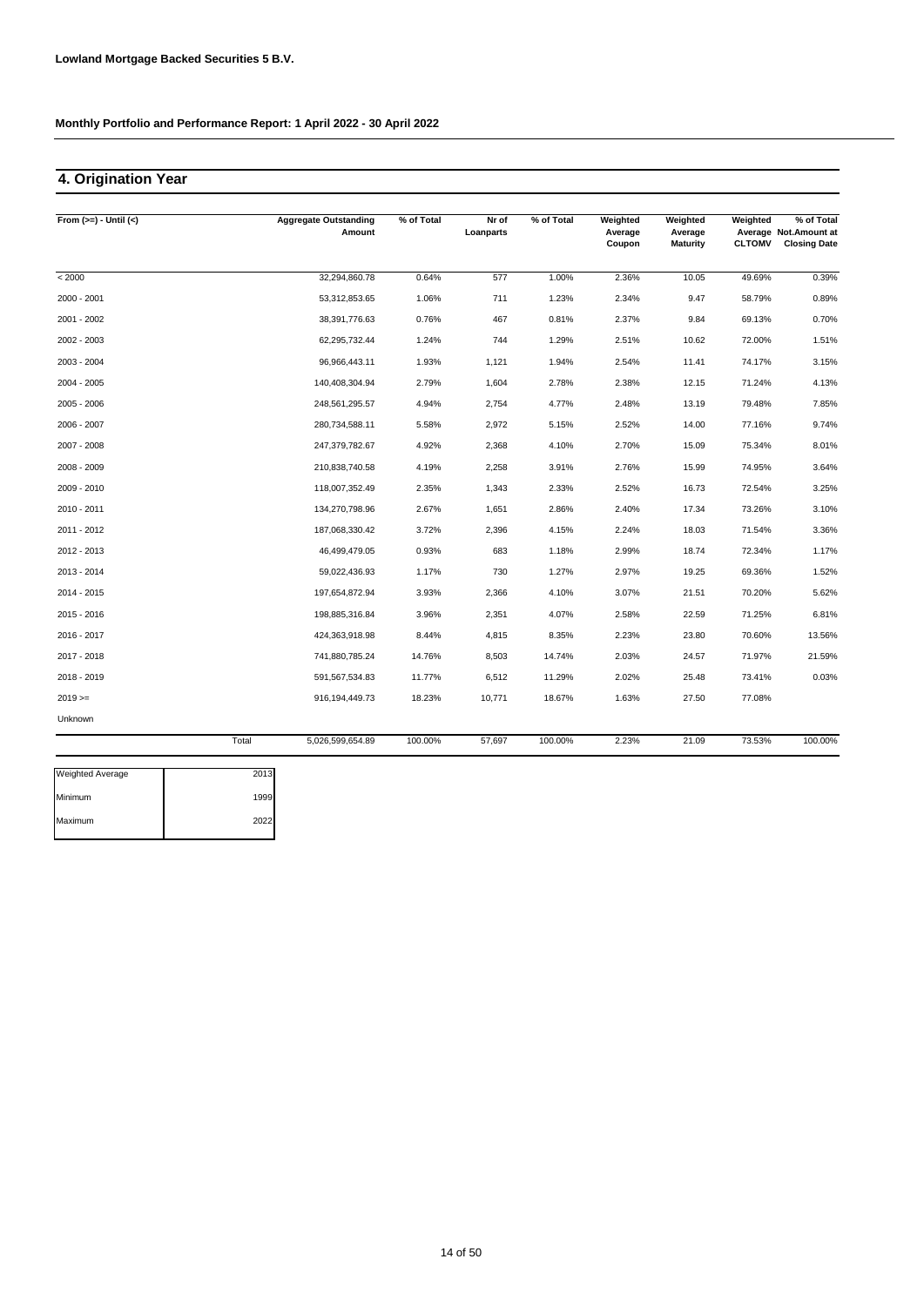**Lowland Mortgage Backed Securities 5 B.V.**

**Monthly Portfolio and Performance Report: 1 April 2022 - 30 April 2022**

## 4. Origination Year

| From (>=) - Until (<) | | Aggregate Outstanding Amount | % of Total | Nr of Loanparts | % of Total | Weighted Average Coupon | Weighted Average Maturity | Weighted Average CLTOMV | % of Total Not.Amount at Closing Date |
|---|---|---|---|---|---|---|---|---|---|
| < 2000 | | 32,294,860.78 | 0.64% | 577 | 1.00% | 2.36% | 10.05 | 49.69% | 0.39% |
| 2000 - 2001 | | 53,312,853.65 | 1.06% | 711 | 1.23% | 2.34% | 9.47 | 58.79% | 0.89% |
| 2001 - 2002 | | 38,391,776.63 | 0.76% | 467 | 0.81% | 2.37% | 9.84 | 69.13% | 0.70% |
| 2002 - 2003 | | 62,295,732.44 | 1.24% | 744 | 1.29% | 2.51% | 10.62 | 72.00% | 1.51% |
| 2003 - 2004 | | 96,966,443.11 | 1.93% | 1,121 | 1.94% | 2.54% | 11.41 | 74.17% | 3.15% |
| 2004 - 2005 | | 140,408,304.94 | 2.79% | 1,604 | 2.78% | 2.38% | 12.15 | 71.24% | 4.13% |
| 2005 - 2006 | | 248,561,295.57 | 4.94% | 2,754 | 4.77% | 2.48% | 13.19 | 79.48% | 7.85% |
| 2006 - 2007 | | 280,734,588.11 | 5.58% | 2,972 | 5.15% | 2.52% | 14.00 | 77.16% | 9.74% |
| 2007 - 2008 | | 247,379,782.67 | 4.92% | 2,368 | 4.10% | 2.70% | 15.09 | 75.34% | 8.01% |
| 2008 - 2009 | | 210,838,740.58 | 4.19% | 2,258 | 3.91% | 2.76% | 15.99 | 74.95% | 3.64% |
| 2009 - 2010 | | 118,007,352.49 | 2.35% | 1,343 | 2.33% | 2.52% | 16.73 | 72.54% | 3.25% |
| 2010 - 2011 | | 134,270,798.96 | 2.67% | 1,651 | 2.86% | 2.40% | 17.34 | 73.26% | 3.10% |
| 2011 - 2012 | | 187,068,330.42 | 3.72% | 2,396 | 4.15% | 2.24% | 18.03 | 71.54% | 3.36% |
| 2012 - 2013 | | 46,499,479.05 | 0.93% | 683 | 1.18% | 2.99% | 18.74 | 72.34% | 1.17% |
| 2013 - 2014 | | 59,022,436.93 | 1.17% | 730 | 1.27% | 2.97% | 19.25 | 69.36% | 1.52% |
| 2014 - 2015 | | 197,654,872.94 | 3.93% | 2,366 | 4.10% | 3.07% | 21.51 | 70.20% | 5.62% |
| 2015 - 2016 | | 198,885,316.84 | 3.96% | 2,351 | 4.07% | 2.58% | 22.59 | 71.25% | 6.81% |
| 2016 - 2017 | | 424,363,918.98 | 8.44% | 4,815 | 8.35% | 2.23% | 23.80 | 70.60% | 13.56% |
| 2017 - 2018 | | 741,880,785.24 | 14.76% | 8,503 | 14.74% | 2.03% | 24.57 | 71.97% | 21.59% |
| 2018 - 2019 | | 591,567,534.83 | 11.77% | 6,512 | 11.29% | 2.02% | 25.48 | 73.41% | 0.03% |
| 2019 >= | | 916,194,449.73 | 18.23% | 10,771 | 18.67% | 1.63% | 27.50 | 77.08% | |
| Unknown | | | | | | | | | |
| | Total | 5,026,599,654.89 | 100.00% | 57,697 | 100.00% | 2.23% | 21.09 | 73.53% | 100.00% |

| | |
|---|---|
| Weighted Average | 2013 |
| Minimum | 1999 |
| Maximum | 2022 |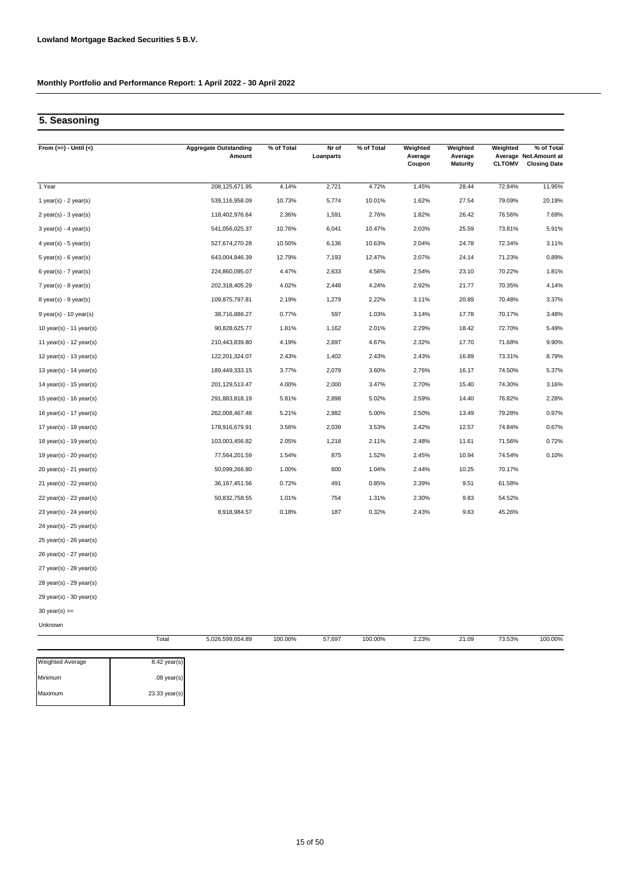**Lowland Mortgage Backed Securities 5 B.V.**

**Monthly Portfolio and Performance Report: 1 April 2022 - 30 April 2022**

## 5. Seasoning

| From (>=) - Until (<) | Aggregate Outstanding Amount | % of Total | Nr of Loanparts | % of Total | Weighted Average Coupon | Weighted Average Maturity | Weighted Average CLTOMV | % of Total Not.Amount at Closing Date |
|---|---|---|---|---|---|---|---|---|
| 1 Year | 208,125,671.95 | 4.14% | 2,721 | 4.72% | 1.45% | 28.44 | 72.84% | 11.95% |
| 1 year(s) - 2 year(s) | 539,116,958.09 | 10.73% | 5,774 | 10.01% | 1.62% | 27.54 | 79.09% | 20.19% |
| 2 year(s) - 3 year(s) | 118,402,976.64 | 2.36% | 1,591 | 2.76% | 1.82% | 26.42 | 76.56% | 7.69% |
| 3 year(s) - 4 year(s) | 541,056,025.37 | 10.76% | 6,041 | 10.47% | 2.03% | 25.59 | 73.81% | 5.91% |
| 4 year(s) - 5 year(s) | 527,674,270.28 | 10.50% | 6,136 | 10.63% | 2.04% | 24.78 | 72.34% | 3.11% |
| 5 year(s) - 6 year(s) | 643,004,846.39 | 12.79% | 7,193 | 12.47% | 2.07% | 24.14 | 71.23% | 0.89% |
| 6 year(s) - 7 year(s) | 224,860,095.07 | 4.47% | 2,633 | 4.56% | 2.54% | 23.10 | 70.22% | 1.81% |
| 7 year(s) - 8 year(s) | 202,318,405.29 | 4.02% | 2,448 | 4.24% | 2.92% | 21.77 | 70.35% | 4.14% |
| 8 year(s) - 9 year(s) | 109,875,797.81 | 2.19% | 1,279 | 2.22% | 3.11% | 20.89 | 70.48% | 3.37% |
| 9 year(s) - 10 year(s) | 38,716,886.27 | 0.77% | 597 | 1.03% | 3.14% | 17.78 | 70.17% | 3.48% |
| 10 year(s) - 11 year(s) | 90,828,625.77 | 1.81% | 1,162 | 2.01% | 2.29% | 18.42 | 72.70% | 5.49% |
| 11 year(s) - 12 year(s) | 210,443,839.80 | 4.19% | 2,697 | 4.67% | 2.32% | 17.70 | 71.68% | 9.90% |
| 12 year(s) - 13 year(s) | 122,201,324.07 | 2.43% | 1,402 | 2.43% | 2.43% | 16.89 | 73.31% | 8.79% |
| 13 year(s) - 14 year(s) | 189,449,333.15 | 3.77% | 2,079 | 3.60% | 2.76% | 16.17 | 74.50% | 5.37% |
| 14 year(s) - 15 year(s) | 201,129,513.47 | 4.00% | 2,000 | 3.47% | 2.70% | 15.40 | 74.30% | 3.16% |
| 15 year(s) - 16 year(s) | 291,883,818.19 | 5.81% | 2,898 | 5.02% | 2.59% | 14.40 | 76.82% | 2.28% |
| 16 year(s) - 17 year(s) | 262,008,467.48 | 5.21% | 2,882 | 5.00% | 2.50% | 13.49 | 79.28% | 0.97% |
| 17 year(s) - 18 year(s) | 178,916,679.91 | 3.56% | 2,039 | 3.53% | 2.42% | 12.57 | 74.84% | 0.67% |
| 18 year(s) - 19 year(s) | 103,003,456.82 | 2.05% | 1,218 | 2.11% | 2.48% | 11.61 | 71.56% | 0.72% |
| 19 year(s) - 20 year(s) | 77,564,201.59 | 1.54% | 875 | 1.52% | 2.45% | 10.94 | 74.54% | 0.10% |
| 20 year(s) - 21 year(s) | 50,099,266.80 | 1.00% | 600 | 1.04% | 2.44% | 10.25 | 70.17% | |
| 21 year(s) - 22 year(s) | 36,167,451.56 | 0.72% | 491 | 0.85% | 2.39% | 9.51 | 61.58% | |
| 22 year(s) - 23 year(s) | 50,832,758.55 | 1.01% | 754 | 1.31% | 2.30% | 9.83 | 54.52% | |
| 23 year(s) - 24 year(s) | 8,918,984.57 | 0.18% | 187 | 0.32% | 2.43% | 9.63 | 45.26% | |
| 24 year(s) - 25 year(s) | | | | | | | | |
| 25 year(s) - 26 year(s) | | | | | | | | |
| 26 year(s) - 27 year(s) | | | | | | | | |
| 27 year(s) - 28 year(s) | | | | | | | | |
| 28 year(s) - 29 year(s) | | | | | | | | |
| 29 year(s) - 30 year(s) | | | | | | | | |
| 30 year(s) >= | | | | | | | | |
| Unknown | | | | | | | | |
| Total | 5,026,599,654.89 | 100.00% | 57,697 | 100.00% | 2.23% | 21.09 | 73.53% | 100.00% |

| | |
|---|---|
| Weighted Average | 8.42 year(s) |
| Minimum | .08 year(s) |
| Maximum | 23.33 year(s) |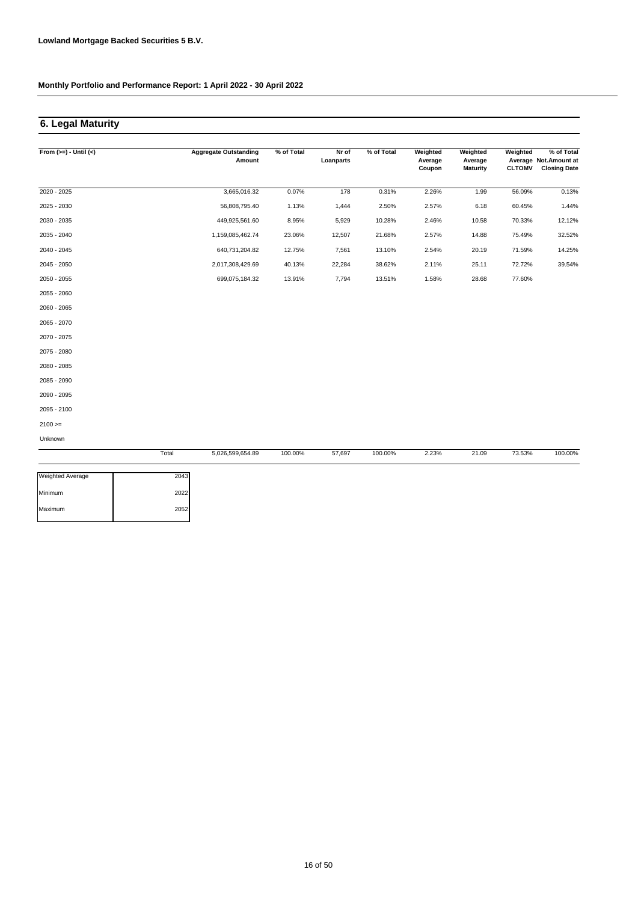**Lowland Mortgage Backed Securities 5 B.V.**

**Monthly Portfolio and Performance Report: 1 April 2022 - 30 April 2022**

## 6. Legal Maturity

| From (>=) - Until (<) | | Aggregate Outstanding Amount | % of Total | Nr of Loanparts | % of Total | Weighted Average Coupon | Weighted Average Maturity | Weighted Average CLTOMV | % of Total Not.Amount at Closing Date |
|---|---|---|---|---|---|---|---|---|---|
| 2020 - 2025 | | 3,665,016.32 | 0.07% | 178 | 0.31% | 2.26% | 1.99 | 56.09% | 0.13% |
| 2025 - 2030 | | 56,808,795.40 | 1.13% | 1,444 | 2.50% | 2.57% | 6.18 | 60.45% | 1.44% |
| 2030 - 2035 | | 449,925,561.60 | 8.95% | 5,929 | 10.28% | 2.46% | 10.58 | 70.33% | 12.12% |
| 2035 - 2040 | | 1,159,085,462.74 | 23.06% | 12,507 | 21.68% | 2.57% | 14.88 | 75.49% | 32.52% |
| 2040 - 2045 | | 640,731,204.82 | 12.75% | 7,561 | 13.10% | 2.54% | 20.19 | 71.59% | 14.25% |
| 2045 - 2050 | | 2,017,308,429.69 | 40.13% | 22,284 | 38.62% | 2.11% | 25.11 | 72.72% | 39.54% |
| 2050 - 2055 | | 699,075,184.32 | 13.91% | 7,794 | 13.51% | 1.58% | 28.68 | 77.60% | |
| 2055 - 2060 | | | | | | | | | |
| 2060 - 2065 | | | | | | | | | |
| 2065 - 2070 | | | | | | | | | |
| 2070 - 2075 | | | | | | | | | |
| 2075 - 2080 | | | | | | | | | |
| 2080 - 2085 | | | | | | | | | |
| 2085 - 2090 | | | | | | | | | |
| 2090 - 2095 | | | | | | | | | |
| 2095 - 2100 | | | | | | | | | |
| 2100 >= | | | | | | | | | |
| Unknown | | | | | | | | | |
| | Total | 5,026,599,654.89 | 100.00% | 57,697 | 100.00% | 2.23% | 21.09 | 73.53% | 100.00% |

| | |
|---|---|
| Weighted Average | 2043 |
| Minimum | 2022 |
| Maximum | 2052 |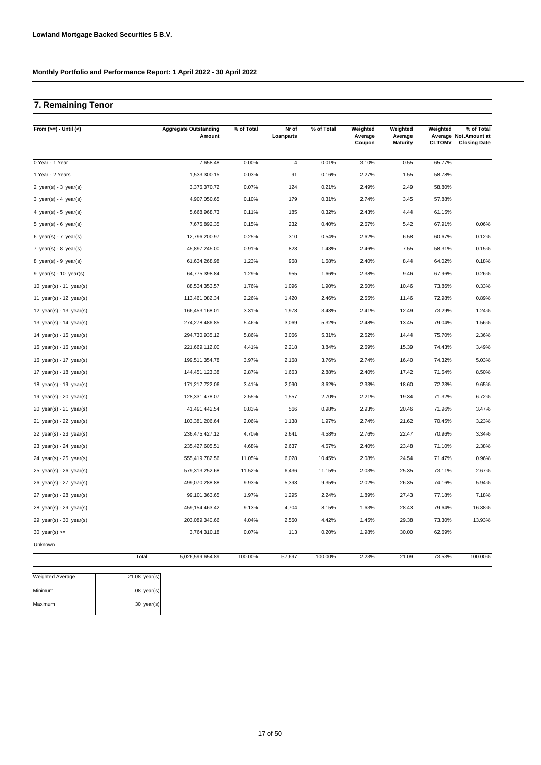**Lowland Mortgage Backed Securities 5 B.V.**

**Monthly Portfolio and Performance Report: 1 April 2022 - 30 April 2022**

## 7. Remaining Tenor

| From (>=) - Until (<) | Aggregate Outstanding Amount | % of Total | Nr of Loanparts | % of Total | Weighted Average Coupon | Weighted Average Maturity | Weighted Average CLTOMV | % of Total Not.Amount at Closing Date |
|---|---|---|---|---|---|---|---|---|
| 0 Year - 1 Year | 7,658.48 | 0.00% | 4 | 0.01% | 3.10% | 0.55 | 65.77% | |
| 1 Year - 2 Years | 1,533,300.15 | 0.03% | 91 | 0.16% | 2.27% | 1.55 | 58.78% | |
| 2 year(s) - 3 year(s) | 3,376,370.72 | 0.07% | 124 | 0.21% | 2.49% | 2.49 | 58.80% | |
| 3 year(s) - 4 year(s) | 4,907,050.65 | 0.10% | 179 | 0.31% | 2.74% | 3.45 | 57.88% | |
| 4 year(s) - 5 year(s) | 5,668,968.73 | 0.11% | 185 | 0.32% | 2.43% | 4.44 | 61.15% | |
| 5 year(s) - 6 year(s) | 7,675,892.35 | 0.15% | 232 | 0.40% | 2.67% | 5.42 | 67.91% | 0.06% |
| 6 year(s) - 7 year(s) | 12,796,200.97 | 0.25% | 310 | 0.54% | 2.62% | 6.58 | 60.67% | 0.12% |
| 7 year(s) - 8 year(s) | 45,897,245.00 | 0.91% | 823 | 1.43% | 2.46% | 7.55 | 58.31% | 0.15% |
| 8 year(s) - 9 year(s) | 61,634,268.98 | 1.23% | 968 | 1.68% | 2.40% | 8.44 | 64.02% | 0.18% |
| 9 year(s) - 10 year(s) | 64,775,398.84 | 1.29% | 955 | 1.66% | 2.38% | 9.46 | 67.96% | 0.26% |
| 10 year(s) - 11 year(s) | 88,534,353.57 | 1.76% | 1,096 | 1.90% | 2.50% | 10.46 | 73.86% | 0.33% |
| 11 year(s) - 12 year(s) | 113,461,082.34 | 2.26% | 1,420 | 2.46% | 2.55% | 11.46 | 72.98% | 0.89% |
| 12 year(s) - 13 year(s) | 166,453,168.01 | 3.31% | 1,978 | 3.43% | 2.41% | 12.49 | 73.29% | 1.24% |
| 13 year(s) - 14 year(s) | 274,278,486.85 | 5.46% | 3,069 | 5.32% | 2.48% | 13.45 | 79.04% | 1.56% |
| 14 year(s) - 15 year(s) | 294,730,935.12 | 5.86% | 3,066 | 5.31% | 2.52% | 14.44 | 75.70% | 2.36% |
| 15 year(s) - 16 year(s) | 221,669,112.00 | 4.41% | 2,218 | 3.84% | 2.69% | 15.39 | 74.43% | 3.49% |
| 16 year(s) - 17 year(s) | 199,511,354.78 | 3.97% | 2,168 | 3.76% | 2.74% | 16.40 | 74.32% | 5.03% |
| 17 year(s) - 18 year(s) | 144,451,123.38 | 2.87% | 1,663 | 2.88% | 2.40% | 17.42 | 71.54% | 8.50% |
| 18 year(s) - 19 year(s) | 171,217,722.06 | 3.41% | 2,090 | 3.62% | 2.33% | 18.60 | 72.23% | 9.65% |
| 19 year(s) - 20 year(s) | 128,331,478.07 | 2.55% | 1,557 | 2.70% | 2.21% | 19.34 | 71.32% | 6.72% |
| 20 year(s) - 21 year(s) | 41,491,442.54 | 0.83% | 566 | 0.98% | 2.93% | 20.46 | 71.96% | 3.47% |
| 21 year(s) - 22 year(s) | 103,381,206.64 | 2.06% | 1,138 | 1.97% | 2.74% | 21.62 | 70.45% | 3.23% |
| 22 year(s) - 23 year(s) | 236,475,427.12 | 4.70% | 2,641 | 4.58% | 2.76% | 22.47 | 70.96% | 3.34% |
| 23 year(s) - 24 year(s) | 235,427,605.51 | 4.68% | 2,637 | 4.57% | 2.40% | 23.48 | 71.10% | 2.38% |
| 24 year(s) - 25 year(s) | 555,419,782.56 | 11.05% | 6,028 | 10.45% | 2.08% | 24.54 | 71.47% | 0.96% |
| 25 year(s) - 26 year(s) | 579,313,252.68 | 11.52% | 6,436 | 11.15% | 2.03% | 25.35 | 73.11% | 2.67% |
| 26 year(s) - 27 year(s) | 499,070,288.88 | 9.93% | 5,393 | 9.35% | 2.02% | 26.35 | 74.16% | 5.94% |
| 27 year(s) - 28 year(s) | 99,101,363.65 | 1.97% | 1,295 | 2.24% | 1.89% | 27.43 | 77.18% | 7.18% |
| 28 year(s) - 29 year(s) | 459,154,463.42 | 9.13% | 4,704 | 8.15% | 1.63% | 28.43 | 79.64% | 16.38% |
| 29 year(s) - 30 year(s) | 203,089,340.66 | 4.04% | 2,550 | 4.42% | 1.45% | 29.38 | 73.30% | 13.93% |
| 30 year(s) >= | 3,764,310.18 | 0.07% | 113 | 0.20% | 1.98% | 30.00 | 62.69% | |
| Unknown | | | | | | | | |
| Total | 5,026,599,654.89 | 100.00% | 57,697 | 100.00% | 2.23% | 21.09 | 73.53% | 100.00% |

| | |
|---|---|
| Weighted Average | 21.08 year(s) |
| Minimum | .08 year(s) |
| Maximum | 30 year(s) |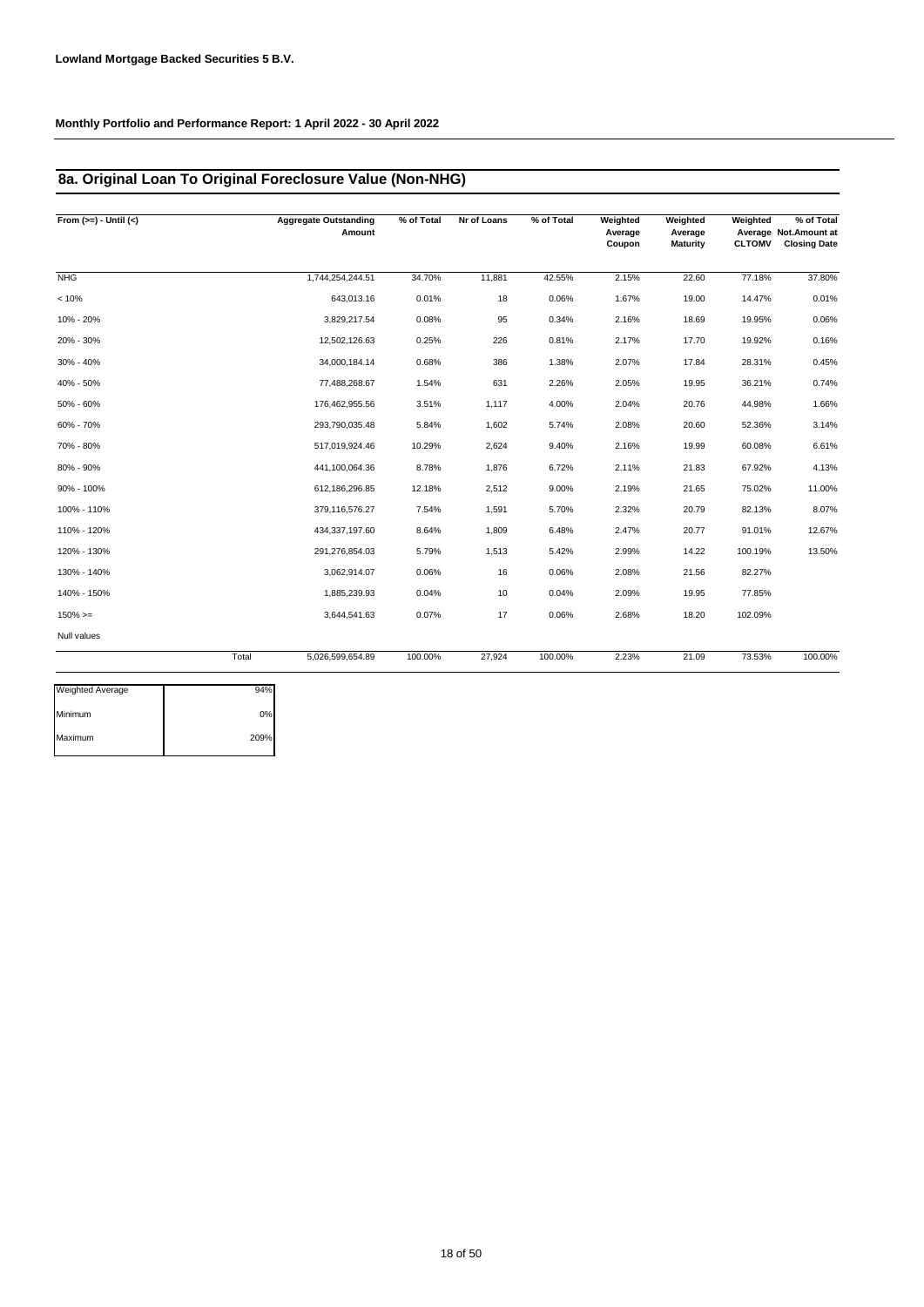**Lowland Mortgage Backed Securities 5 B.V.**

**Monthly Portfolio and Performance Report: 1 April 2022 - 30 April 2022**

## 8a. Original Loan To Original Foreclosure Value (Non-NHG)

| From (>=) - Until (<) | Aggregate Outstanding Amount | % of Total | Nr of Loans | % of Total | Weighted Average Coupon | Weighted Average Maturity | Weighted Average CLTOMV | % of Total Not.Amount at Closing Date |
|---|---|---|---|---|---|---|---|---|
| NHG | 1,744,254,244.51 | 34.70% | 11,881 | 42.55% | 2.15% | 22.60 | 77.18% | 37.80% |
| < 10% | 643,013.16 | 0.01% | 18 | 0.06% | 1.67% | 19.00 | 14.47% | 0.01% |
| 10% - 20% | 3,829,217.54 | 0.08% | 95 | 0.34% | 2.16% | 18.69 | 19.95% | 0.06% |
| 20% - 30% | 12,502,126.63 | 0.25% | 226 | 0.81% | 2.17% | 17.70 | 19.92% | 0.16% |
| 30% - 40% | 34,000,184.14 | 0.68% | 386 | 1.38% | 2.07% | 17.84 | 28.31% | 0.45% |
| 40% - 50% | 77,488,268.67 | 1.54% | 631 | 2.26% | 2.05% | 19.95 | 36.21% | 0.74% |
| 50% - 60% | 176,462,955.56 | 3.51% | 1,117 | 4.00% | 2.04% | 20.76 | 44.98% | 1.66% |
| 60% - 70% | 293,790,035.48 | 5.84% | 1,602 | 5.74% | 2.08% | 20.60 | 52.36% | 3.14% |
| 70% - 80% | 517,019,924.46 | 10.29% | 2,624 | 9.40% | 2.16% | 19.99 | 60.08% | 6.61% |
| 80% - 90% | 441,100,064.36 | 8.78% | 1,876 | 6.72% | 2.11% | 21.83 | 67.92% | 4.13% |
| 90% - 100% | 612,186,296.85 | 12.18% | 2,512 | 9.00% | 2.19% | 21.65 | 75.02% | 11.00% |
| 100% - 110% | 379,116,576.27 | 7.54% | 1,591 | 5.70% | 2.32% | 20.79 | 82.13% | 8.07% |
| 110% - 120% | 434,337,197.60 | 8.64% | 1,809 | 6.48% | 2.47% | 20.77 | 91.01% | 12.67% |
| 120% - 130% | 291,276,854.03 | 5.79% | 1,513 | 5.42% | 2.99% | 14.22 | 100.19% | 13.50% |
| 130% - 140% | 3,062,914.07 | 0.06% | 16 | 0.06% | 2.08% | 21.56 | 82.27% | |
| 140% - 150% | 1,885,239.93 | 0.04% | 10 | 0.04% | 2.09% | 19.95 | 77.85% | |
| 150% >= | 3,644,541.63 | 0.07% | 17 | 0.06% | 2.68% | 18.20 | 102.09% | |
| Null values | | | | | | | | |
| Total | 5,026,599,654.89 | 100.00% | 27,924 | 100.00% | 2.23% | 21.09 | 73.53% | 100.00% |

| | |
|---|---|
| Weighted Average | 94% |
| Minimum | 0% |
| Maximum | 209% |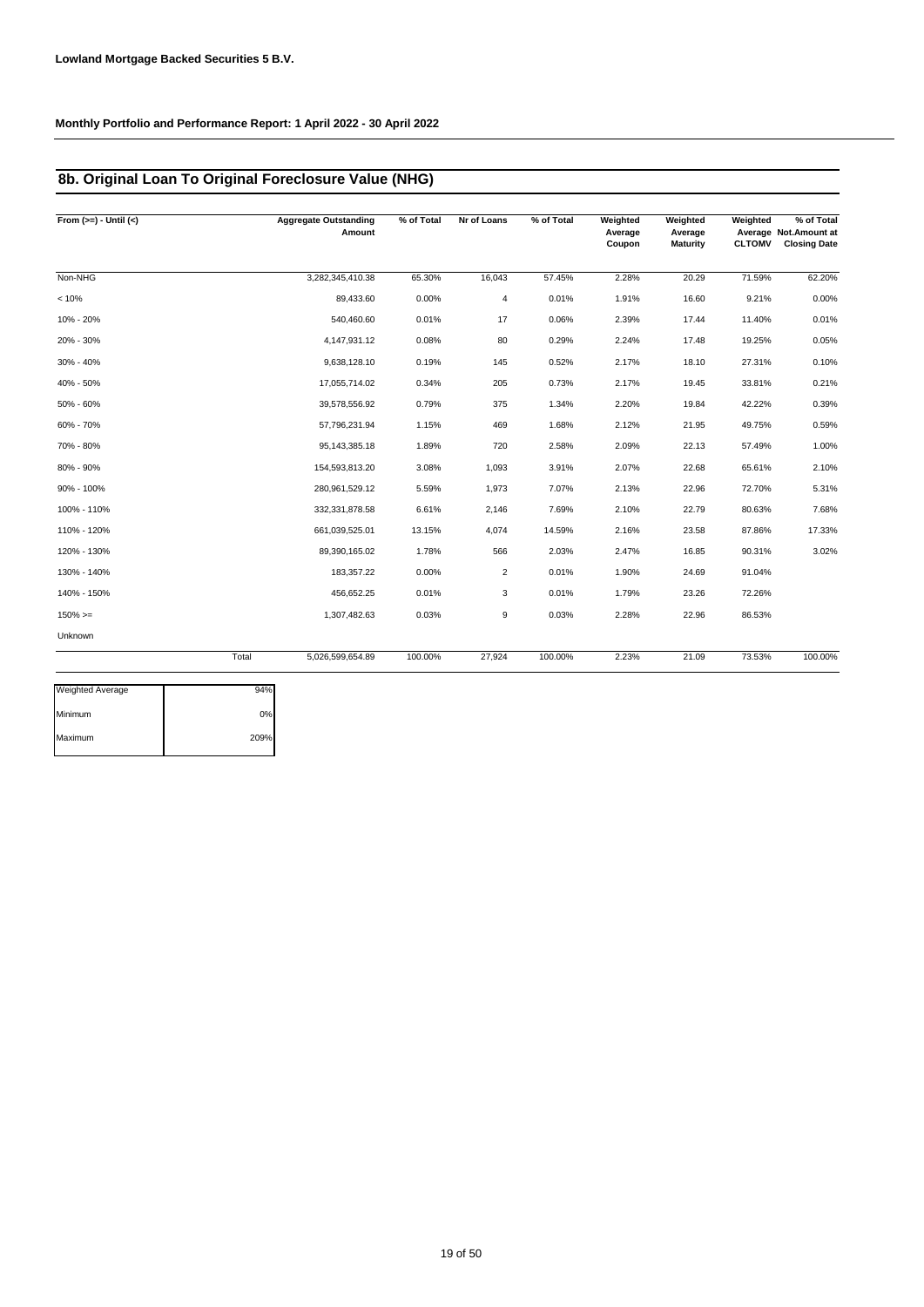**Lowland Mortgage Backed Securities 5 B.V.**

**Monthly Portfolio and Performance Report: 1 April 2022 - 30 April 2022**

## 8b. Original Loan To Original Foreclosure Value (NHG)

| From (>=) - Until (<) | Aggregate Outstanding Amount | % of Total | Nr of Loans | % of Total | Weighted Average Coupon | Weighted Average Maturity | Weighted Average CLTOMV | % of Total Not.Amount at Closing Date |
|---|---|---|---|---|---|---|---|---|
| Non-NHG | 3,282,345,410.38 | 65.30% | 16,043 | 57.45% | 2.28% | 20.29 | 71.59% | 62.20% |
| < 10% | 89,433.60 | 0.00% | 4 | 0.01% | 1.91% | 16.60 | 9.21% | 0.00% |
| 10% - 20% | 540,460.60 | 0.01% | 17 | 0.06% | 2.39% | 17.44 | 11.40% | 0.01% |
| 20% - 30% | 4,147,931.12 | 0.08% | 80 | 0.29% | 2.24% | 17.48 | 19.25% | 0.05% |
| 30% - 40% | 9,638,128.10 | 0.19% | 145 | 0.52% | 2.17% | 18.10 | 27.31% | 0.10% |
| 40% - 50% | 17,055,714.02 | 0.34% | 205 | 0.73% | 2.17% | 19.45 | 33.81% | 0.21% |
| 50% - 60% | 39,578,556.92 | 0.79% | 375 | 1.34% | 2.20% | 19.84 | 42.22% | 0.39% |
| 60% - 70% | 57,796,231.94 | 1.15% | 469 | 1.68% | 2.12% | 21.95 | 49.75% | 0.59% |
| 70% - 80% | 95,143,385.18 | 1.89% | 720 | 2.58% | 2.09% | 22.13 | 57.49% | 1.00% |
| 80% - 90% | 154,593,813.20 | 3.08% | 1,093 | 3.91% | 2.07% | 22.68 | 65.61% | 2.10% |
| 90% - 100% | 280,961,529.12 | 5.59% | 1,973 | 7.07% | 2.13% | 22.96 | 72.70% | 5.31% |
| 100% - 110% | 332,331,878.58 | 6.61% | 2,146 | 7.69% | 2.10% | 22.79 | 80.63% | 7.68% |
| 110% - 120% | 661,039,525.01 | 13.15% | 4,074 | 14.59% | 2.16% | 23.58 | 87.86% | 17.33% |
| 120% - 130% | 89,390,165.02 | 1.78% | 566 | 2.03% | 2.47% | 16.85 | 90.31% | 3.02% |
| 130% - 140% | 183,357.22 | 0.00% | 2 | 0.01% | 1.90% | 24.69 | 91.04% | |
| 140% - 150% | 456,652.25 | 0.01% | 3 | 0.01% | 1.79% | 23.26 | 72.26% | |
| 150% >= | 1,307,482.63 | 0.03% | 9 | 0.03% | 2.28% | 22.96 | 86.53% | |
| Unknown | | | | | | | | |
| Total | 5,026,599,654.89 | 100.00% | 27,924 | 100.00% | 2.23% | 21.09 | 73.53% | 100.00% |

| | |
|---|---|
| Weighted Average | 94% |
| Minimum | 0% |
| Maximum | 209% |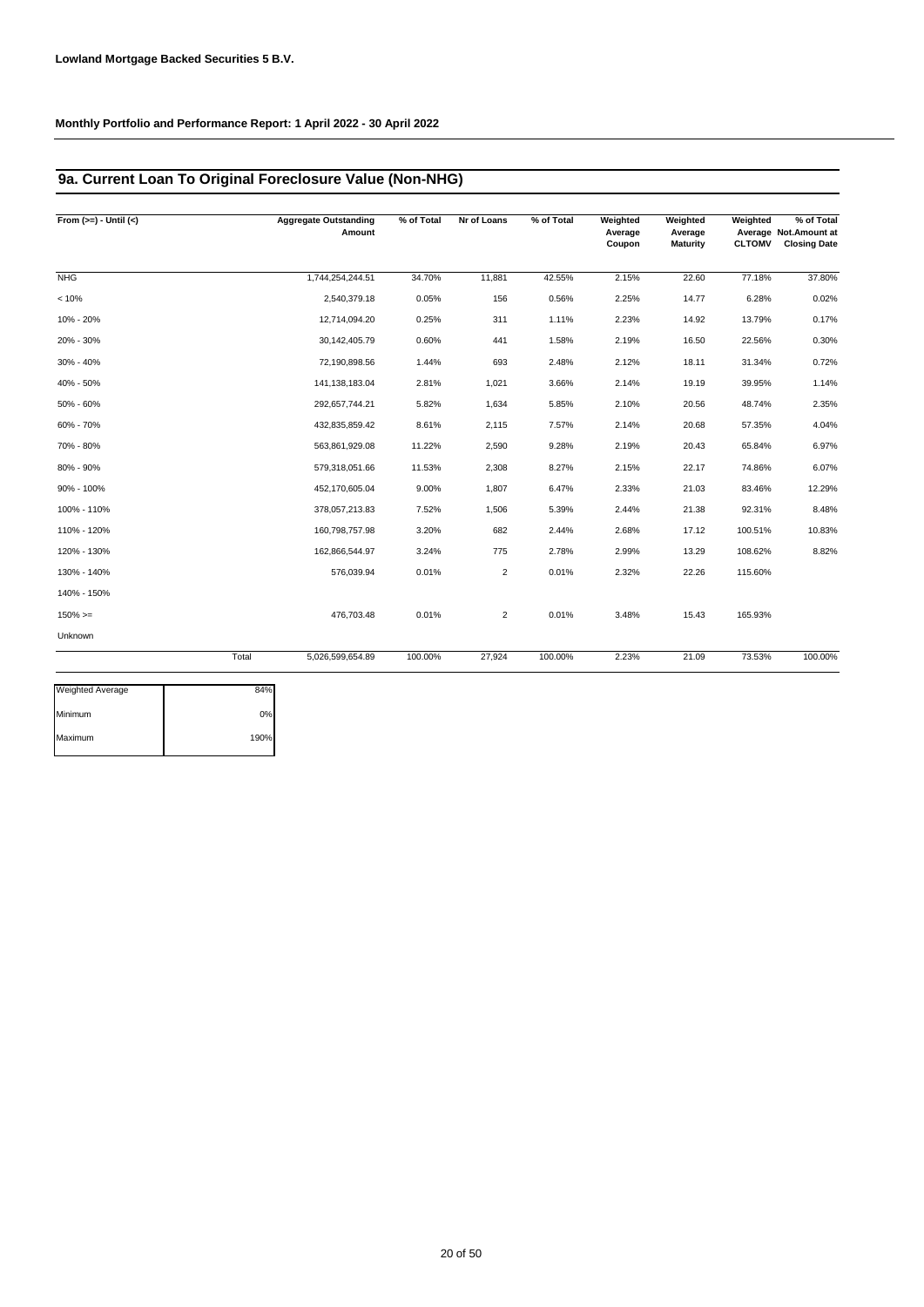**Lowland Mortgage Backed Securities 5 B.V.**

**Monthly Portfolio and Performance Report: 1 April 2022 - 30 April 2022**

## 9a. Current Loan To Original Foreclosure Value (Non-NHG)

| From (>=) - Until (<) | | Aggregate Outstanding Amount | % of Total | Nr of Loans | % of Total | Weighted Average Coupon | Weighted Average Maturity | Weighted Average CLTOMV | % of Total Not.Amount at Closing Date |
|---|---|---|---|---|---|---|---|---|---|
| NHG | | 1,744,254,244.51 | 34.70% | 11,881 | 42.55% | 2.15% | 22.60 | 77.18% | 37.80% |
| < 10% | | 2,540,379.18 | 0.05% | 156 | 0.56% | 2.25% | 14.77 | 6.28% | 0.02% |
| 10% - 20% | | 12,714,094.20 | 0.25% | 311 | 1.11% | 2.23% | 14.92 | 13.79% | 0.17% |
| 20% - 30% | | 30,142,405.79 | 0.60% | 441 | 1.58% | 2.19% | 16.50 | 22.56% | 0.30% |
| 30% - 40% | | 72,190,898.56 | 1.44% | 693 | 2.48% | 2.12% | 18.11 | 31.34% | 0.72% |
| 40% - 50% | | 141,138,183.04 | 2.81% | 1,021 | 3.66% | 2.14% | 19.19 | 39.95% | 1.14% |
| 50% - 60% | | 292,657,744.21 | 5.82% | 1,634 | 5.85% | 2.10% | 20.56 | 48.74% | 2.35% |
| 60% - 70% | | 432,835,859.42 | 8.61% | 2,115 | 7.57% | 2.14% | 20.68 | 57.35% | 4.04% |
| 70% - 80% | | 563,861,929.08 | 11.22% | 2,590 | 9.28% | 2.19% | 20.43 | 65.84% | 6.97% |
| 80% - 90% | | 579,318,051.66 | 11.53% | 2,308 | 8.27% | 2.15% | 22.17 | 74.86% | 6.07% |
| 90% - 100% | | 452,170,605.04 | 9.00% | 1,807 | 6.47% | 2.33% | 21.03 | 83.46% | 12.29% |
| 100% - 110% | | 378,057,213.83 | 7.52% | 1,506 | 5.39% | 2.44% | 21.38 | 92.31% | 8.48% |
| 110% - 120% | | 160,798,757.98 | 3.20% | 682 | 2.44% | 2.68% | 17.12 | 100.51% | 10.83% |
| 120% - 130% | | 162,866,544.97 | 3.24% | 775 | 2.78% | 2.99% | 13.29 | 108.62% | 8.82% |
| 130% - 140% | | 576,039.94 | 0.01% | 2 | 0.01% | 2.32% | 22.26 | 115.60% | |
| 140% - 150% | | | | | | | | | |
| 150% >= | | 476,703.48 | 0.01% | 2 | 0.01% | 3.48% | 15.43 | 165.93% | |
| Unknown | | | | | | | | | |
| | Total | 5,026,599,654.89 | 100.00% | 27,924 | 100.00% | 2.23% | 21.09 | 73.53% | 100.00% |

| | |
|---|---|
| Weighted Average | 84% |
| Minimum | 0% |
| Maximum | 190% |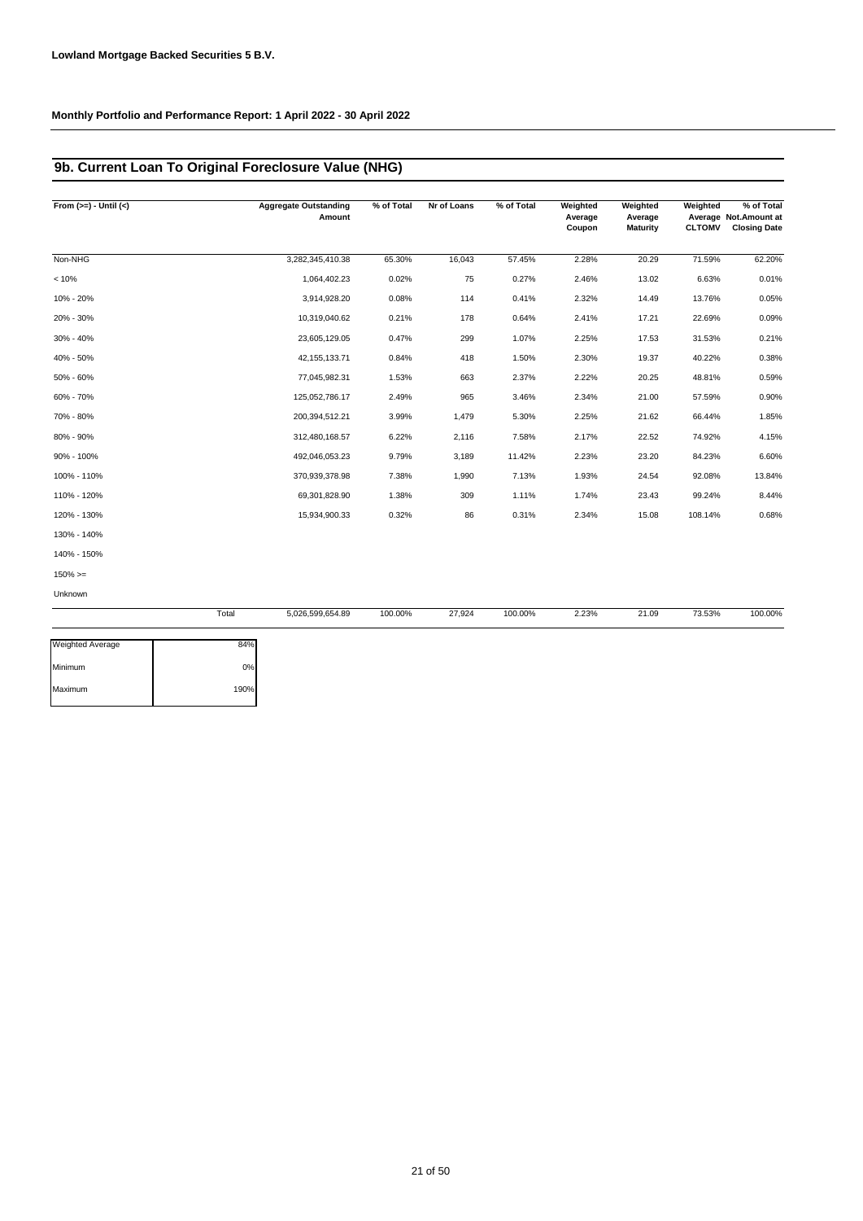**Lowland Mortgage Backed Securities 5 B.V.**

**Monthly Portfolio and Performance Report: 1 April 2022 - 30 April 2022**

## 9b. Current Loan To Original Foreclosure Value (NHG)

| From (>=) - Until (<) | Aggregate Outstanding Amount | % of Total | Nr of Loans | % of Total | Weighted Average Coupon | Weighted Average Maturity | Weighted Average CLTOMV | % of Total Not.Amount at Closing Date |
|---|---|---|---|---|---|---|---|---|
| Non-NHG | 3,282,345,410.38 | 65.30% | 16,043 | 57.45% | 2.28% | 20.29 | 71.59% | 62.20% |
| < 10% | 1,064,402.23 | 0.02% | 75 | 0.27% | 2.46% | 13.02 | 6.63% | 0.01% |
| 10% - 20% | 3,914,928.20 | 0.08% | 114 | 0.41% | 2.32% | 14.49 | 13.76% | 0.05% |
| 20% - 30% | 10,319,040.62 | 0.21% | 178 | 0.64% | 2.41% | 17.21 | 22.69% | 0.09% |
| 30% - 40% | 23,605,129.05 | 0.47% | 299 | 1.07% | 2.25% | 17.53 | 31.53% | 0.21% |
| 40% - 50% | 42,155,133.71 | 0.84% | 418 | 1.50% | 2.30% | 19.37 | 40.22% | 0.38% |
| 50% - 60% | 77,045,982.31 | 1.53% | 663 | 2.37% | 2.22% | 20.25 | 48.81% | 0.59% |
| 60% - 70% | 125,052,786.17 | 2.49% | 965 | 3.46% | 2.34% | 21.00 | 57.59% | 0.90% |
| 70% - 80% | 200,394,512.21 | 3.99% | 1,479 | 5.30% | 2.25% | 21.62 | 66.44% | 1.85% |
| 80% - 90% | 312,480,168.57 | 6.22% | 2,116 | 7.58% | 2.17% | 22.52 | 74.92% | 4.15% |
| 90% - 100% | 492,046,053.23 | 9.79% | 3,189 | 11.42% | 2.23% | 23.20 | 84.23% | 6.60% |
| 100% - 110% | 370,939,378.98 | 7.38% | 1,990 | 7.13% | 1.93% | 24.54 | 92.08% | 13.84% |
| 110% - 120% | 69,301,828.90 | 1.38% | 309 | 1.11% | 1.74% | 23.43 | 99.24% | 8.44% |
| 120% - 130% | 15,934,900.33 | 0.32% | 86 | 0.31% | 2.34% | 15.08 | 108.14% | 0.68% |
| 130% - 140% | | | | | | | | |
| 140% - 150% | | | | | | | | |
| 150% >= | | | | | | | | |
| Unknown | | | | | | | | |
| Total | 5,026,599,654.89 | 100.00% | 27,924 | 100.00% | 2.23% | 21.09 | 73.53% | 100.00% |

| | |
|---|---|
| Weighted Average | 84% |
| Minimum | 0% |
| Maximum | 190% |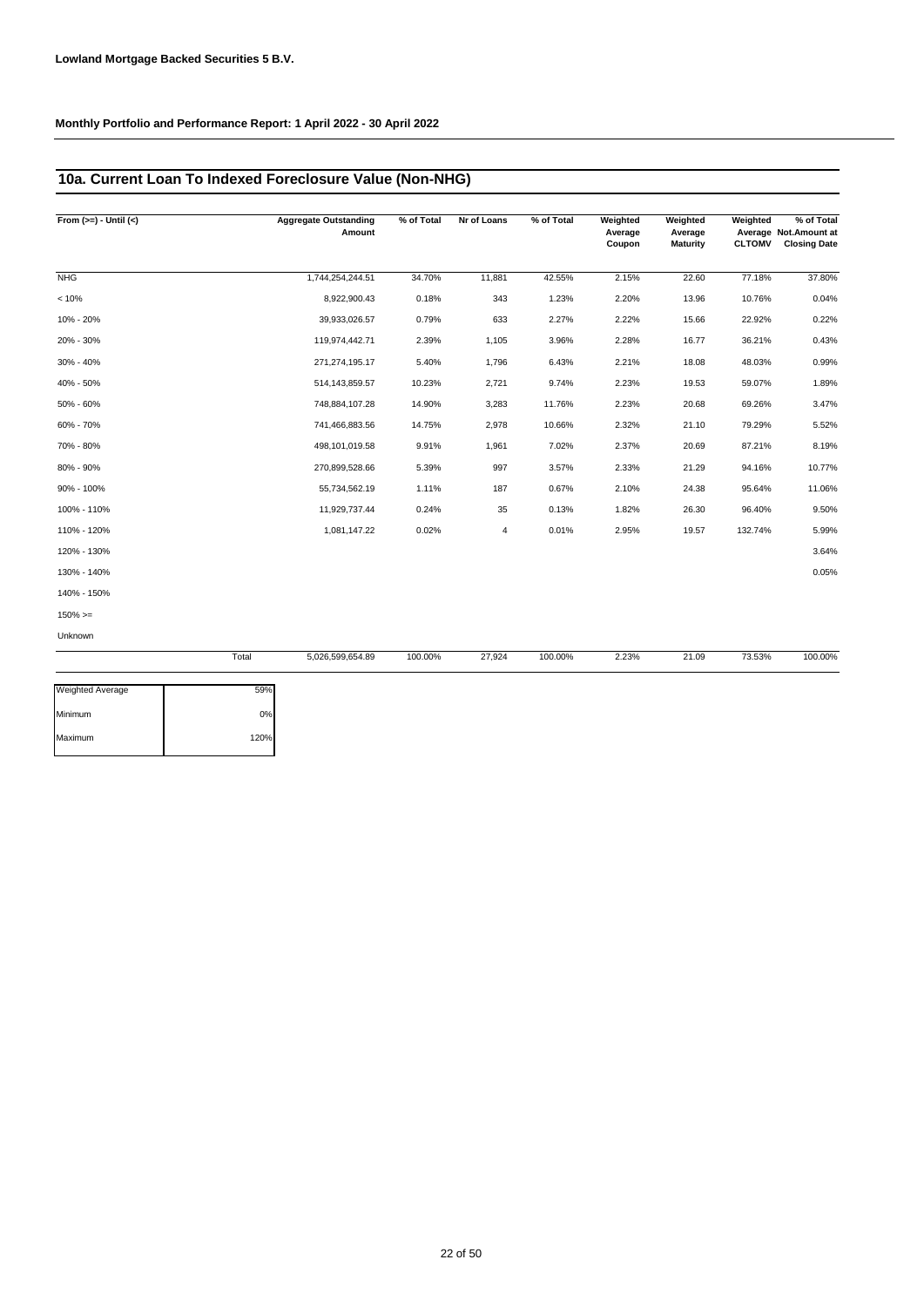**Lowland Mortgage Backed Securities 5 B.V.**

**Monthly Portfolio and Performance Report: 1 April 2022 - 30 April 2022**

## 10a. Current Loan To Indexed Foreclosure Value (Non-NHG)

| From (>=) - Until (<) | Aggregate Outstanding Amount | % of Total | Nr of Loans | % of Total | Weighted Average Coupon | Weighted Average Maturity | Weighted Average CLTOMV | % of Total Not.Amount at Closing Date |
|---|---|---|---|---|---|---|---|---|
| NHG | 1,744,254,244.51 | 34.70% | 11,881 | 42.55% | 2.15% | 22.60 | 77.18% | 37.80% |
| < 10% | 8,922,900.43 | 0.18% | 343 | 1.23% | 2.20% | 13.96 | 10.76% | 0.04% |
| 10% - 20% | 39,933,026.57 | 0.79% | 633 | 2.27% | 2.22% | 15.66 | 22.92% | 0.22% |
| 20% - 30% | 119,974,442.71 | 2.39% | 1,105 | 3.96% | 2.28% | 16.77 | 36.21% | 0.43% |
| 30% - 40% | 271,274,195.17 | 5.40% | 1,796 | 6.43% | 2.21% | 18.08 | 48.03% | 0.99% |
| 40% - 50% | 514,143,859.57 | 10.23% | 2,721 | 9.74% | 2.23% | 19.53 | 59.07% | 1.89% |
| 50% - 60% | 748,884,107.28 | 14.90% | 3,283 | 11.76% | 2.23% | 20.68 | 69.26% | 3.47% |
| 60% - 70% | 741,466,883.56 | 14.75% | 2,978 | 10.66% | 2.32% | 21.10 | 79.29% | 5.52% |
| 70% - 80% | 498,101,019.58 | 9.91% | 1,961 | 7.02% | 2.37% | 20.69 | 87.21% | 8.19% |
| 80% - 90% | 270,899,528.66 | 5.39% | 997 | 3.57% | 2.33% | 21.29 | 94.16% | 10.77% |
| 90% - 100% | 55,734,562.19 | 1.11% | 187 | 0.67% | 2.10% | 24.38 | 95.64% | 11.06% |
| 100% - 110% | 11,929,737.44 | 0.24% | 35 | 0.13% | 1.82% | 26.30 | 96.40% | 9.50% |
| 110% - 120% | 1,081,147.22 | 0.02% | 4 | 0.01% | 2.95% | 19.57 | 132.74% | 5.99% |
| 120% - 130% | | | | | | | | 3.64% |
| 130% - 140% | | | | | | | | 0.05% |
| 140% - 150% | | | | | | | | |
| 150% >= | | | | | | | | |
| Unknown | | | | | | | | |
| Total | 5,026,599,654.89 | 100.00% | 27,924 | 100.00% | 2.23% | 21.09 | 73.53% | 100.00% |

| | |
|---|---|
| Weighted Average | 59% |
| Minimum | 0% |
| Maximum | 120% |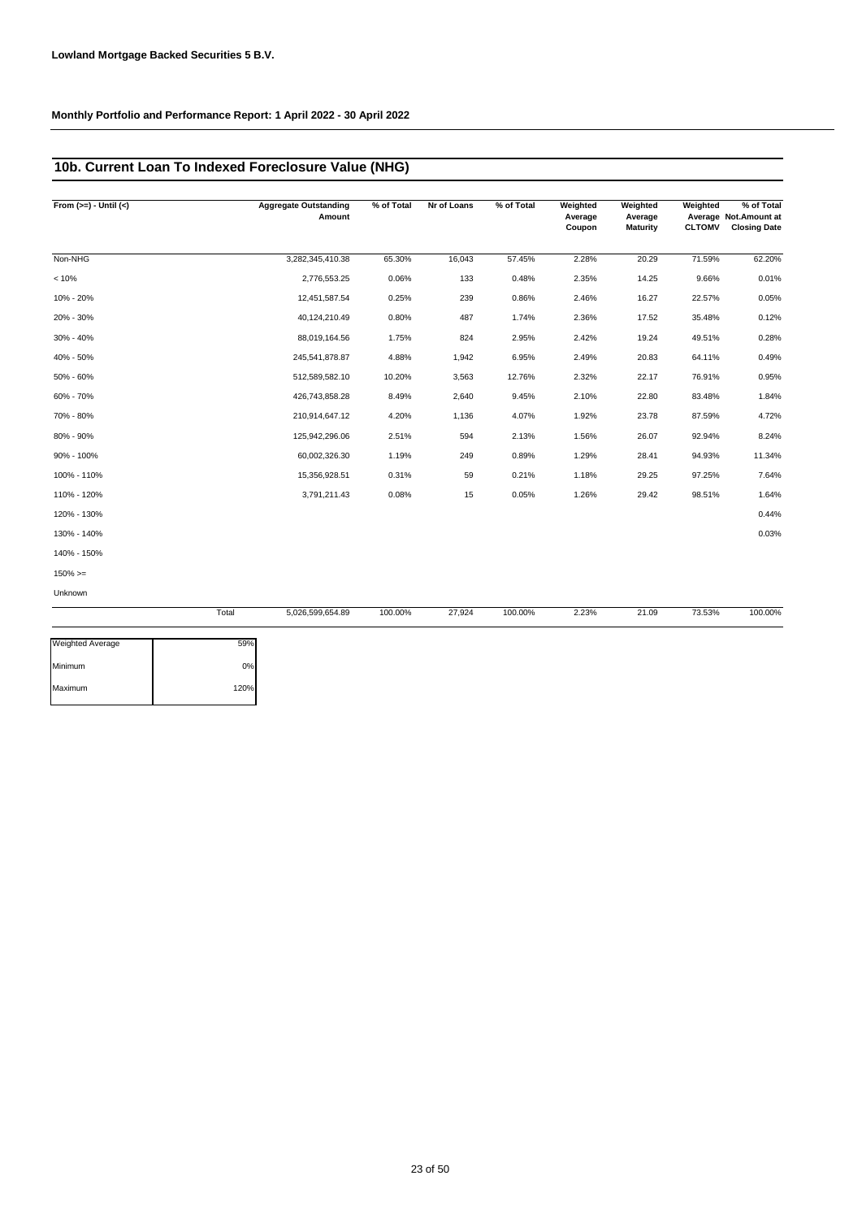**Lowland Mortgage Backed Securities 5 B.V.**

**Monthly Portfolio and Performance Report: 1 April 2022 - 30 April 2022**

## 10b. Current Loan To Indexed Foreclosure Value (NHG)

| From (>=) - Until (<) | Aggregate Outstanding Amount | % of Total | Nr of Loans | % of Total | Weighted Average Coupon | Weighted Average Maturity | Weighted Average CLTOMV | % of Total Not.Amount at Closing Date |
|---|---|---|---|---|---|---|---|---|
| Non-NHG | 3,282,345,410.38 | 65.30% | 16,043 | 57.45% | 2.28% | 20.29 | 71.59% | 62.20% |
| < 10% | 2,776,553.25 | 0.06% | 133 | 0.48% | 2.35% | 14.25 | 9.66% | 0.01% |
| 10% - 20% | 12,451,587.54 | 0.25% | 239 | 0.86% | 2.46% | 16.27 | 22.57% | 0.05% |
| 20% - 30% | 40,124,210.49 | 0.80% | 487 | 1.74% | 2.36% | 17.52 | 35.48% | 0.12% |
| 30% - 40% | 88,019,164.56 | 1.75% | 824 | 2.95% | 2.42% | 19.24 | 49.51% | 0.28% |
| 40% - 50% | 245,541,878.87 | 4.88% | 1,942 | 6.95% | 2.49% | 20.83 | 64.11% | 0.49% |
| 50% - 60% | 512,589,582.10 | 10.20% | 3,563 | 12.76% | 2.32% | 22.17 | 76.91% | 0.95% |
| 60% - 70% | 426,743,858.28 | 8.49% | 2,640 | 9.45% | 2.10% | 22.80 | 83.48% | 1.84% |
| 70% - 80% | 210,914,647.12 | 4.20% | 1,136 | 4.07% | 1.92% | 23.78 | 87.59% | 4.72% |
| 80% - 90% | 125,942,296.06 | 2.51% | 594 | 2.13% | 1.56% | 26.07 | 92.94% | 8.24% |
| 90% - 100% | 60,002,326.30 | 1.19% | 249 | 0.89% | 1.29% | 28.41 | 94.93% | 11.34% |
| 100% - 110% | 15,356,928.51 | 0.31% | 59 | 0.21% | 1.18% | 29.25 | 97.25% | 7.64% |
| 110% - 120% | 3,791,211.43 | 0.08% | 15 | 0.05% | 1.26% | 29.42 | 98.51% | 1.64% |
| 120% - 130% | | | | | | | | 0.44% |
| 130% - 140% | | | | | | | | 0.03% |
| 140% - 150% | | | | | | | | |
| 150% >= | | | | | | | | |
| Unknown | | | | | | | | |
| Total | 5,026,599,654.89 | 100.00% | 27,924 | 100.00% | 2.23% | 21.09 | 73.53% | 100.00% |

| | |
|---|---|
| Weighted Average | 59% |
| Minimum | 0% |
| Maximum | 120% |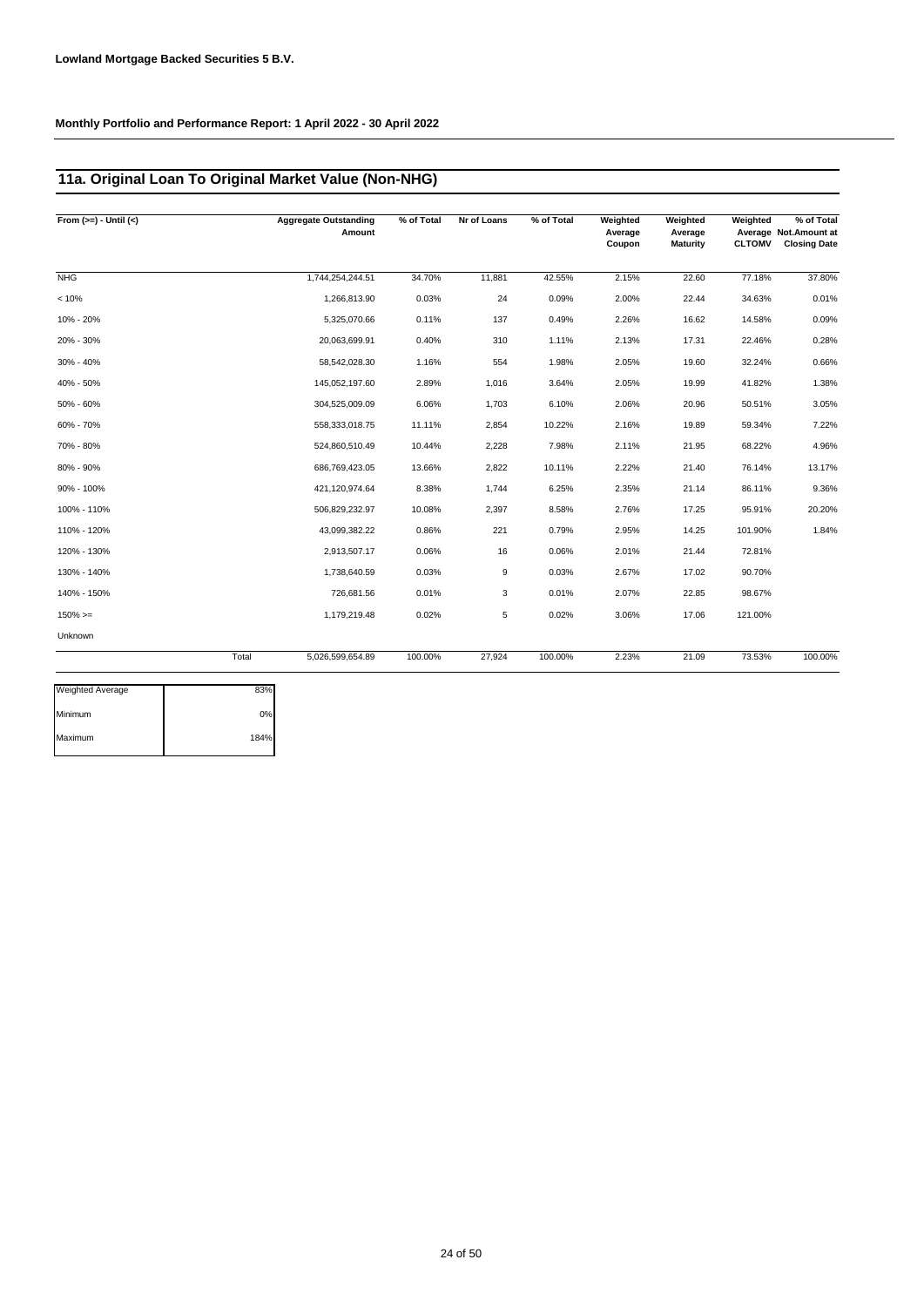**Lowland Mortgage Backed Securities 5 B.V.**

**Monthly Portfolio and Performance Report: 1 April 2022 - 30 April 2022**

## 11a. Original Loan To Original Market Value (Non-NHG)

| From (>=) - Until (<) | Aggregate Outstanding Amount | % of Total | Nr of Loans | % of Total | Weighted Average Coupon | Weighted Average Maturity | Weighted Average CLTOMV | % of Total Not.Amount at Closing Date |
|---|---|---|---|---|---|---|---|---|
| NHG | 1,744,254,244.51 | 34.70% | 11,881 | 42.55% | 2.15% | 22.60 | 77.18% | 37.80% |
| < 10% | 1,266,813.90 | 0.03% | 24 | 0.09% | 2.00% | 22.44 | 34.63% | 0.01% |
| 10% - 20% | 5,325,070.66 | 0.11% | 137 | 0.49% | 2.26% | 16.62 | 14.58% | 0.09% |
| 20% - 30% | 20,063,699.91 | 0.40% | 310 | 1.11% | 2.13% | 17.31 | 22.46% | 0.28% |
| 30% - 40% | 58,542,028.30 | 1.16% | 554 | 1.98% | 2.05% | 19.60 | 32.24% | 0.66% |
| 40% - 50% | 145,052,197.60 | 2.89% | 1,016 | 3.64% | 2.05% | 19.99 | 41.82% | 1.38% |
| 50% - 60% | 304,525,009.09 | 6.06% | 1,703 | 6.10% | 2.06% | 20.96 | 50.51% | 3.05% |
| 60% - 70% | 558,333,018.75 | 11.11% | 2,854 | 10.22% | 2.16% | 19.89 | 59.34% | 7.22% |
| 70% - 80% | 524,860,510.49 | 10.44% | 2,228 | 7.98% | 2.11% | 21.95 | 68.22% | 4.96% |
| 80% - 90% | 686,769,423.05 | 13.66% | 2,822 | 10.11% | 2.22% | 21.40 | 76.14% | 13.17% |
| 90% - 100% | 421,120,974.64 | 8.38% | 1,744 | 6.25% | 2.35% | 21.14 | 86.11% | 9.36% |
| 100% - 110% | 506,829,232.97 | 10.08% | 2,397 | 8.58% | 2.76% | 17.25 | 95.91% | 20.20% |
| 110% - 120% | 43,099,382.22 | 0.86% | 221 | 0.79% | 2.95% | 14.25 | 101.90% | 1.84% |
| 120% - 130% | 2,913,507.17 | 0.06% | 16 | 0.06% | 2.01% | 21.44 | 72.81% | |
| 130% - 140% | 1,738,640.59 | 0.03% | 9 | 0.03% | 2.67% | 17.02 | 90.70% | |
| 140% - 150% | 726,681.56 | 0.01% | 3 | 0.01% | 2.07% | 22.85 | 98.67% | |
| 150% >= | 1,179,219.48 | 0.02% | 5 | 0.02% | 3.06% | 17.06 | 121.00% | |
| Unknown | | | | | | | | |
| Total | 5,026,599,654.89 | 100.00% | 27,924 | 100.00% | 2.23% | 21.09 | 73.53% | 100.00% |

| | |
|---|---|
| Weighted Average | 83% |
| Minimum | 0% |
| Maximum | 184% |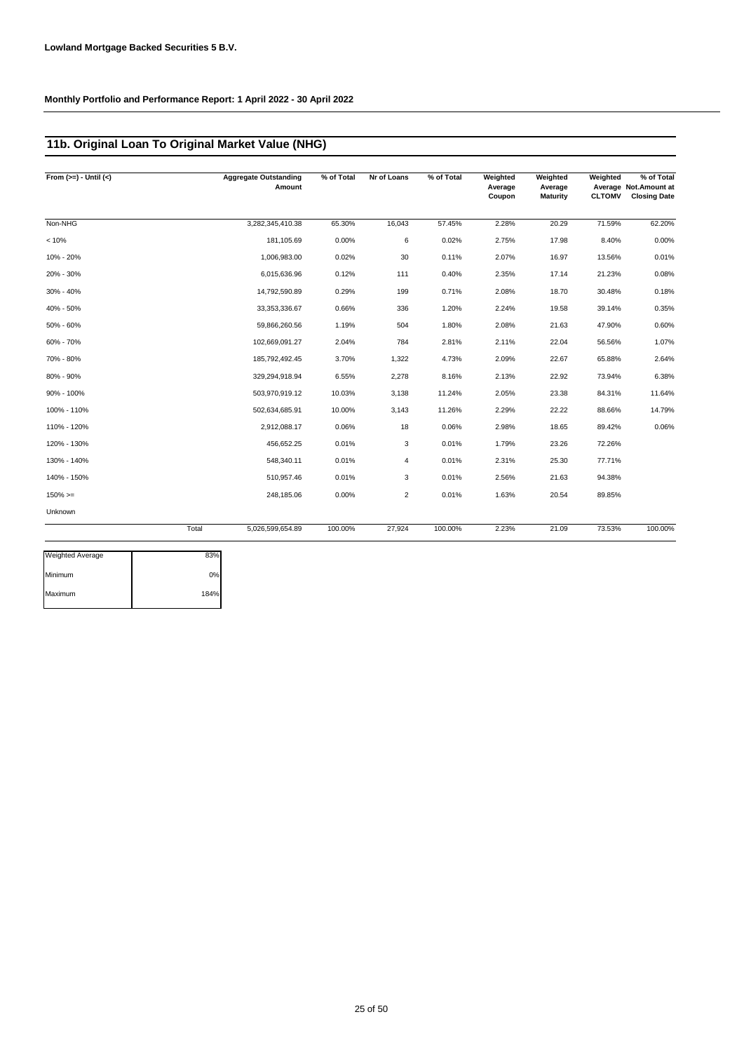**Lowland Mortgage Backed Securities 5 B.V.**

**Monthly Portfolio and Performance Report: 1 April 2022 - 30 April 2022**

## 11b. Original Loan To Original Market Value (NHG)

| From (>=) - Until (<) | | Aggregate Outstanding Amount | % of Total | Nr of Loans | % of Total | Weighted Average Coupon | Weighted Average Maturity | Weighted Average CLTOMV | % of Total Not.Amount at Closing Date |
|---|---|---|---|---|---|---|---|---|---|
| Non-NHG | | 3,282,345,410.38 | 65.30% | 16,043 | 57.45% | 2.28% | 20.29 | 71.59% | 62.20% |
| < 10% | | 181,105.69 | 0.00% | 6 | 0.02% | 2.75% | 17.98 | 8.40% | 0.00% |
| 10% - 20% | | 1,006,983.00 | 0.02% | 30 | 0.11% | 2.07% | 16.97 | 13.56% | 0.01% |
| 20% - 30% | | 6,015,636.96 | 0.12% | 111 | 0.40% | 2.35% | 17.14 | 21.23% | 0.08% |
| 30% - 40% | | 14,792,590.89 | 0.29% | 199 | 0.71% | 2.08% | 18.70 | 30.48% | 0.18% |
| 40% - 50% | | 33,353,336.67 | 0.66% | 336 | 1.20% | 2.24% | 19.58 | 39.14% | 0.35% |
| 50% - 60% | | 59,866,260.56 | 1.19% | 504 | 1.80% | 2.08% | 21.63 | 47.90% | 0.60% |
| 60% - 70% | | 102,669,091.27 | 2.04% | 784 | 2.81% | 2.11% | 22.04 | 56.56% | 1.07% |
| 70% - 80% | | 185,792,492.45 | 3.70% | 1,322 | 4.73% | 2.09% | 22.67 | 65.88% | 2.64% |
| 80% - 90% | | 329,294,918.94 | 6.55% | 2,278 | 8.16% | 2.13% | 22.92 | 73.94% | 6.38% |
| 90% - 100% | | 503,970,919.12 | 10.03% | 3,138 | 11.24% | 2.05% | 23.38 | 84.31% | 11.64% |
| 100% - 110% | | 502,634,685.91 | 10.00% | 3,143 | 11.26% | 2.29% | 22.22 | 88.66% | 14.79% |
| 110% - 120% | | 2,912,088.17 | 0.06% | 18 | 0.06% | 2.98% | 18.65 | 89.42% | 0.06% |
| 120% - 130% | | 456,652.25 | 0.01% | 3 | 0.01% | 1.79% | 23.26 | 72.26% | |
| 130% - 140% | | 548,340.11 | 0.01% | 4 | 0.01% | 2.31% | 25.30 | 77.71% | |
| 140% - 150% | | 510,957.46 | 0.01% | 3 | 0.01% | 2.56% | 21.63 | 94.38% | |
| 150% >= | | 248,185.06 | 0.00% | 2 | 0.01% | 1.63% | 20.54 | 89.85% | |
| Unknown | | | | | | | | | |
| | Total | 5,026,599,654.89 | 100.00% | 27,924 | 100.00% | 2.23% | 21.09 | 73.53% | 100.00% |

| | |
|---|---|
| Weighted Average | 83% |
| Minimum | 0% |
| Maximum | 184% |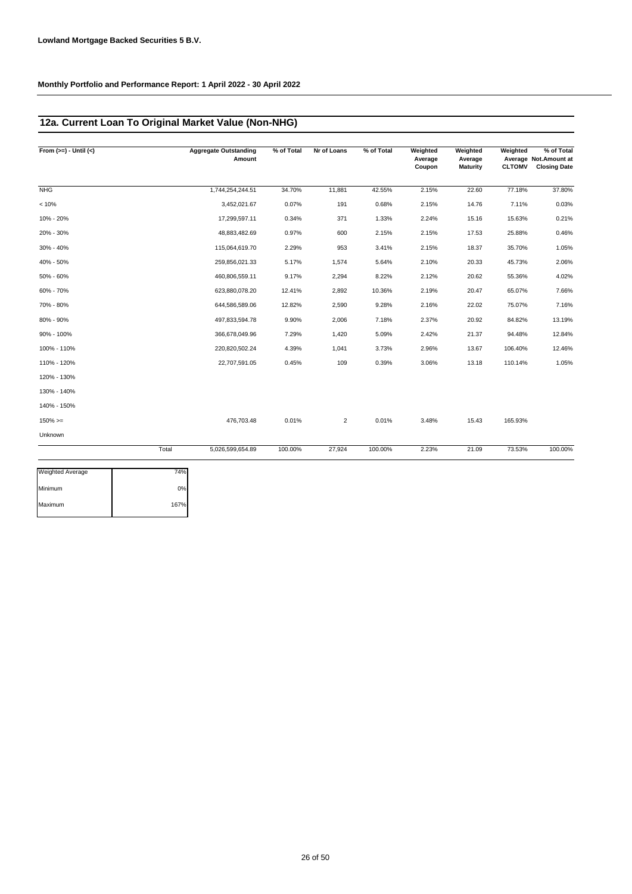**Lowland Mortgage Backed Securities 5 B.V.**

**Monthly Portfolio and Performance Report: 1 April 2022 - 30 April 2022**

## 12a. Current Loan To Original Market Value (Non-NHG)

| From (>=) - Until (<) | | Aggregate Outstanding Amount | % of Total | Nr of Loans | % of Total | Weighted Average Coupon | Weighted Average Maturity | Weighted Average CLTOMV | % of Total Not.Amount at Closing Date |
|---|---|---|---|---|---|---|---|---|---|
| NHG | | 1,744,254,244.51 | 34.70% | 11,881 | 42.55% | 2.15% | 22.60 | 77.18% | 37.80% |
| < 10% | | 3,452,021.67 | 0.07% | 191 | 0.68% | 2.15% | 14.76 | 7.11% | 0.03% |
| 10% - 20% | | 17,299,597.11 | 0.34% | 371 | 1.33% | 2.24% | 15.16 | 15.63% | 0.21% |
| 20% - 30% | | 48,883,482.69 | 0.97% | 600 | 2.15% | 2.15% | 17.53 | 25.88% | 0.46% |
| 30% - 40% | | 115,064,619.70 | 2.29% | 953 | 3.41% | 2.15% | 18.37 | 35.70% | 1.05% |
| 40% - 50% | | 259,856,021.33 | 5.17% | 1,574 | 5.64% | 2.10% | 20.33 | 45.73% | 2.06% |
| 50% - 60% | | 460,806,559.11 | 9.17% | 2,294 | 8.22% | 2.12% | 20.62 | 55.36% | 4.02% |
| 60% - 70% | | 623,880,078.20 | 12.41% | 2,892 | 10.36% | 2.19% | 20.47 | 65.07% | 7.66% |
| 70% - 80% | | 644,586,589.06 | 12.82% | 2,590 | 9.28% | 2.16% | 22.02 | 75.07% | 7.16% |
| 80% - 90% | | 497,833,594.78 | 9.90% | 2,006 | 7.18% | 2.37% | 20.92 | 84.82% | 13.19% |
| 90% - 100% | | 366,678,049.96 | 7.29% | 1,420 | 5.09% | 2.42% | 21.37 | 94.48% | 12.84% |
| 100% - 110% | | 220,820,502.24 | 4.39% | 1,041 | 3.73% | 2.96% | 13.67 | 106.40% | 12.46% |
| 110% - 120% | | 22,707,591.05 | 0.45% | 109 | 0.39% | 3.06% | 13.18 | 110.14% | 1.05% |
| 120% - 130% | | | | | | | | | |
| 130% - 140% | | | | | | | | | |
| 140% - 150% | | | | | | | | | |
| 150% >= | | 476,703.48 | 0.01% | 2 | 0.01% | 3.48% | 15.43 | 165.93% | |
| Unknown | | | | | | | | | |
| | Total | 5,026,599,654.89 | 100.00% | 27,924 | 100.00% | 2.23% | 21.09 | 73.53% | 100.00% |

| | |
|---|---|
| Weighted Average | 74% |
| Minimum | 0% |
| Maximum | 167% |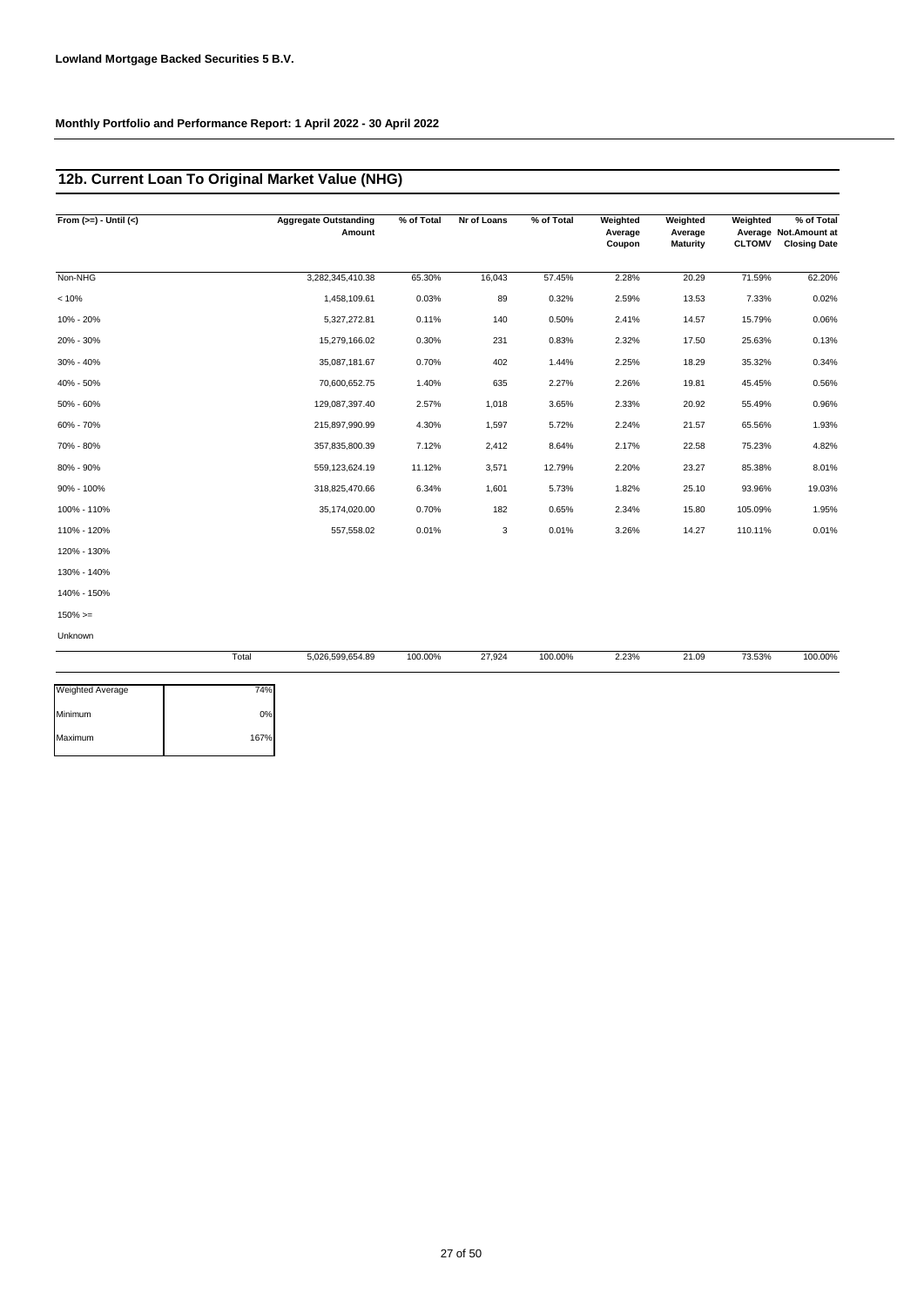**Lowland Mortgage Backed Securities 5 B.V.**

**Monthly Portfolio and Performance Report: 1 April 2022 - 30 April 2022**

## 12b. Current Loan To Original Market Value (NHG)

| From (>=) - Until (<) | Aggregate Outstanding Amount | % of Total | Nr of Loans | % of Total | Weighted Average Coupon | Weighted Average Maturity | Weighted Average CLTOMV | % of Total Not.Amount at Closing Date |
|---|---|---|---|---|---|---|---|---|
| Non-NHG | 3,282,345,410.38 | 65.30% | 16,043 | 57.45% | 2.28% | 20.29 | 71.59% | 62.20% |
| < 10% | 1,458,109.61 | 0.03% | 89 | 0.32% | 2.59% | 13.53 | 7.33% | 0.02% |
| 10% - 20% | 5,327,272.81 | 0.11% | 140 | 0.50% | 2.41% | 14.57 | 15.79% | 0.06% |
| 20% - 30% | 15,279,166.02 | 0.30% | 231 | 0.83% | 2.32% | 17.50 | 25.63% | 0.13% |
| 30% - 40% | 35,087,181.67 | 0.70% | 402 | 1.44% | 2.25% | 18.29 | 35.32% | 0.34% |
| 40% - 50% | 70,600,652.75 | 1.40% | 635 | 2.27% | 2.26% | 19.81 | 45.45% | 0.56% |
| 50% - 60% | 129,087,397.40 | 2.57% | 1,018 | 3.65% | 2.33% | 20.92 | 55.49% | 0.96% |
| 60% - 70% | 215,897,990.99 | 4.30% | 1,597 | 5.72% | 2.24% | 21.57 | 65.56% | 1.93% |
| 70% - 80% | 357,835,800.39 | 7.12% | 2,412 | 8.64% | 2.17% | 22.58 | 75.23% | 4.82% |
| 80% - 90% | 559,123,624.19 | 11.12% | 3,571 | 12.79% | 2.20% | 23.27 | 85.38% | 8.01% |
| 90% - 100% | 318,825,470.66 | 6.34% | 1,601 | 5.73% | 1.82% | 25.10 | 93.96% | 19.03% |
| 100% - 110% | 35,174,020.00 | 0.70% | 182 | 0.65% | 2.34% | 15.80 | 105.09% | 1.95% |
| 110% - 120% | 557,558.02 | 0.01% | 3 | 0.01% | 3.26% | 14.27 | 110.11% | 0.01% |
| 120% - 130% | | | | | | | | |
| 130% - 140% | | | | | | | | |
| 140% - 150% | | | | | | | | |
| 150% >= | | | | | | | | |
| Unknown | | | | | | | | |
| Total | 5,026,599,654.89 | 100.00% | 27,924 | 100.00% | 2.23% | 21.09 | 73.53% | 100.00% |

| | |
|---|---|
| Weighted Average | 74% |
| Minimum | 0% |
| Maximum | 167% |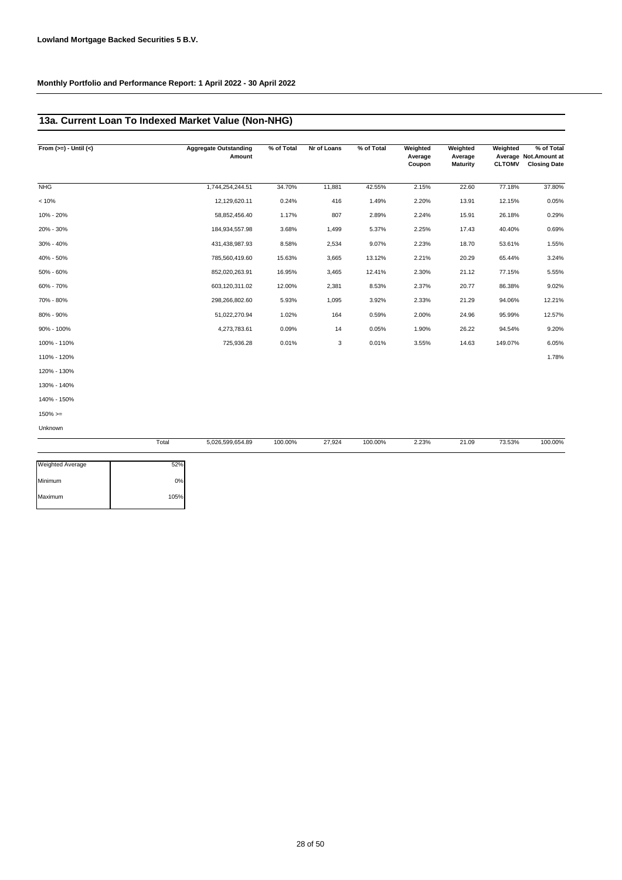**Lowland Mortgage Backed Securities 5 B.V.**

**Monthly Portfolio and Performance Report: 1 April 2022 - 30 April 2022**

## 13a. Current Loan To Indexed Market Value (Non-NHG)

| From (>=) - Until (<) | | Aggregate Outstanding Amount | % of Total | Nr of Loans | % of Total | Weighted Average Coupon | Weighted Average Maturity | Weighted Average CLTOMV | % of Total Not.Amount at Closing Date |
|---|---|---|---|---|---|---|---|---|---|
| NHG | | 1,744,254,244.51 | 34.70% | 11,881 | 42.55% | 2.15% | 22.60 | 77.18% | 37.80% |
| < 10% | | 12,129,620.11 | 0.24% | 416 | 1.49% | 2.20% | 13.91 | 12.15% | 0.05% |
| 10% - 20% | | 58,852,456.40 | 1.17% | 807 | 2.89% | 2.24% | 15.91 | 26.18% | 0.29% |
| 20% - 30% | | 184,934,557.98 | 3.68% | 1,499 | 5.37% | 2.25% | 17.43 | 40.40% | 0.69% |
| 30% - 40% | | 431,438,987.93 | 8.58% | 2,534 | 9.07% | 2.23% | 18.70 | 53.61% | 1.55% |
| 40% - 50% | | 785,560,419.60 | 15.63% | 3,665 | 13.12% | 2.21% | 20.29 | 65.44% | 3.24% |
| 50% - 60% | | 852,020,263.91 | 16.95% | 3,465 | 12.41% | 2.30% | 21.12 | 77.15% | 5.55% |
| 60% - 70% | | 603,120,311.02 | 12.00% | 2,381 | 8.53% | 2.37% | 20.77 | 86.38% | 9.02% |
| 70% - 80% | | 298,266,802.60 | 5.93% | 1,095 | 3.92% | 2.33% | 21.29 | 94.06% | 12.21% |
| 80% - 90% | | 51,022,270.94 | 1.02% | 164 | 0.59% | 2.00% | 24.96 | 95.99% | 12.57% |
| 90% - 100% | | 4,273,783.61 | 0.09% | 14 | 0.05% | 1.90% | 26.22 | 94.54% | 9.20% |
| 100% - 110% | | 725,936.28 | 0.01% | 3 | 0.01% | 3.55% | 14.63 | 149.07% | 6.05% |
| 110% - 120% | | | | | | | | | 1.78% |
| 120% - 130% | | | | | | | | | |
| 130% - 140% | | | | | | | | | |
| 140% - 150% | | | | | | | | | |
| 150% >= | | | | | | | | | |
| Unknown | | | | | | | | | |
| | Total | 5,026,599,654.89 | 100.00% | 27,924 | 100.00% | 2.23% | 21.09 | 73.53% | 100.00% |

| | |
|---|---|
| Weighted Average | 52% |
| Minimum | 0% |
| Maximum | 105% |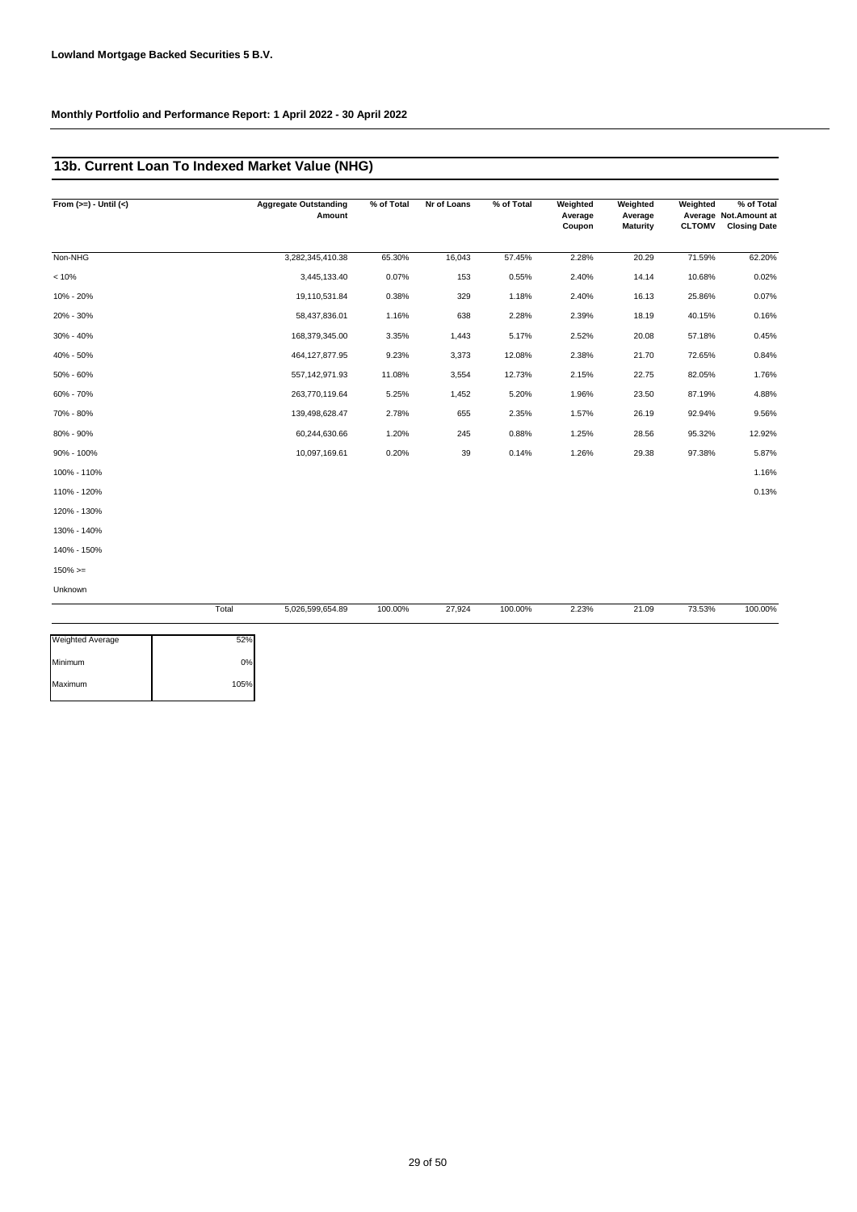**Lowland Mortgage Backed Securities 5 B.V.**

**Monthly Portfolio and Performance Report: 1 April 2022 - 30 April 2022**

## 13b. Current Loan To Indexed Market Value (NHG)

| From (>=) - Until (<) | Aggregate Outstanding Amount | % of Total | Nr of Loans | % of Total | Weighted Average Coupon | Weighted Average Maturity | Weighted Average CLTOMV | % of Total Not.Amount at Closing Date |
|---|---|---|---|---|---|---|---|---|
| Non-NHG | 3,282,345,410.38 | 65.30% | 16,043 | 57.45% | 2.28% | 20.29 | 71.59% | 62.20% |
| < 10% | 3,445,133.40 | 0.07% | 153 | 0.55% | 2.40% | 14.14 | 10.68% | 0.02% |
| 10% - 20% | 19,110,531.84 | 0.38% | 329 | 1.18% | 2.40% | 16.13 | 25.86% | 0.07% |
| 20% - 30% | 58,437,836.01 | 1.16% | 638 | 2.28% | 2.39% | 18.19 | 40.15% | 0.16% |
| 30% - 40% | 168,379,345.00 | 3.35% | 1,443 | 5.17% | 2.52% | 20.08 | 57.18% | 0.45% |
| 40% - 50% | 464,127,877.95 | 9.23% | 3,373 | 12.08% | 2.38% | 21.70 | 72.65% | 0.84% |
| 50% - 60% | 557,142,971.93 | 11.08% | 3,554 | 12.73% | 2.15% | 22.75 | 82.05% | 1.76% |
| 60% - 70% | 263,770,119.64 | 5.25% | 1,452 | 5.20% | 1.96% | 23.50 | 87.19% | 4.88% |
| 70% - 80% | 139,498,628.47 | 2.78% | 655 | 2.35% | 1.57% | 26.19 | 92.94% | 9.56% |
| 80% - 90% | 60,244,630.66 | 1.20% | 245 | 0.88% | 1.25% | 28.56 | 95.32% | 12.92% |
| 90% - 100% | 10,097,169.61 | 0.20% | 39 | 0.14% | 1.26% | 29.38 | 97.38% | 5.87% |
| 100% - 110% | | | | | | | | 1.16% |
| 110% - 120% | | | | | | | | 0.13% |
| 120% - 130% | | | | | | | | |
| 130% - 140% | | | | | | | | |
| 140% - 150% | | | | | | | | |
| 150% >= | | | | | | | | |
| Unknown | | | | | | | | |
| Total | 5,026,599,654.89 | 100.00% | 27,924 | 100.00% | 2.23% | 21.09 | 73.53% | 100.00% |

| | |
|---|---|
| Weighted Average | 52% |
| Minimum | 0% |
| Maximum | 105% |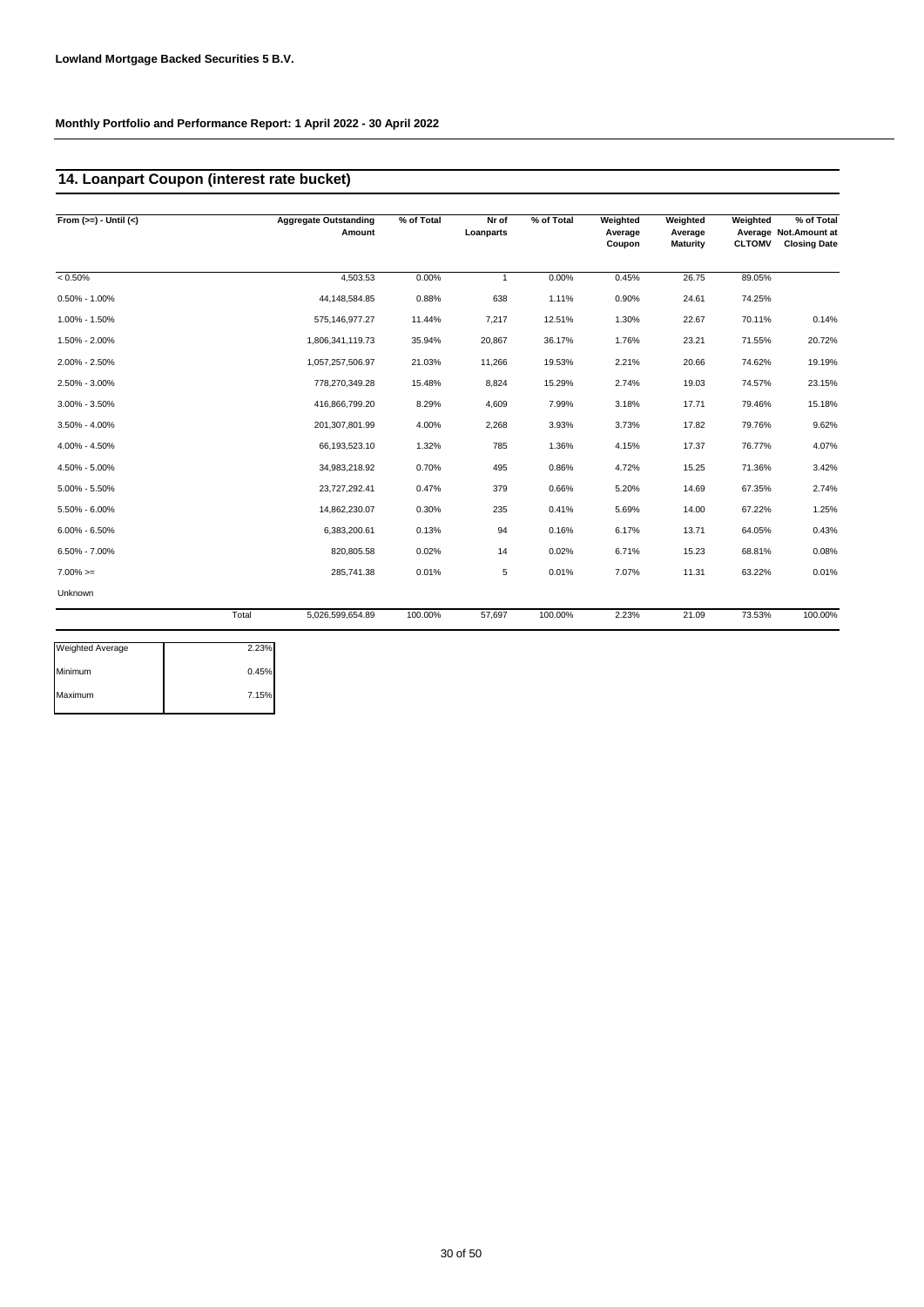**Lowland Mortgage Backed Securities 5 B.V.**

**Monthly Portfolio and Performance Report: 1 April 2022 - 30 April 2022**

## 14. Loanpart Coupon (interest rate bucket)

| From (>=) - Until (<) | Aggregate Outstanding Amount | % of Total | Nr of Loanparts | % of Total | Weighted Average Coupon | Weighted Average Maturity | Weighted Average CLTOMV | % of Total Not.Amount at Closing Date |
|---|---|---|---|---|---|---|---|---|
| < 0.50% | 4,503.53 | 0.00% | 1 | 0.00% | 0.45% | 26.75 | 89.05% | |
| 0.50% - 1.00% | 44,148,584.85 | 0.88% | 638 | 1.11% | 0.90% | 24.61 | 74.25% | |
| 1.00% - 1.50% | 575,146,977.27 | 11.44% | 7,217 | 12.51% | 1.30% | 22.67 | 70.11% | 0.14% |
| 1.50% - 2.00% | 1,806,341,119.73 | 35.94% | 20,867 | 36.17% | 1.76% | 23.21 | 71.55% | 20.72% |
| 2.00% - 2.50% | 1,057,257,506.97 | 21.03% | 11,266 | 19.53% | 2.21% | 20.66 | 74.62% | 19.19% |
| 2.50% - 3.00% | 778,270,349.28 | 15.48% | 8,824 | 15.29% | 2.74% | 19.03 | 74.57% | 23.15% |
| 3.00% - 3.50% | 416,866,799.20 | 8.29% | 4,609 | 7.99% | 3.18% | 17.71 | 79.46% | 15.18% |
| 3.50% - 4.00% | 201,307,801.99 | 4.00% | 2,268 | 3.93% | 3.73% | 17.82 | 79.76% | 9.62% |
| 4.00% - 4.50% | 66,193,523.10 | 1.32% | 785 | 1.36% | 4.15% | 17.37 | 76.77% | 4.07% |
| 4.50% - 5.00% | 34,983,218.92 | 0.70% | 495 | 0.86% | 4.72% | 15.25 | 71.36% | 3.42% |
| 5.00% - 5.50% | 23,727,292.41 | 0.47% | 379 | 0.66% | 5.20% | 14.69 | 67.35% | 2.74% |
| 5.50% - 6.00% | 14,862,230.07 | 0.30% | 235 | 0.41% | 5.69% | 14.00 | 67.22% | 1.25% |
| 6.00% - 6.50% | 6,383,200.61 | 0.13% | 94 | 0.16% | 6.17% | 13.71 | 64.05% | 0.43% |
| 6.50% - 7.00% | 820,805.58 | 0.02% | 14 | 0.02% | 6.71% | 15.23 | 68.81% | 0.08% |
| 7.00% >= | 285,741.38 | 0.01% | 5 | 0.01% | 7.07% | 11.31 | 63.22% | 0.01% |
| Unknown | | | | | | | | |
| Total | 5,026,599,654.89 | 100.00% | 57,697 | 100.00% | 2.23% | 21.09 | 73.53% | 100.00% |

| | |
|---|---|
| Weighted Average | 2.23% |
| Minimum | 0.45% |
| Maximum | 7.15% |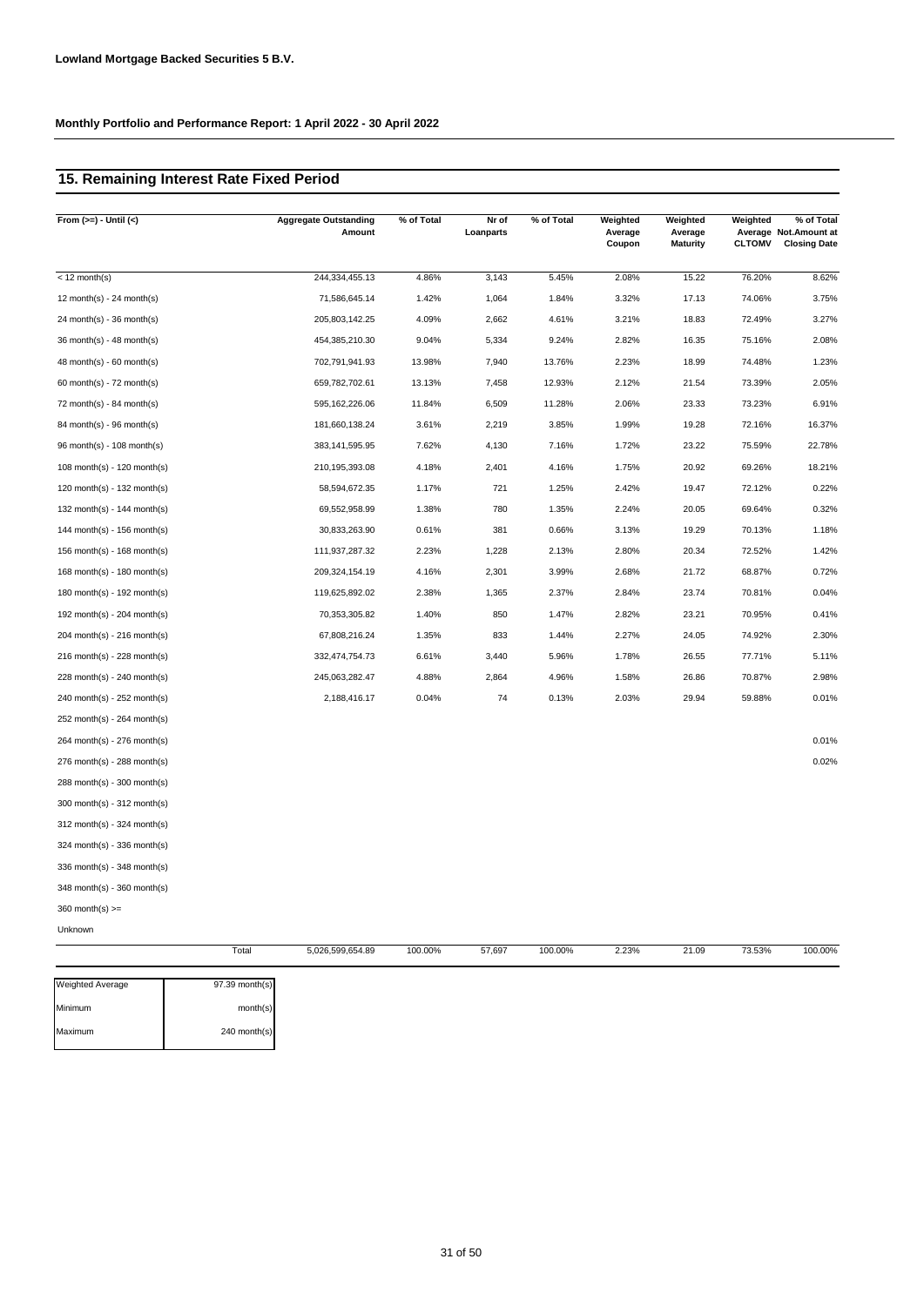**Lowland Mortgage Backed Securities 5 B.V.**

**Monthly Portfolio and Performance Report: 1 April 2022 - 30 April 2022**

## 15. Remaining Interest Rate Fixed Period

| From (>=) - Until (<) | Aggregate Outstanding Amount | % of Total | Nr of Loanparts | % of Total | Weighted Average Coupon | Weighted Average Maturity | Weighted Average CLTOMV | % of Total Not.Amount at Closing Date |
|---|---|---|---|---|---|---|---|---|
| < 12 month(s) | 244,334,455.13 | 4.86% | 3,143 | 5.45% | 2.08% | 15.22 | 76.20% | 8.62% |
| 12 month(s) - 24 month(s) | 71,586,645.14 | 1.42% | 1,064 | 1.84% | 3.32% | 17.13 | 74.06% | 3.75% |
| 24 month(s) - 36 month(s) | 205,803,142.25 | 4.09% | 2,662 | 4.61% | 3.21% | 18.83 | 72.49% | 3.27% |
| 36 month(s) - 48 month(s) | 454,385,210.30 | 9.04% | 5,334 | 9.24% | 2.82% | 16.35 | 75.16% | 2.08% |
| 48 month(s) - 60 month(s) | 702,791,941.93 | 13.98% | 7,940 | 13.76% | 2.23% | 18.99 | 74.48% | 1.23% |
| 60 month(s) - 72 month(s) | 659,782,702.61 | 13.13% | 7,458 | 12.93% | 2.12% | 21.54 | 73.39% | 2.05% |
| 72 month(s) - 84 month(s) | 595,162,226.06 | 11.84% | 6,509 | 11.28% | 2.06% | 23.33 | 73.23% | 6.91% |
| 84 month(s) - 96 month(s) | 181,660,138.24 | 3.61% | 2,219 | 3.85% | 1.99% | 19.28 | 72.16% | 16.37% |
| 96 month(s) - 108 month(s) | 383,141,595.95 | 7.62% | 4,130 | 7.16% | 1.72% | 23.22 | 75.59% | 22.78% |
| 108 month(s) - 120 month(s) | 210,195,393.08 | 4.18% | 2,401 | 4.16% | 1.75% | 20.92 | 69.26% | 18.21% |
| 120 month(s) - 132 month(s) | 58,594,672.35 | 1.17% | 721 | 1.25% | 2.42% | 19.47 | 72.12% | 0.22% |
| 132 month(s) - 144 month(s) | 69,552,958.99 | 1.38% | 780 | 1.35% | 2.24% | 20.05 | 69.64% | 0.32% |
| 144 month(s) - 156 month(s) | 30,833,263.90 | 0.61% | 381 | 0.66% | 3.13% | 19.29 | 70.13% | 1.18% |
| 156 month(s) - 168 month(s) | 111,937,287.32 | 2.23% | 1,228 | 2.13% | 2.80% | 20.34 | 72.52% | 1.42% |
| 168 month(s) - 180 month(s) | 209,324,154.19 | 4.16% | 2,301 | 3.99% | 2.68% | 21.72 | 68.87% | 0.72% |
| 180 month(s) - 192 month(s) | 119,625,892.02 | 2.38% | 1,365 | 2.37% | 2.84% | 23.74 | 70.81% | 0.04% |
| 192 month(s) - 204 month(s) | 70,353,305.82 | 1.40% | 850 | 1.47% | 2.82% | 23.21 | 70.95% | 0.41% |
| 204 month(s) - 216 month(s) | 67,808,216.24 | 1.35% | 833 | 1.44% | 2.27% | 24.05 | 74.92% | 2.30% |
| 216 month(s) - 228 month(s) | 332,474,754.73 | 6.61% | 3,440 | 5.96% | 1.78% | 26.55 | 77.71% | 5.11% |
| 228 month(s) - 240 month(s) | 245,063,282.47 | 4.88% | 2,864 | 4.96% | 1.58% | 26.86 | 70.87% | 2.98% |
| 240 month(s) - 252 month(s) | 2,188,416.17 | 0.04% | 74 | 0.13% | 2.03% | 29.94 | 59.88% | 0.01% |
| 252 month(s) - 264 month(s) | | | | | | | | |
| 264 month(s) - 276 month(s) | | | | | | | | 0.01% |
| 276 month(s) - 288 month(s) | | | | | | | | 0.02% |
| 288 month(s) - 300 month(s) | | | | | | | | |
| 300 month(s) - 312 month(s) | | | | | | | | |
| 312 month(s) - 324 month(s) | | | | | | | | |
| 324 month(s) - 336 month(s) | | | | | | | | |
| 336 month(s) - 348 month(s) | | | | | | | | |
| 348 month(s) - 360 month(s) | | | | | | | | |
| 360 month(s) >= | | | | | | | | |
| Unknown | | | | | | | | |
| Total | 5,026,599,654.89 | 100.00% | 57,697 | 100.00% | 2.23% | 21.09 | 73.53% | 100.00% |

| | |
|---|---|
| Weighted Average | 97.39 month(s) |
| Minimum | month(s) |
| Maximum | 240 month(s) |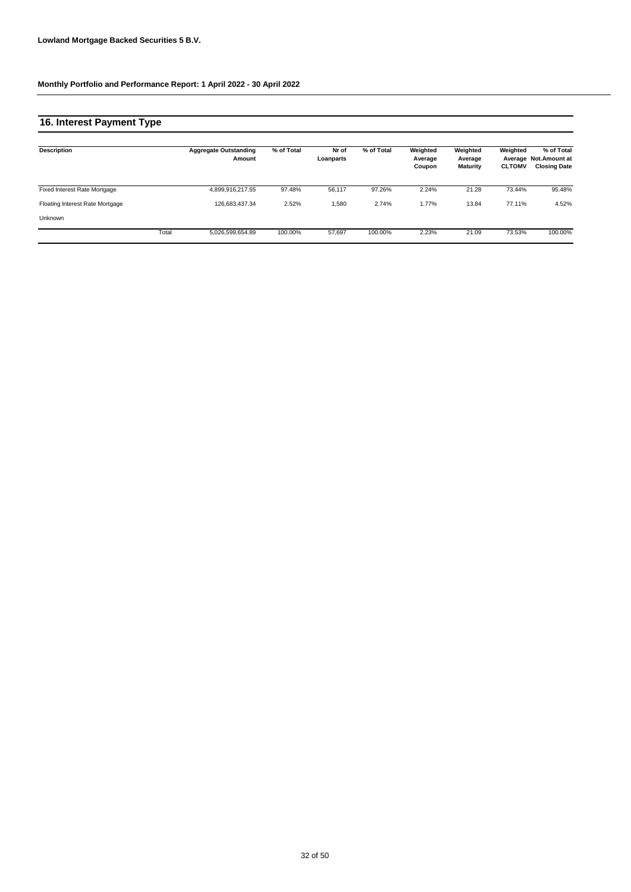**Lowland Mortgage Backed Securities 5 B.V.**

**Monthly Portfolio and Performance Report: 1 April 2022 - 30 April 2022**

## 16. Interest Payment Type

| Description | | Aggregate Outstanding Amount | % of Total | Nr of Loanparts | % of Total | Weighted Average Coupon | Weighted Average Maturity | Weighted Average CLTOMV | % of Total Not.Amount at Closing Date |
|---|---|---|---|---|---|---|---|---|---|
| Fixed Interest Rate Mortgage | | 4,899,916,217.55 | 97.48% | 56,117 | 97.26% | 2.24% | 21.28 | 73.44% | 95.48% |
| Floating Interest Rate Mortgage | | 126,683,437.34 | 2.52% | 1,580 | 2.74% | 1.77% | 13.84 | 77.11% | 4.52% |
| Unknown | | | | | | | | | |
| | Total | 5,026,599,654.89 | 100.00% | 57,697 | 100.00% | 2.23% | 21.09 | 73.53% | 100.00% |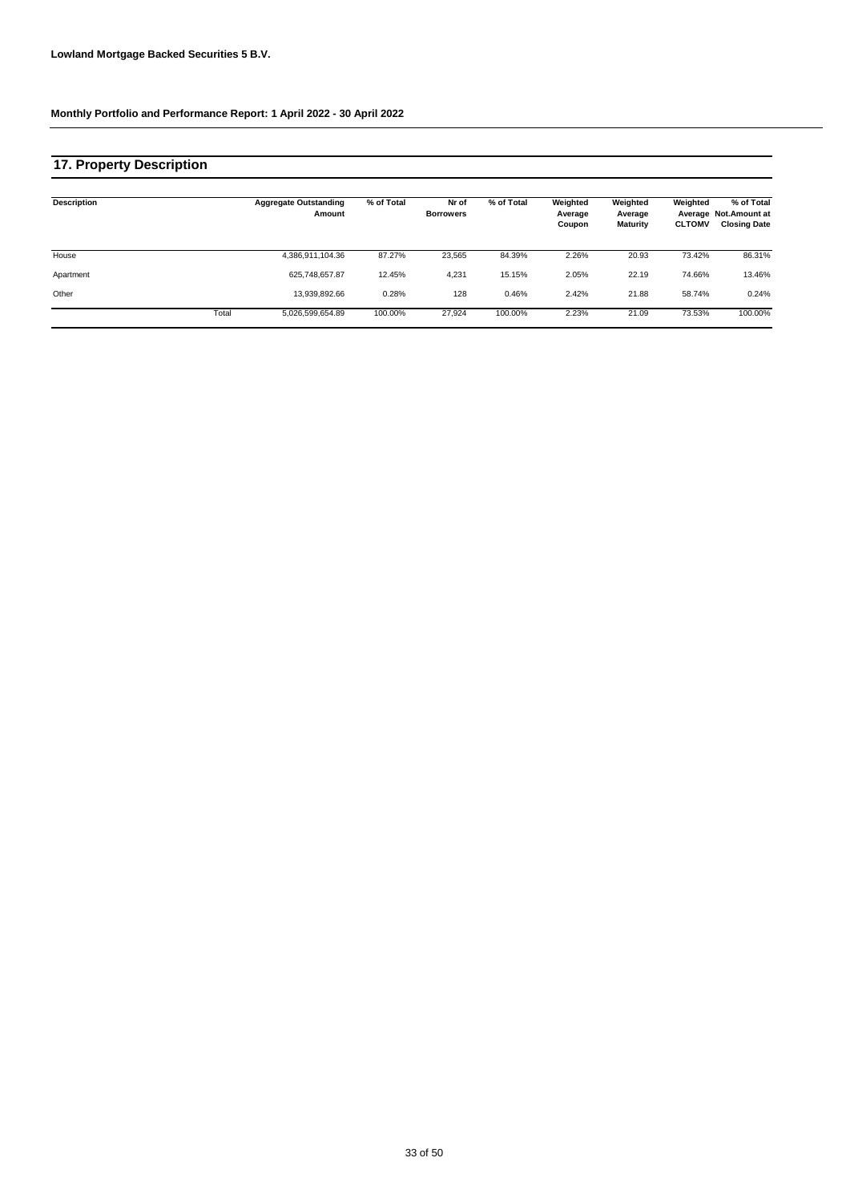**Lowland Mortgage Backed Securities 5 B.V.**

**Monthly Portfolio and Performance Report: 1 April 2022 - 30 April 2022**

## 17. Property Description

| Description | | Aggregate Outstanding Amount | % of Total | Nr of Borrowers | % of Total | Weighted Average Coupon | Weighted Average Maturity | Weighted Average CLTOMV | % of Total Not.Amount at Closing Date |
|---|---|---|---|---|---|---|---|---|---|
| House | | 4,386,911,104.36 | 87.27% | 23,565 | 84.39% | 2.26% | 20.93 | 73.42% | 86.31% |
| Apartment | | 625,748,657.87 | 12.45% | 4,231 | 15.15% | 2.05% | 22.19 | 74.66% | 13.46% |
| Other | | 13,939,892.66 | 0.28% | 128 | 0.46% | 2.42% | 21.88 | 58.74% | 0.24% |
| | Total | 5,026,599,654.89 | 100.00% | 27,924 | 100.00% | 2.23% | 21.09 | 73.53% | 100.00% |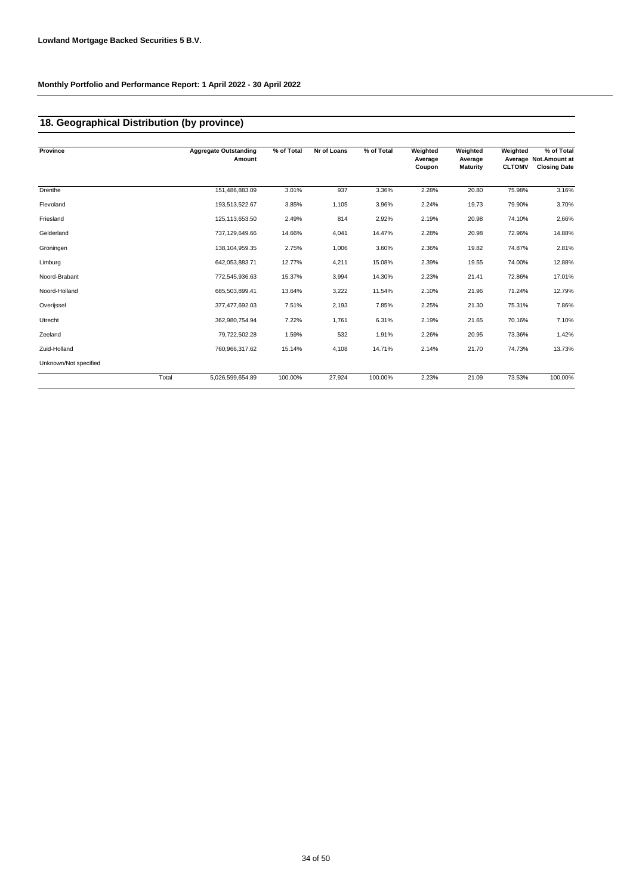Lowland Mortgage Backed Securities 5 B.V.

Monthly Portfolio and Performance Report: 1 April 2022 - 30 April 2022

## 18. Geographical Distribution (by province)

| Province | Aggregate Outstanding Amount | % of Total | Nr of Loans | % of Total | Weighted Average Coupon | Weighted Average Maturity | Weighted Average CLTOMV | % of Total Not.Amount at Closing Date |
|---|---|---|---|---|---|---|---|---|
| Drenthe | 151,486,883.09 | 3.01% | 937 | 3.36% | 2.28% | 20.80 | 75.98% | 3.16% |
| Flevoland | 193,513,522.67 | 3.85% | 1,105 | 3.96% | 2.24% | 19.73 | 79.90% | 3.70% |
| Friesland | 125,113,653.50 | 2.49% | 814 | 2.92% | 2.19% | 20.98 | 74.10% | 2.66% |
| Gelderland | 737,129,649.66 | 14.66% | 4,041 | 14.47% | 2.28% | 20.98 | 72.96% | 14.88% |
| Groningen | 138,104,959.35 | 2.75% | 1,006 | 3.60% | 2.36% | 19.82 | 74.87% | 2.81% |
| Limburg | 642,053,883.71 | 12.77% | 4,211 | 15.08% | 2.39% | 19.55 | 74.00% | 12.88% |
| Noord-Brabant | 772,545,936.63 | 15.37% | 3,994 | 14.30% | 2.23% | 21.41 | 72.86% | 17.01% |
| Noord-Holland | 685,503,899.41 | 13.64% | 3,222 | 11.54% | 2.10% | 21.96 | 71.24% | 12.79% |
| Overijssel | 377,477,692.03 | 7.51% | 2,193 | 7.85% | 2.25% | 21.30 | 75.31% | 7.86% |
| Utrecht | 362,980,754.94 | 7.22% | 1,761 | 6.31% | 2.19% | 21.65 | 70.16% | 7.10% |
| Zeeland | 79,722,502.28 | 1.59% | 532 | 1.91% | 2.26% | 20.95 | 73.36% | 1.42% |
| Zuid-Holland | 760,966,317.62 | 15.14% | 4,108 | 14.71% | 2.14% | 21.70 | 74.73% | 13.73% |
| Unknown/Not specified | | | | | | | | |
| Total | 5,026,599,654.89 | 100.00% | 27,924 | 100.00% | 2.23% | 21.09 | 73.53% | 100.00% |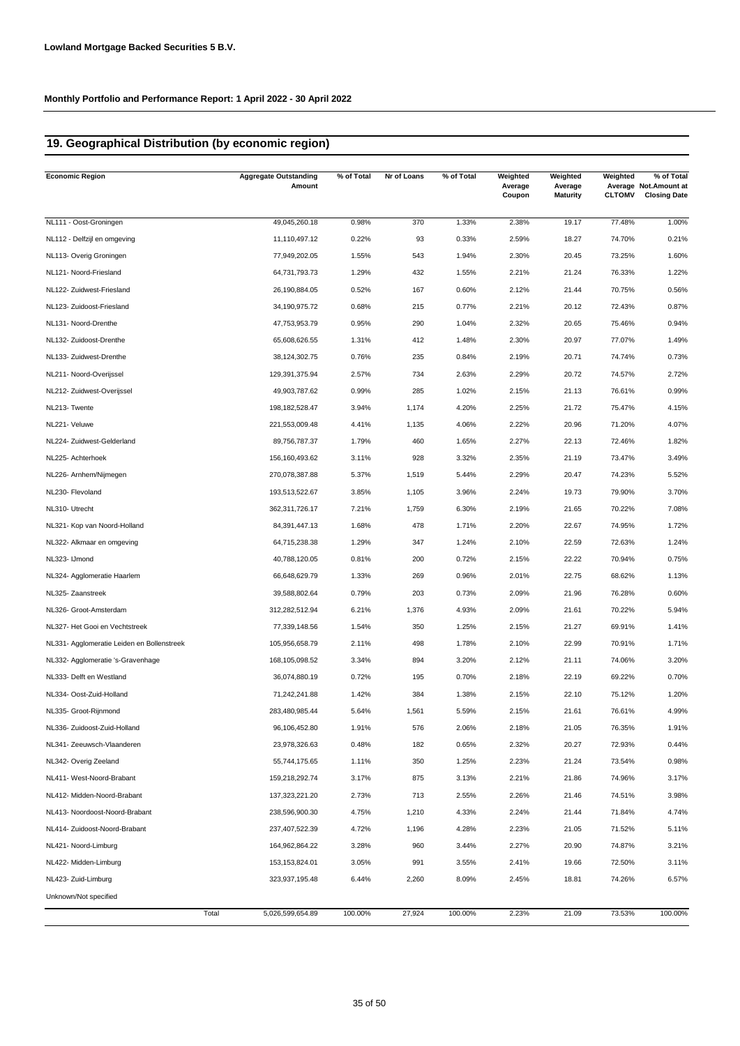**Lowland Mortgage Backed Securities 5 B.V.**

**Monthly Portfolio and Performance Report: 1 April 2022 - 30 April 2022**

## 19. Geographical Distribution (by economic region)

| Economic Region | Aggregate Outstanding Amount | % of Total | Nr of Loans | % of Total | Weighted Average Coupon | Weighted Average Maturity | Weighted Average CLTOMV | % of Total Not.Amount at Closing Date |
|---|---|---|---|---|---|---|---|---|
| NL111 - Oost-Groningen | 49,045,260.18 | 0.98% | 370 | 1.33% | 2.38% | 19.17 | 77.48% | 1.00% |
| NL112 - Delfzijl en omgeving | 11,110,497.12 | 0.22% | 93 | 0.33% | 2.59% | 18.27 | 74.70% | 0.21% |
| NL113- Overig Groningen | 77,949,202.05 | 1.55% | 543 | 1.94% | 2.30% | 20.45 | 73.25% | 1.60% |
| NL121- Noord-Friesland | 64,731,793.73 | 1.29% | 432 | 1.55% | 2.21% | 21.24 | 76.33% | 1.22% |
| NL122- Zuidwest-Friesland | 26,190,884.05 | 0.52% | 167 | 0.60% | 2.12% | 21.44 | 70.75% | 0.56% |
| NL123- Zuidoost-Friesland | 34,190,975.72 | 0.68% | 215 | 0.77% | 2.21% | 20.12 | 72.43% | 0.87% |
| NL131- Noord-Drenthe | 47,753,953.79 | 0.95% | 290 | 1.04% | 2.32% | 20.65 | 75.46% | 0.94% |
| NL132- Zuidoost-Drenthe | 65,608,626.55 | 1.31% | 412 | 1.48% | 2.30% | 20.97 | 77.07% | 1.49% |
| NL133- Zuidwest-Drenthe | 38,124,302.75 | 0.76% | 235 | 0.84% | 2.19% | 20.71 | 74.74% | 0.73% |
| NL211- Noord-Overijssel | 129,391,375.94 | 2.57% | 734 | 2.63% | 2.29% | 20.72 | 74.57% | 2.72% |
| NL212- Zuidwest-Overijssel | 49,903,787.62 | 0.99% | 285 | 1.02% | 2.15% | 21.13 | 76.61% | 0.99% |
| NL213- Twente | 198,182,528.47 | 3.94% | 1,174 | 4.20% | 2.25% | 21.72 | 75.47% | 4.15% |
| NL221- Veluwe | 221,553,009.48 | 4.41% | 1,135 | 4.06% | 2.22% | 20.96 | 71.20% | 4.07% |
| NL224- Zuidwest-Gelderland | 89,756,787.37 | 1.79% | 460 | 1.65% | 2.27% | 22.13 | 72.46% | 1.82% |
| NL225- Achterhoek | 156,160,493.62 | 3.11% | 928 | 3.32% | 2.35% | 21.19 | 73.47% | 3.49% |
| NL226- Arnhem/Nijmegen | 270,078,387.88 | 5.37% | 1,519 | 5.44% | 2.29% | 20.47 | 74.23% | 5.52% |
| NL230- Flevoland | 193,513,522.67 | 3.85% | 1,105 | 3.96% | 2.24% | 19.73 | 79.90% | 3.70% |
| NL310- Utrecht | 362,311,726.17 | 7.21% | 1,759 | 6.30% | 2.19% | 21.65 | 70.22% | 7.08% |
| NL321- Kop van Noord-Holland | 84,391,447.13 | 1.68% | 478 | 1.71% | 2.20% | 22.67 | 74.95% | 1.72% |
| NL322- Alkmaar en omgeving | 64,715,238.38 | 1.29% | 347 | 1.24% | 2.10% | 22.59 | 72.63% | 1.24% |
| NL323- IJmond | 40,788,120.05 | 0.81% | 200 | 0.72% | 2.15% | 22.22 | 70.94% | 0.75% |
| NL324- Agglomeratie Haarlem | 66,648,629.79 | 1.33% | 269 | 0.96% | 2.01% | 22.75 | 68.62% | 1.13% |
| NL325- Zaanstreek | 39,588,802.64 | 0.79% | 203 | 0.73% | 2.09% | 21.96 | 76.28% | 0.60% |
| NL326- Groot-Amsterdam | 312,282,512.94 | 6.21% | 1,376 | 4.93% | 2.09% | 21.61 | 70.22% | 5.94% |
| NL327- Het Gooi en Vechtstreek | 77,339,148.56 | 1.54% | 350 | 1.25% | 2.15% | 21.27 | 69.91% | 1.41% |
| NL331- Agglomeratie Leiden en Bollenstreek | 105,956,658.79 | 2.11% | 498 | 1.78% | 2.10% | 22.99 | 70.91% | 1.71% |
| NL332- Agglomeratie 's-Gravenhage | 168,105,098.52 | 3.34% | 894 | 3.20% | 2.12% | 21.11 | 74.06% | 3.20% |
| NL333- Delft en Westland | 36,074,880.19 | 0.72% | 195 | 0.70% | 2.18% | 22.19 | 69.22% | 0.70% |
| NL334- Oost-Zuid-Holland | 71,242,241.88 | 1.42% | 384 | 1.38% | 2.15% | 22.10 | 75.12% | 1.20% |
| NL335- Groot-Rijnmond | 283,480,985.44 | 5.64% | 1,561 | 5.59% | 2.15% | 21.61 | 76.61% | 4.99% |
| NL336- Zuidoost-Zuid-Holland | 96,106,452.80 | 1.91% | 576 | 2.06% | 2.18% | 21.05 | 76.35% | 1.91% |
| NL341- Zeeuwsch-Vlaanderen | 23,978,326.63 | 0.48% | 182 | 0.65% | 2.32% | 20.27 | 72.93% | 0.44% |
| NL342- Overig Zeeland | 55,744,175.65 | 1.11% | 350 | 1.25% | 2.23% | 21.24 | 73.54% | 0.98% |
| NL411- West-Noord-Brabant | 159,218,292.74 | 3.17% | 875 | 3.13% | 2.21% | 21.86 | 74.96% | 3.17% |
| NL412- Midden-Noord-Brabant | 137,323,221.20 | 2.73% | 713 | 2.55% | 2.26% | 21.46 | 74.51% | 3.98% |
| NL413- Noordoost-Noord-Brabant | 238,596,900.30 | 4.75% | 1,210 | 4.33% | 2.24% | 21.44 | 71.84% | 4.74% |
| NL414- Zuidoost-Noord-Brabant | 237,407,522.39 | 4.72% | 1,196 | 4.28% | 2.23% | 21.05 | 71.52% | 5.11% |
| NL421- Noord-Limburg | 164,962,864.22 | 3.28% | 960 | 3.44% | 2.27% | 20.90 | 74.87% | 3.21% |
| NL422- Midden-Limburg | 153,153,824.01 | 3.05% | 991 | 3.55% | 2.41% | 19.66 | 72.50% | 3.11% |
| NL423- Zuid-Limburg | 323,937,195.48 | 6.44% | 2,260 | 8.09% | 2.45% | 18.81 | 74.26% | 6.57% |
| Unknown/Not specified | | | | | | | | |
| Total | 5,026,599,654.89 | 100.00% | 27,924 | 100.00% | 2.23% | 21.09 | 73.53% | 100.00% |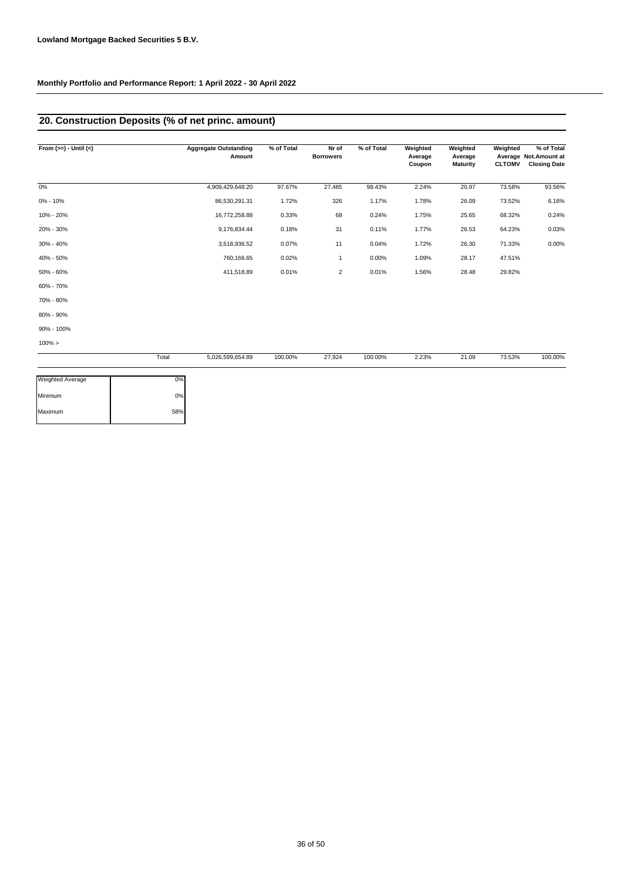**Lowland Mortgage Backed Securities 5 B.V.**

**Monthly Portfolio and Performance Report: 1 April 2022 - 30 April 2022**

## 20. Construction Deposits (% of net princ. amount)

| From (>=) - Until (<) | Aggregate Outstanding Amount | % of Total | Nr of Borrowers | % of Total | Weighted Average Coupon | Weighted Average Maturity | Weighted Average CLTOMV | % of Total Not.Amount at Closing Date |
|---|---|---|---|---|---|---|---|---|
| 0% | 4,909,429,648.20 | 97.67% | 27,485 | 98.43% | 2.24% | 20.97 | 73.58% | 93.56% |
| 0% - 10% | 86,530,291.31 | 1.72% | 326 | 1.17% | 1.78% | 26.09 | 73.52% | 6.16% |
| 10% - 20% | 16,772,258.88 | 0.33% | 68 | 0.24% | 1.75% | 25.65 | 68.32% | 0.24% |
| 20% - 30% | 9,176,834.44 | 0.18% | 31 | 0.11% | 1.77% | 26.53 | 64.23% | 0.03% |
| 30% - 40% | 3,518,936.52 | 0.07% | 11 | 0.04% | 1.72% | 26.30 | 71.33% | 0.00% |
| 40% - 50% | 760,166.65 | 0.02% | 1 | 0.00% | 1.09% | 28.17 | 47.51% | |
| 50% - 60% | 411,518.89 | 0.01% | 2 | 0.01% | 1.56% | 28.48 | 29.82% | |
| 60% - 70% | | | | | | | | |
| 70% - 80% | | | | | | | | |
| 80% - 90% | | | | | | | | |
| 90% - 100% | | | | | | | | |
| 100% > | | | | | | | | |
| Total | 5,026,599,654.89 | 100.00% | 27,924 | 100.00% | 2.23% | 21.09 | 73.53% | 100.00% |

| | |
|---|---|
| Weighted Average | 0% |
| Minimum | 0% |
| Maximum | 58% |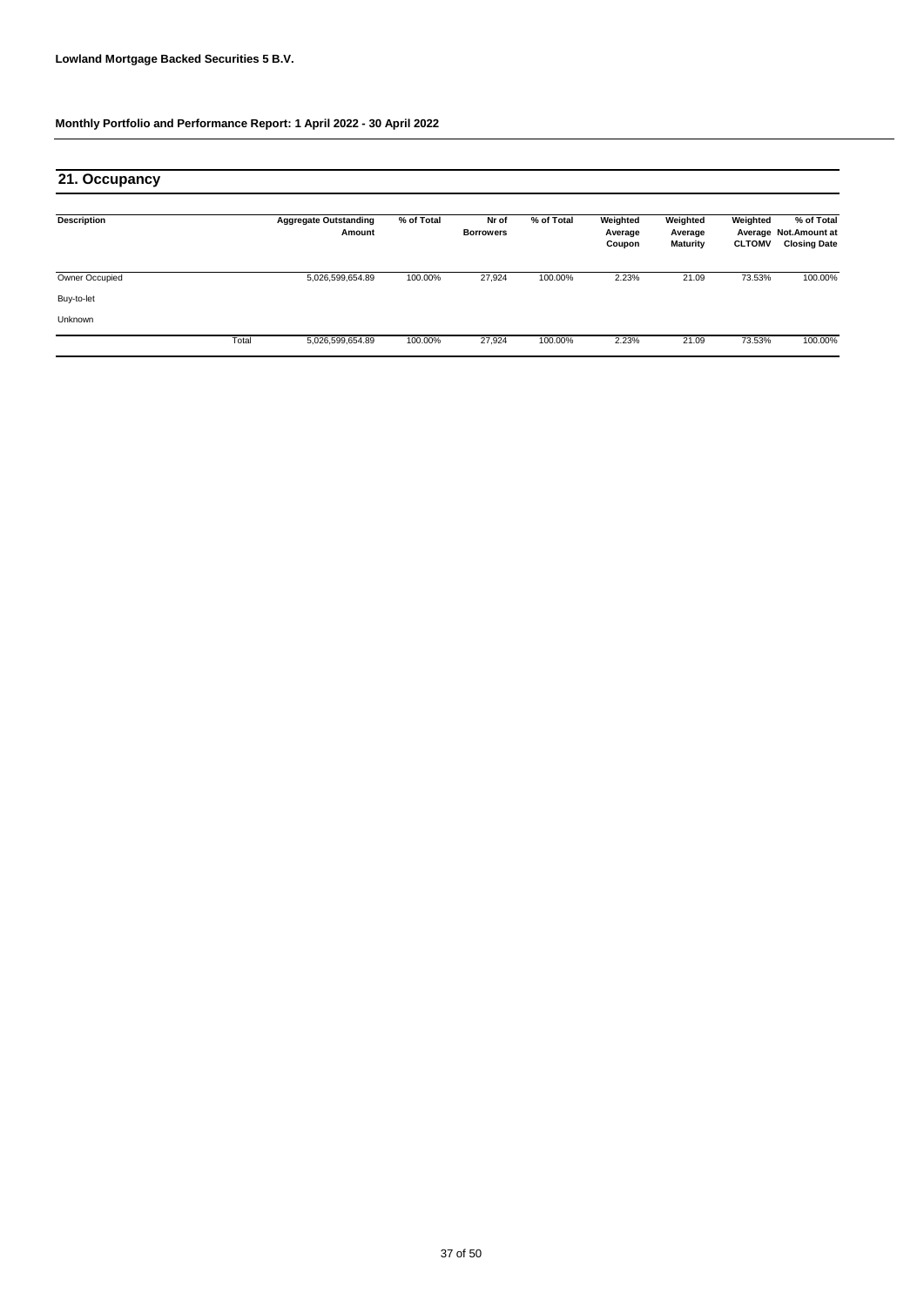**Lowland Mortgage Backed Securities 5 B.V.**

**Monthly Portfolio and Performance Report: 1 April 2022 - 30 April 2022**

## 21. Occupancy

| Description | | Aggregate Outstanding Amount | % of Total | Nr of Borrowers | % of Total | Weighted Average Coupon | Weighted Average Maturity | Weighted Average CLTOMV | % of Total Not.Amount at Closing Date |
|---|---|---|---|---|---|---|---|---|---|
| Owner Occupied | | 5,026,599,654.89 | 100.00% | 27,924 | 100.00% | 2.23% | 21.09 | 73.53% | 100.00% |
| Buy-to-let | | | | | | | | | |
| Unknown | | | | | | | | | |
| | Total | 5,026,599,654.89 | 100.00% | 27,924 | 100.00% | 2.23% | 21.09 | 73.53% | 100.00% |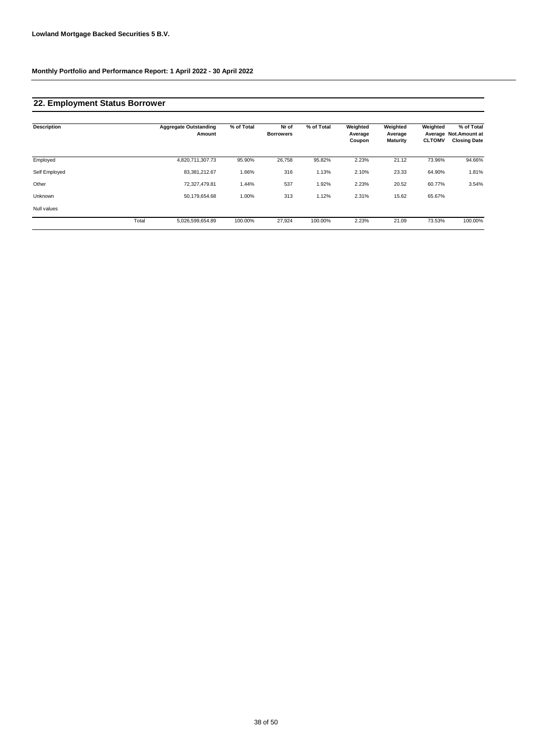Lowland Mortgage Backed Securities 5 B.V.

**Monthly Portfolio and Performance Report: 1 April 2022 - 30 April 2022**

## 22. Employment Status Borrower

| Description | | Aggregate Outstanding Amount | % of Total | Nr of Borrowers | % of Total | Weighted Average Coupon | Weighted Average Maturity | Weighted Average CLTOMV | % of Total Not.Amount at Closing Date |
|---|---|---|---|---|---|---|---|---|---|
| Employed | | 4,820,711,307.73 | 95.90% | 26,758 | 95.82% | 2.23% | 21.12 | 73.96% | 94.66% |
| Self Employed | | 83,381,212.67 | 1.66% | 316 | 1.13% | 2.10% | 23.33 | 64.90% | 1.81% |
| Other | | 72,327,479.81 | 1.44% | 537 | 1.92% | 2.23% | 20.52 | 60.77% | 3.54% |
| Unknown | | 50,179,654.68 | 1.00% | 313 | 1.12% | 2.31% | 15.62 | 65.67% | |
| Null values | | | | | | | | | |
| | Total | 5,026,599,654.89 | 100.00% | 27,924 | 100.00% | 2.23% | 21.09 | 73.53% | 100.00% |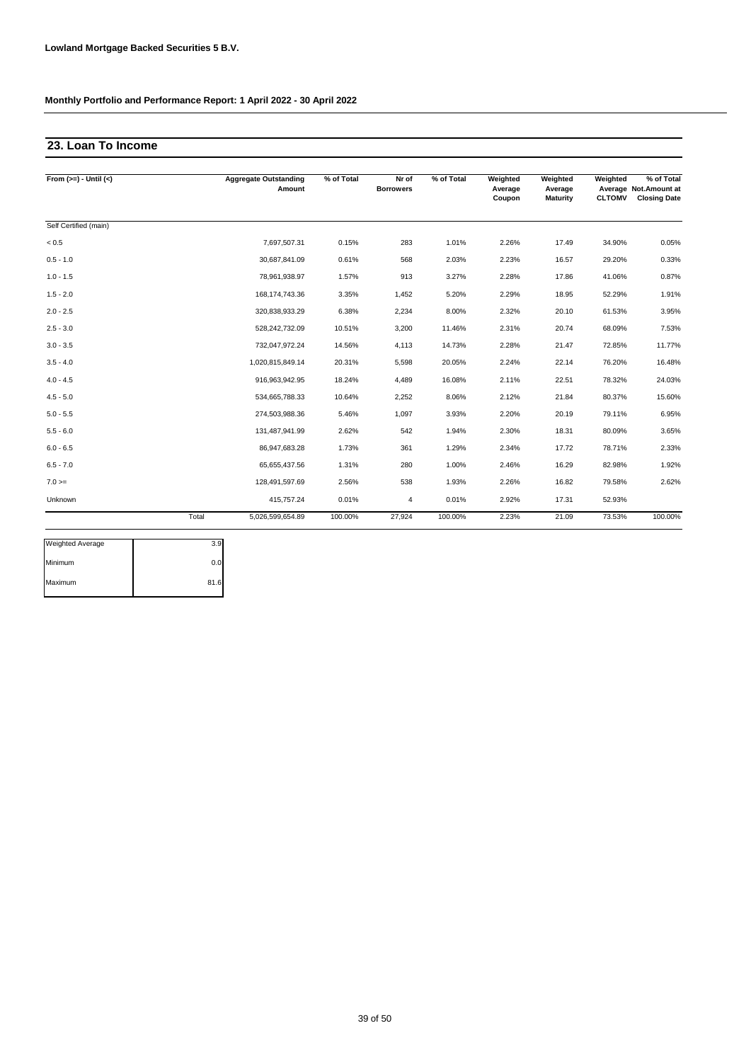**Lowland Mortgage Backed Securities 5 B.V.**

**Monthly Portfolio and Performance Report: 1 April 2022 - 30 April 2022**

## 23. Loan To Income

| From (>=) - Until (<) | | Aggregate Outstanding Amount | % of Total | Nr of Borrowers | % of Total | Weighted Average Coupon | Weighted Average Maturity | Weighted Average CLTOMV | % of Total Not.Amount at Closing Date |
|---|---|---|---|---|---|---|---|---|---|
| Self Certified (main) | | | | | | | | | |
| < 0.5 | | 7,697,507.31 | 0.15% | 283 | 1.01% | 2.26% | 17.49 | 34.90% | 0.05% |
| 0.5 - 1.0 | | 30,687,841.09 | 0.61% | 568 | 2.03% | 2.23% | 16.57 | 29.20% | 0.33% |
| 1.0 - 1.5 | | 78,961,938.97 | 1.57% | 913 | 3.27% | 2.28% | 17.86 | 41.06% | 0.87% |
| 1.5 - 2.0 | | 168,174,743.36 | 3.35% | 1,452 | 5.20% | 2.29% | 18.95 | 52.29% | 1.91% |
| 2.0 - 2.5 | | 320,838,933.29 | 6.38% | 2,234 | 8.00% | 2.32% | 20.10 | 61.53% | 3.95% |
| 2.5 - 3.0 | | 528,242,732.09 | 10.51% | 3,200 | 11.46% | 2.31% | 20.74 | 68.09% | 7.53% |
| 3.0 - 3.5 | | 732,047,972.24 | 14.56% | 4,113 | 14.73% | 2.28% | 21.47 | 72.85% | 11.77% |
| 3.5 - 4.0 | | 1,020,815,849.14 | 20.31% | 5,598 | 20.05% | 2.24% | 22.14 | 76.20% | 16.48% |
| 4.0 - 4.5 | | 916,963,942.95 | 18.24% | 4,489 | 16.08% | 2.11% | 22.51 | 78.32% | 24.03% |
| 4.5 - 5.0 | | 534,665,788.33 | 10.64% | 2,252 | 8.06% | 2.12% | 21.84 | 80.37% | 15.60% |
| 5.0 - 5.5 | | 274,503,988.36 | 5.46% | 1,097 | 3.93% | 2.20% | 20.19 | 79.11% | 6.95% |
| 5.5 - 6.0 | | 131,487,941.99 | 2.62% | 542 | 1.94% | 2.30% | 18.31 | 80.09% | 3.65% |
| 6.0 - 6.5 | | 86,947,683.28 | 1.73% | 361 | 1.29% | 2.34% | 17.72 | 78.71% | 2.33% |
| 6.5 - 7.0 | | 65,655,437.56 | 1.31% | 280 | 1.00% | 2.46% | 16.29 | 82.98% | 1.92% |
| 7.0 >= | | 128,491,597.69 | 2.56% | 538 | 1.93% | 2.26% | 16.82 | 79.58% | 2.62% |
| Unknown | | 415,757.24 | 0.01% | 4 | 0.01% | 2.92% | 17.31 | 52.93% | |
| | Total | 5,026,599,654.89 | 100.00% | 27,924 | 100.00% | 2.23% | 21.09 | 73.53% | 100.00% |

| | |
|---|---|
| Weighted Average | 3.9 |
| Minimum | 0.0 |
| Maximum | 81.6 |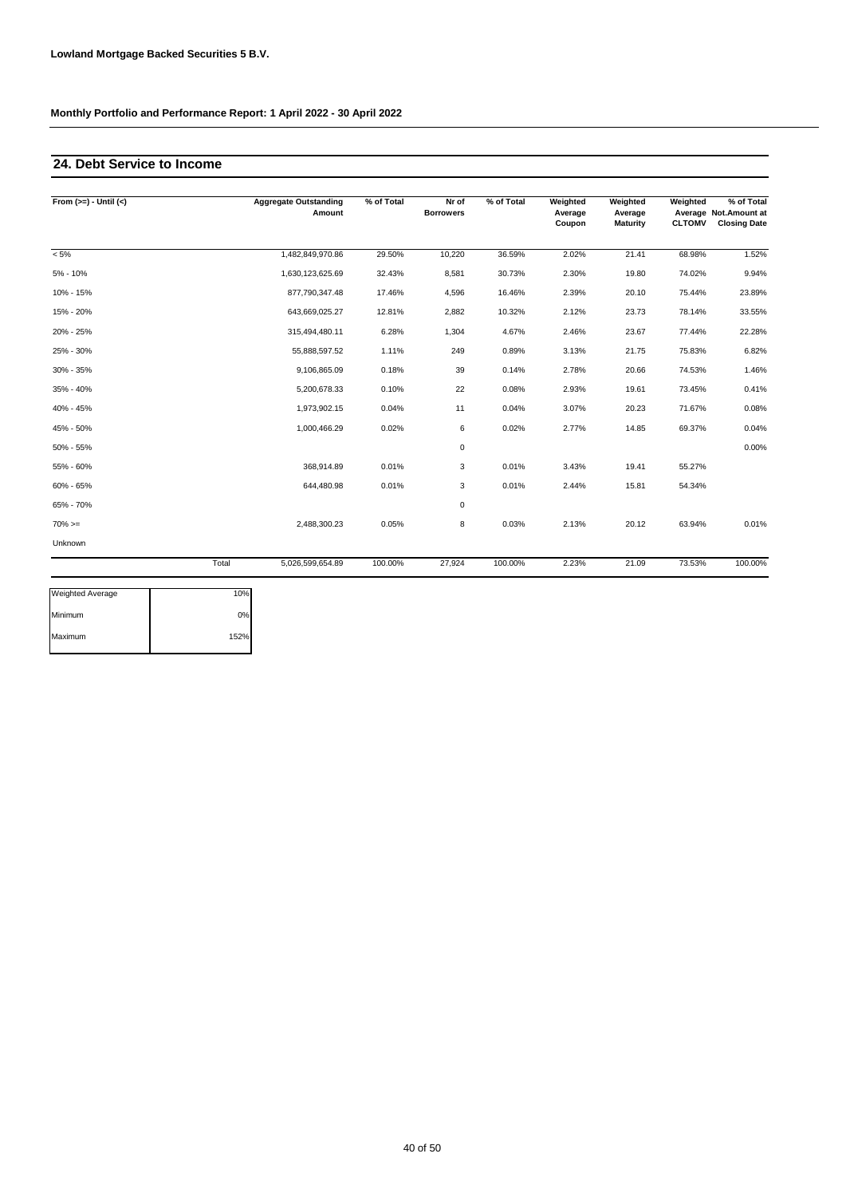**Lowland Mortgage Backed Securities 5 B.V.**

**Monthly Portfolio and Performance Report: 1 April 2022 - 30 April 2022**

## 24. Debt Service to Income

| From (>=) - Until (<) | Aggregate Outstanding Amount | % of Total | Nr of Borrowers | % of Total | Weighted Average Coupon | Weighted Average Maturity | Weighted Average CLTOMV | % of Total Not.Amount at Closing Date |
|---|---|---|---|---|---|---|---|---|
| < 5% | 1,482,849,970.86 | 29.50% | 10,220 | 36.59% | 2.02% | 21.41 | 68.98% | 1.52% |
| 5% - 10% | 1,630,123,625.69 | 32.43% | 8,581 | 30.73% | 2.30% | 19.80 | 74.02% | 9.94% |
| 10% - 15% | 877,790,347.48 | 17.46% | 4,596 | 16.46% | 2.39% | 20.10 | 75.44% | 23.89% |
| 15% - 20% | 643,669,025.27 | 12.81% | 2,882 | 10.32% | 2.12% | 23.73 | 78.14% | 33.55% |
| 20% - 25% | 315,494,480.11 | 6.28% | 1,304 | 4.67% | 2.46% | 23.67 | 77.44% | 22.28% |
| 25% - 30% | 55,888,597.52 | 1.11% | 249 | 0.89% | 3.13% | 21.75 | 75.83% | 6.82% |
| 30% - 35% | 9,106,865.09 | 0.18% | 39 | 0.14% | 2.78% | 20.66 | 74.53% | 1.46% |
| 35% - 40% | 5,200,678.33 | 0.10% | 22 | 0.08% | 2.93% | 19.61 | 73.45% | 0.41% |
| 40% - 45% | 1,973,902.15 | 0.04% | 11 | 0.04% | 3.07% | 20.23 | 71.67% | 0.08% |
| 45% - 50% | 1,000,466.29 | 0.02% | 6 | 0.02% | 2.77% | 14.85 | 69.37% | 0.04% |
| 50% - 55% | | | 0 | | | | | 0.00% |
| 55% - 60% | 368,914.89 | 0.01% | 3 | 0.01% | 3.43% | 19.41 | 55.27% | |
| 60% - 65% | 644,480.98 | 0.01% | 3 | 0.01% | 2.44% | 15.81 | 54.34% | |
| 65% - 70% | | | 0 | | | | | |
| 70% >= | 2,488,300.23 | 0.05% | 8 | 0.03% | 2.13% | 20.12 | 63.94% | 0.01% |
| Unknown | | | | | | | | |
| Total | 5,026,599,654.89 | 100.00% | 27,924 | 100.00% | 2.23% | 21.09 | 73.53% | 100.00% |

| | |
|---|---|
| Weighted Average | 10% |
| Minimum | 0% |
| Maximum | 152% |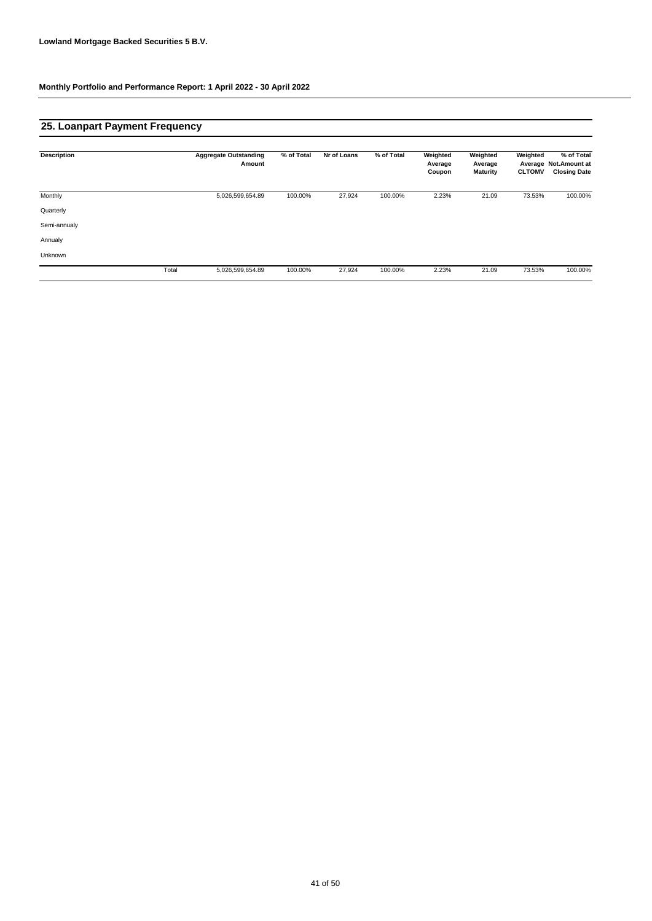**Lowland Mortgage Backed Securities 5 B.V.**

**Monthly Portfolio and Performance Report: 1 April 2022 - 30 April 2022**

## 25. Loanpart Payment Frequency

| Description | | Aggregate Outstanding Amount | % of Total | Nr of Loans | % of Total | Weighted Average Coupon | Weighted Average Maturity | Weighted Average CLTOMV | % of Total Not.Amount at Closing Date |
|---|---|---|---|---|---|---|---|---|---|
| Monthly | | 5,026,599,654.89 | 100.00% | 27,924 | 100.00% | 2.23% | 21.09 | 73.53% | 100.00% |
| Quarterly | | | | | | | | | |
| Semi-annualy | | | | | | | | | |
| Annualy | | | | | | | | | |
| Unknown | | | | | | | | | |
| | Total | 5,026,599,654.89 | 100.00% | 27,924 | 100.00% | 2.23% | 21.09 | 73.53% | 100.00% |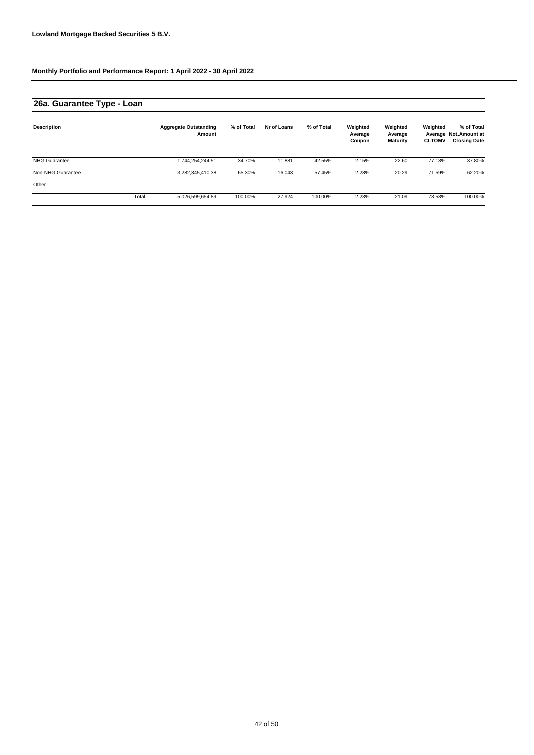**Lowland Mortgage Backed Securities 5 B.V.**

**Monthly Portfolio and Performance Report: 1 April 2022 - 30 April 2022**

## 26a. Guarantee Type - Loan

| Description | | Aggregate Outstanding Amount | % of Total | Nr of Loans | % of Total | Weighted Average Coupon | Weighted Average Maturity | Weighted Average CLTOMV | % of Total Not.Amount at Closing Date |
|---|---|---|---|---|---|---|---|---|---|
| NHG Guarantee | | 1,744,254,244.51 | 34.70% | 11,881 | 42.55% | 2.15% | 22.60 | 77.18% | 37.80% |
| Non-NHG Guarantee | | 3,282,345,410.38 | 65.30% | 16,043 | 57.45% | 2.28% | 20.29 | 71.59% | 62.20% |
| Other | | | | | | | | | |
| | Total | 5,026,599,654.89 | 100.00% | 27,924 | 100.00% | 2.23% | 21.09 | 73.53% | 100.00% |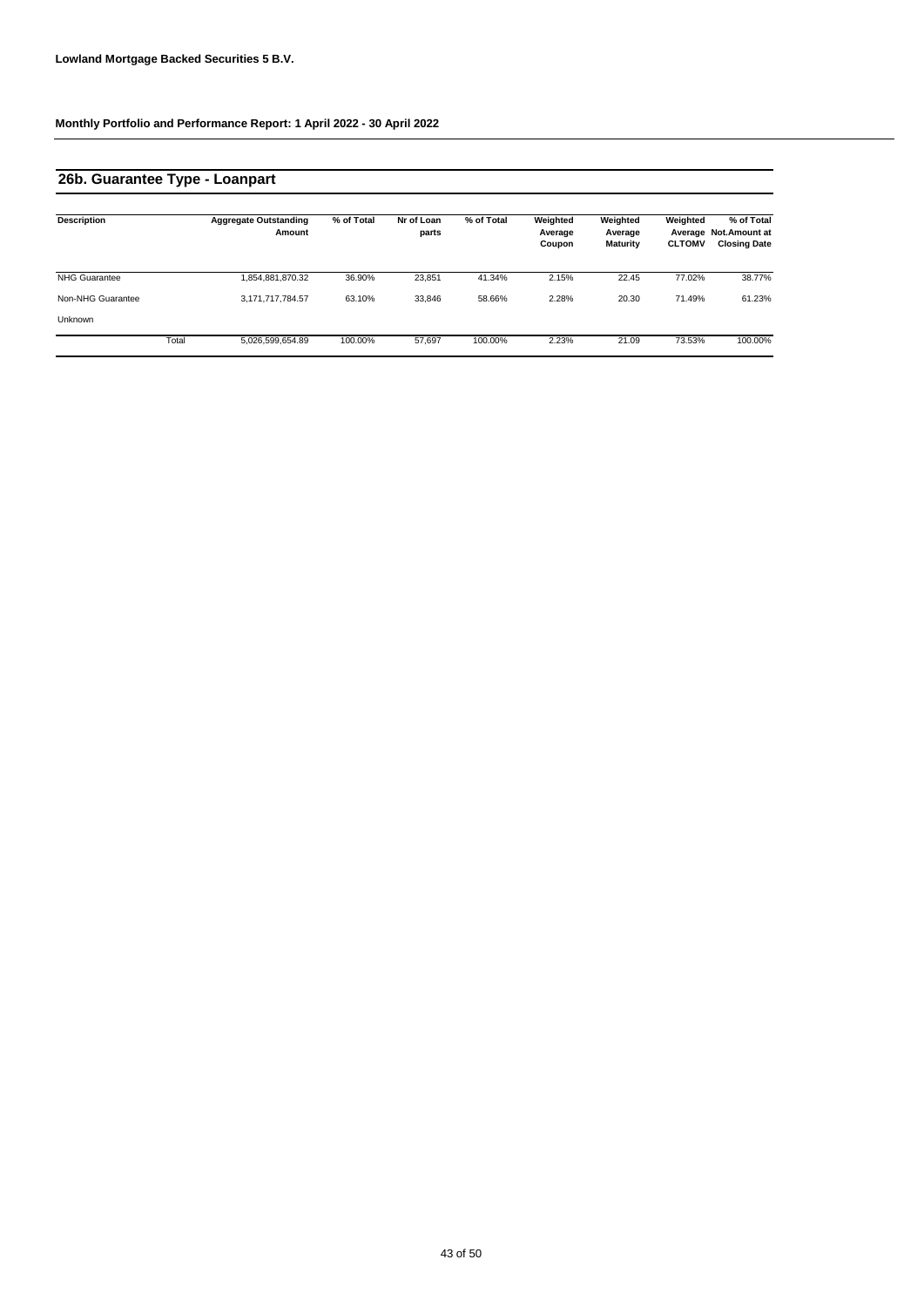**Lowland Mortgage Backed Securities 5 B.V.**

**Monthly Portfolio and Performance Report: 1 April 2022 - 30 April 2022**

## 26b. Guarantee Type - Loanpart

| Description | | Aggregate Outstanding Amount | % of Total | Nr of Loan parts | % of Total | Weighted Average Coupon | Weighted Average Maturity | Weighted Average CLTOMV | % of Total Not.Amount at Closing Date |
|---|---|---|---|---|---|---|---|---|---|
| NHG Guarantee | | 1,854,881,870.32 | 36.90% | 23,851 | 41.34% | 2.15% | 22.45 | 77.02% | 38.77% |
| Non-NHG Guarantee | | 3,171,717,784.57 | 63.10% | 33,846 | 58.66% | 2.28% | 20.30 | 71.49% | 61.23% |
| Unknown | | | | | | | | | |
| | Total | 5,026,599,654.89 | 100.00% | 57,697 | 100.00% | 2.23% | 21.09 | 73.53% | 100.00% |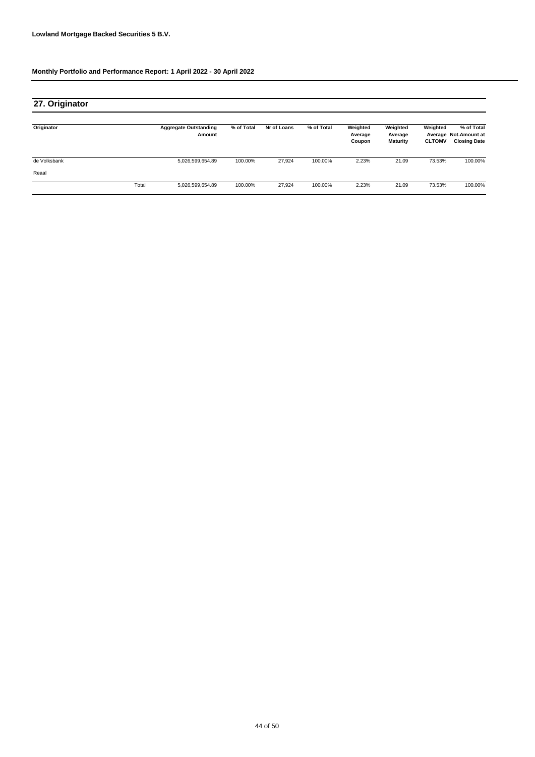**Lowland Mortgage Backed Securities 5 B.V.**

**Monthly Portfolio and Performance Report: 1 April 2022 - 30 April 2022**

## 27. Originator

| Originator | | Aggregate Outstanding Amount | % of Total | Nr of Loans | % of Total | Weighted Average Coupon | Weighted Average Maturity | Weighted Average CLTOMV | % of Total Not.Amount at Closing Date |
|---|---|---|---|---|---|---|---|---|---|
| de Volksbank | | 5,026,599,654.89 | 100.00% | 27,924 | 100.00% | 2.23% | 21.09 | 73.53% | 100.00% |
| Reaal | | | | | | | | | |
| | Total | 5,026,599,654.89 | 100.00% | 27,924 | 100.00% | 2.23% | 21.09 | 73.53% | 100.00% |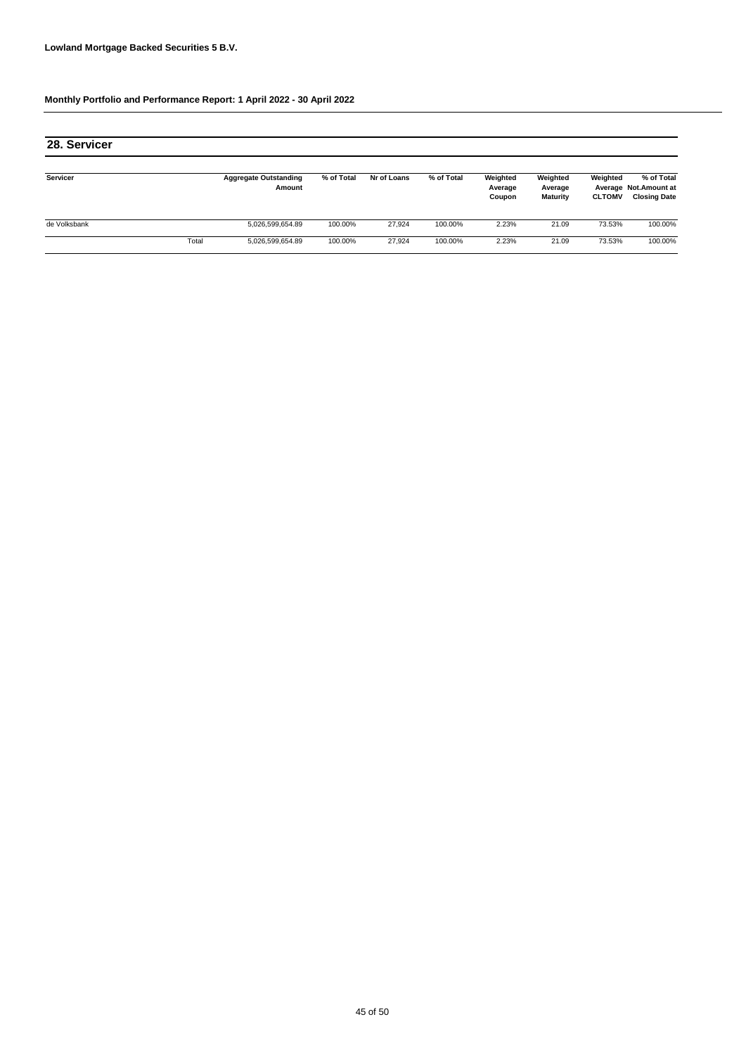**Lowland Mortgage Backed Securities 5 B.V.**

**Monthly Portfolio and Performance Report: 1 April 2022 - 30 April 2022**

## 28. Servicer

| Servicer | | Aggregate Outstanding Amount | % of Total | Nr of Loans | % of Total | Weighted Average Coupon | Weighted Average Maturity | Weighted Average CLTOMV | % of Total Not.Amount at Closing Date |
|---|---|---|---|---|---|---|---|---|---|
| de Volksbank | | 5,026,599,654.89 | 100.00% | 27,924 | 100.00% | 2.23% | 21.09 | 73.53% | 100.00% |
| | Total | 5,026,599,654.89 | 100.00% | 27,924 | 100.00% | 2.23% | 21.09 | 73.53% | 100.00% |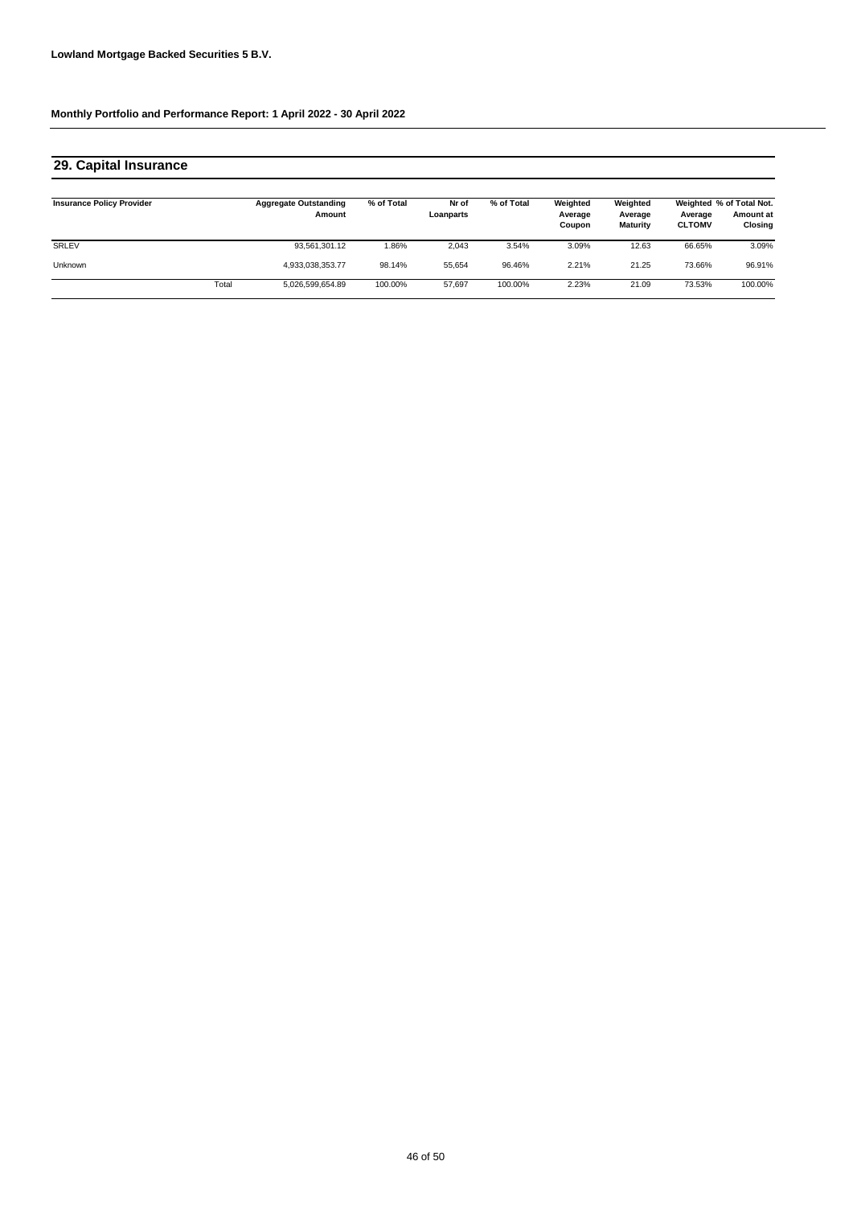Lowland Mortgage Backed Securities 5 B.V.

**Monthly Portfolio and Performance Report: 1 April 2022 - 30 April 2022**

## 29. Capital Insurance

| Insurance Policy Provider | | Aggregate Outstanding Amount | % of Total | Nr of Loanparts | % of Total | Weighted Average Coupon | Weighted Average Maturity | Weighted Average CLTOMV | % of Total Not. Amount at Closing |
|---|---|---|---|---|---|---|---|---|---|
| SRLEV | | 93,561,301.12 | 1.86% | 2,043 | 3.54% | 3.09% | 12.63 | 66.65% | 3.09% |
| Unknown | | 4,933,038,353.77 | 98.14% | 55,654 | 96.46% | 2.21% | 21.25 | 73.66% | 96.91% |
| | Total | 5,026,599,654.89 | 100.00% | 57,697 | 100.00% | 2.23% | 21.09 | 73.53% | 100.00% |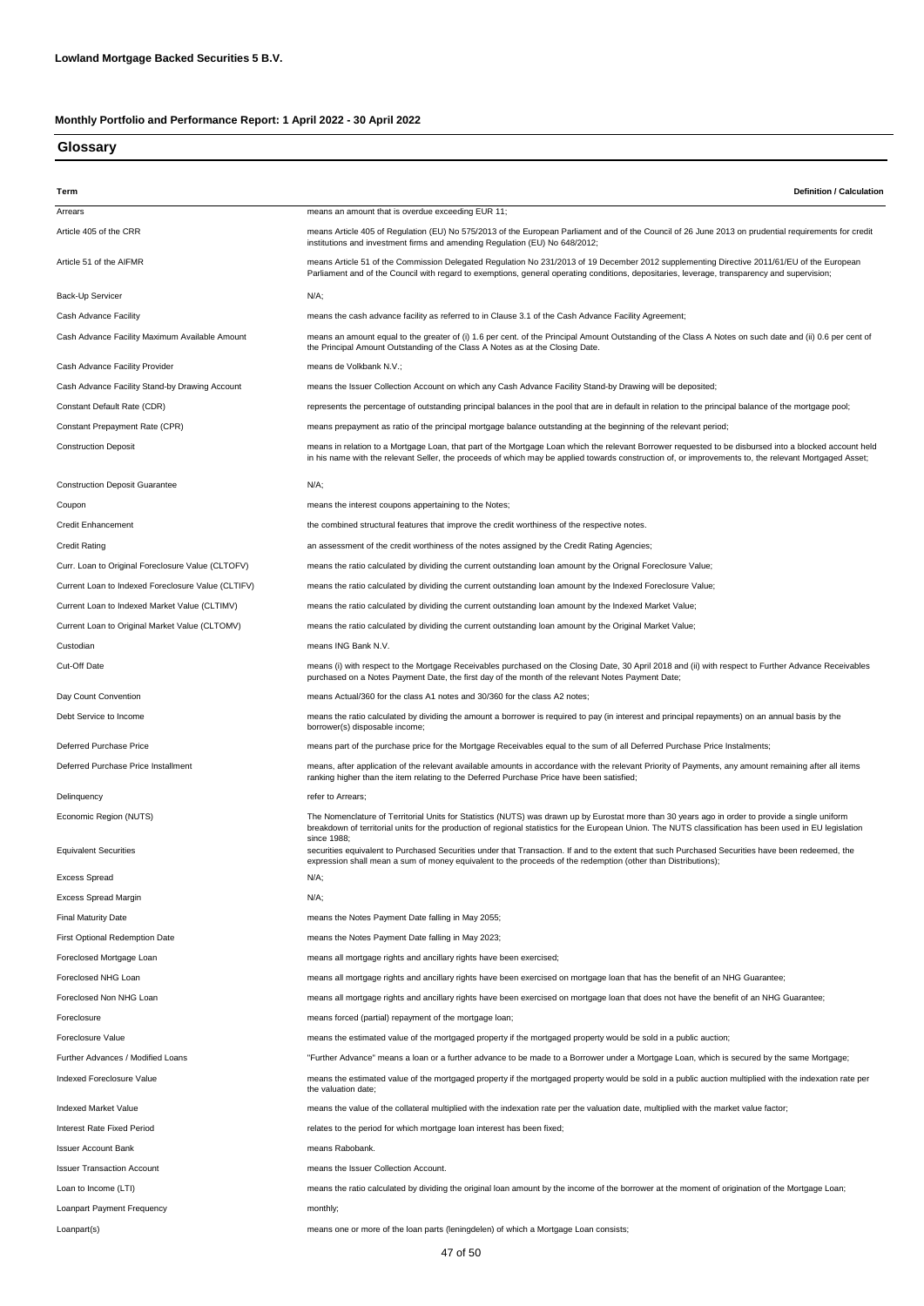**Lowland Mortgage Backed Securities 5 B.V.**

**Monthly Portfolio and Performance Report: 1 April 2022 - 30 April 2022**

## Glossary

| Term | Definition / Calculation |
|---|---|
| Arrears | means an amount that is overdue exceeding EUR 11; |
| Article 405 of the CRR | means Article 405 of Regulation (EU) No 575/2013 of the European Parliament and of the Council of 26 June 2013 on prudential requirements for credit institutions and investment firms and amending Regulation (EU) No 648/2012; |
| Article 51 of the AIFMR | means Article 51 of the Commission Delegated Regulation No 231/2013 of 19 December 2012 supplementing Directive 2011/61/EU of the European Parliament and of the Council with regard to exemptions, general operating conditions, depositaries, leverage, transparency and supervision; |
| Back-Up Servicer | N/A; |
| Cash Advance Facility | means the cash advance facility as referred to in Clause 3.1 of the Cash Advance Facility Agreement; |
| Cash Advance Facility Maximum Available Amount | means an amount equal to the greater of (i) 1.6 per cent. of the Principal Amount Outstanding of the Class A Notes on such date and (ii) 0.6 per cent of the Principal Amount Outstanding of the Class A Notes as at the Closing Date. |
| Cash Advance Facility Provider | means de Volkbank N.V.; |
| Cash Advance Facility Stand-by Drawing Account | means the Issuer Collection Account on which any Cash Advance Facility Stand-by Drawing will be deposited; |
| Constant Default Rate (CDR) | represents the percentage of outstanding principal balances in the pool that are in default in relation to the principal balance of the mortgage pool; |
| Constant Prepayment Rate (CPR) | means prepayment as ratio of the principal mortgage balance outstanding at the beginning of the relevant period; |
| Construction Deposit | means in relation to a Mortgage Loan, that part of the Mortgage Loan which the relevant Borrower requested to be disbursed into a blocked account held in his name with the relevant Seller, the proceeds of which may be applied towards construction of, or improvements to, the relevant Mortgaged Asset; |
| Construction Deposit Guarantee | N/A; |
| Coupon | means the interest coupons appertaining to the Notes; |
| Credit Enhancement | the combined structural features that improve the credit worthiness of the respective notes. |
| Credit Rating | an assessment of the credit worthiness of the notes assigned by the Credit Rating Agencies; |
| Curr. Loan to Original Foreclosure Value (CLTOFV) | means the ratio calculated by dividing the current outstanding loan amount by the Orignal Foreclosure Value; |
| Current Loan to Indexed Foreclosure Value (CLTIFV) | means the ratio calculated by dividing the current outstanding loan amount by the Indexed Foreclosure Value; |
| Current Loan to Indexed Market Value (CLTIMV) | means the ratio calculated by dividing the current outstanding loan amount by the Indexed Market Value; |
| Current Loan to Original Market Value (CLTOMV) | means the ratio calculated by dividing the current outstanding loan amount by the Original Market Value; |
| Custodian | means ING Bank N.V. |
| Cut-Off Date | means (i) with respect to the Mortgage Receivables purchased on the Closing Date, 30 April 2018 and (ii) with respect to Further Advance Receivables purchased on a Notes Payment Date, the first day of the month of the relevant Notes Payment Date; |
| Day Count Convention | means Actual/360 for the class A1 notes and 30/360 for the class A2 notes; |
| Debt Service to Income | means the ratio calculated by dividing the amount a borrower is required to pay (in interest and principal repayments) on an annual basis by the borrower(s) disposable income; |
| Deferred Purchase Price | means part of the purchase price for the Mortgage Receivables equal to the sum of all Deferred Purchase Price Instalments; |
| Deferred Purchase Price Installment | means, after application of the relevant available amounts in accordance with the relevant Priority of Payments, any amount remaining after all items ranking higher than the item relating to the Deferred Purchase Price have been satisfied; |
| Delinquency | refer to Arrears; |
| Economic Region (NUTS) | The Nomenclature of Territorial Units for Statistics (NUTS) was drawn up by Eurostat more than 30 years ago in order to provide a single uniform breakdown of territorial units for the production of regional statistics for the European Union. The NUTS classification has been used in EU legislation since 1988; |
| Equivalent Securities | securities equivalent to Purchased Securities under that Transaction. If and to the extent that such Purchased Securities have been redeemed, the expression shall mean a sum of money equivalent to the proceeds of the redemption (other than Distributions); |
| Excess Spread | N/A; |
| Excess Spread Margin | N/A; |
| Final Maturity Date | means the Notes Payment Date falling in May 2055; |
| First Optional Redemption Date | means the Notes Payment Date falling in May 2023; |
| Foreclosed Mortgage Loan | means all mortgage rights and ancillary rights have been exercised; |
| Foreclosed NHG Loan | means all mortgage rights and ancillary rights have been exercised on mortgage loan that has the benefit of an NHG Guarantee; |
| Foreclosed Non NHG Loan | means all mortgage rights and ancillary rights have been exercised on mortgage loan that does not have the benefit of an NHG Guarantee; |
| Foreclosure | means forced (partial) repayment of the mortgage loan; |
| Foreclosure Value | means the estimated value of the mortgaged property if the mortgaged property would be sold in a public auction; |
| Further Advances / Modified Loans | "Further Advance" means a loan or a further advance to be made to a Borrower under a Mortgage Loan, which is secured by the same Mortgage; |
| Indexed Foreclosure Value | means the estimated value of the mortgaged property if the mortgaged property would be sold in a public auction multiplied with the indexation rate per the valuation date; |
| Indexed Market Value | means the value of the collateral multiplied with the indexation rate per the valuation date, multiplied with the market value factor; |
| Interest Rate Fixed Period | relates to the period for which mortgage loan interest has been fixed; |
| Issuer Account Bank | means Rabobank. |
| Issuer Transaction Account | means the Issuer Collection Account. |
| Loan to Income (LTI) | means the ratio calculated by dividing the original loan amount by the income of the borrower at the moment of origination of the Mortgage Loan; |
| Loanpart Payment Frequency | monthly; |
| Loanpart(s) | means one or more of the loan parts (leningdelen) of which a Mortgage Loan consists; |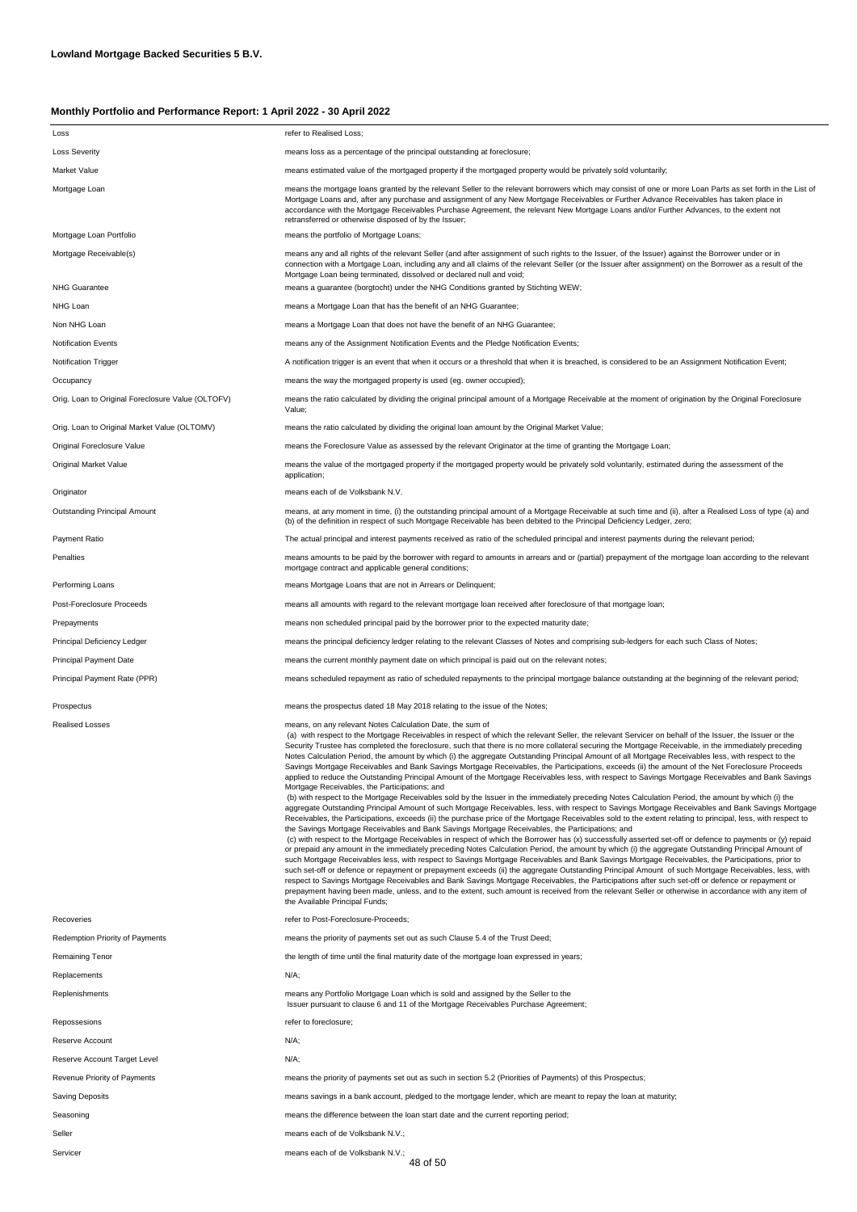**Lowland Mortgage Backed Securities 5 B.V.**

**Monthly Portfolio and Performance Report: 1 April 2022 - 30 April 2022**

| Term | Definition |
|---|---|
| Loss | refer to Realised Loss; |
| Loss Severity | means loss as a percentage of the principal outstanding at foreclosure; |
| Market Value | means estimated value of the mortgaged property if the mortgaged property would be privately sold voluntarily; |
| Mortgage Loan | means the mortgage loans granted by the relevant Seller to the relevant borrowers which may consist of one or more Loan Parts as set forth in the List of Mortgage Loans and, after any purchase and assignment of any New Mortgage Receivables or Further Advance Receivables has taken place in accordance with the Mortgage Receivables Purchase Agreement, the relevant New Mortgage Loans and/or Further Advances, to the extent not retransferred or otherwise disposed of by the Issuer; |
| Mortgage Loan Portfolio | means the portfolio of Mortgage Loans; |
| Mortgage Receivable(s) | means any and all rights of the relevant Seller (and after assignment of such rights to the Issuer, of the Issuer) against the Borrower under or in connection with a Mortgage Loan, including any and all claims of the relevant Seller (or the Issuer after assignment) on the Borrower as a result of the Mortgage Loan being terminated, dissolved or declared null and void; |
| NHG Guarantee | means a guarantee (borgtocht) under the NHG Conditions granted by Stichting WEW; |
| NHG Loan | means a Mortgage Loan that has the benefit of an NHG Guarantee; |
| Non NHG Loan | means a Mortgage Loan that does not have the benefit of an NHG Guarantee; |
| Notification Events | means any of the Assignment Notification Events and the Pledge Notification Events; |
| Notification Trigger | A notification trigger is an event that when it occurs or a threshold that when it is breached, is considered to be an Assignment Notification Event; |
| Occupancy | means the way the mortgaged property is used (eg. owner occupied); |
| Orig. Loan to Original Foreclosure Value (OLTOFV) | means the ratio calculated by dividing the original principal amount of a Mortgage Receivable at the moment of origination by the Original Foreclosure Value; |
| Orig. Loan to Original Market Value (OLTOMV) | means the ratio calculated by dividing the original loan amount by the Original Market Value; |
| Original Foreclosure Value | means the Foreclosure Value as assessed by the relevant Originator at the time of granting the Mortgage Loan; |
| Original Market Value | means the value of the mortgaged property if the mortgaged property would be privately sold voluntarily, estimated during the assessment of the application; |
| Originator | means each of de Volksbank N.V. |
| Outstanding Principal Amount | means, at any moment in time, (i) the outstanding principal amount of a Mortgage Receivable at such time and (ii), after a Realised Loss of type (a) and (b) of the definition in respect of such Mortgage Receivable has been debited to the Principal Deficiency Ledger, zero; |
| Payment Ratio | The actual principal and interest payments received as ratio of the scheduled principal and interest payments during the relevant period; |
| Penalties | means amounts to be paid by the borrower with regard to amounts in arrears and or (partial) prepayment of the mortgage loan according to the relevant mortgage contract and applicable general conditions; |
| Performing Loans | means Mortgage Loans that are not in Arrears or Delinquent; |
| Post-Foreclosure Proceeds | means all amounts with regard to the relevant mortgage loan received after foreclosure of that mortgage loan; |
| Prepayments | means non scheduled principal paid by the borrower prior to the expected maturity date; |
| Principal Deficiency Ledger | means the principal deficiency ledger relating to the relevant Classes of Notes and comprising sub-ledgers for each such Class of Notes; |
| Principal Payment Date | means the current monthly payment date on which principal is paid out on the relevant notes; |
| Principal Payment Rate (PPR) | means scheduled repayment as ratio of scheduled repayments to the principal mortgage balance outstanding at the beginning of the relevant period; |
| Prospectus | means the prospectus dated 18 May 2018 relating to the issue of the Notes; |
| Realised Losses | means, on any relevant Notes Calculation Date, the sum of<br>(a) with respect to the Mortgage Receivables in respect of which the relevant Seller, the relevant Servicer on behalf of the Issuer, the Issuer or the Security Trustee has completed the foreclosure, such that there is no more collateral securing the Mortgage Receivable, in the immediately preceding Notes Calculation Period, the amount by which (i) the aggregate Outstanding Principal Amount of all Mortgage Receivables less, with respect to the Savings Mortgage Receivables and Bank Savings Mortgage Receivables, the Participations, exceeds (ii) the amount of the Net Foreclosure Proceeds applied to reduce the Outstanding Principal Amount of the Mortgage Receivables less, with respect to Savings Mortgage Receivables and Bank Savings Mortgage Receivables, the Participations; and<br>(b) with respect to the Mortgage Receivables sold by the Issuer in the immediately preceding Notes Calculation Period, the amount by which (i) the aggregate Outstanding Principal Amount of such Mortgage Receivables, less, with respect to Savings Mortgage Receivables and Bank Savings Mortgage Receivables, the Participations, exceeds (ii) the purchase price of the Mortgage Receivables sold to the extent relating to principal, less, with respect to the Savings Mortgage Receivables and Bank Savings Mortgage Receivables, the Participations; and<br>(c) with respect to the Mortgage Receivables in respect of which the Borrower has (x) successfully asserted set-off or defence to payments or (y) repaid or prepaid any amount in the immediately preceding Notes Calculation Period, the amount by which (i) the aggregate Outstanding Principal Amount of such Mortgage Receivables less, with respect to Savings Mortgage Receivables and Bank Savings Mortgage Receivables, the Participations, prior to such set-off or defence or repayment or prepayment exceeds (ii) the aggregate Outstanding Principal Amount of such Mortgage Receivables, less, with respect to Savings Mortgage Receivables and Bank Savings Mortgage Receivables, the Participations after such set-off or defence or repayment or prepayment having been made, unless, and to the extent, such amount is received from the relevant Seller or otherwise in accordance with any item of the Available Principal Funds; |
| Recoveries | refer to Post-Foreclosure-Proceeds; |
| Redemption Priority of Payments | means the priority of payments set out as such Clause 5.4 of the Trust Deed; |
| Remaining Tenor | the length of time until the final maturity date of the mortgage loan expressed in years; |
| Replacements | N/A; |
| Replenishments | means any Portfolio Mortgage Loan which is sold and assigned by the Seller to the Issuer pursuant to clause 6 and 11 of the Mortgage Receivables Purchase Agreement; |
| Repossesions | refer to foreclosure; |
| Reserve Account | N/A; |
| Reserve Account Target Level | N/A; |
| Revenue Priority of Payments | means the priority of payments set out as such in section 5.2 (Priorities of Payments) of this Prospectus; |
| Saving Deposits | means savings in a bank account, pledged to the mortgage lender, which are meant to repay the loan at maturity; |
| Seasoning | means the difference between the loan start date and the current reporting period; |
| Seller | means each of de Volksbank N.V.; |
| Servicer | means each of de Volksbank N.V.; |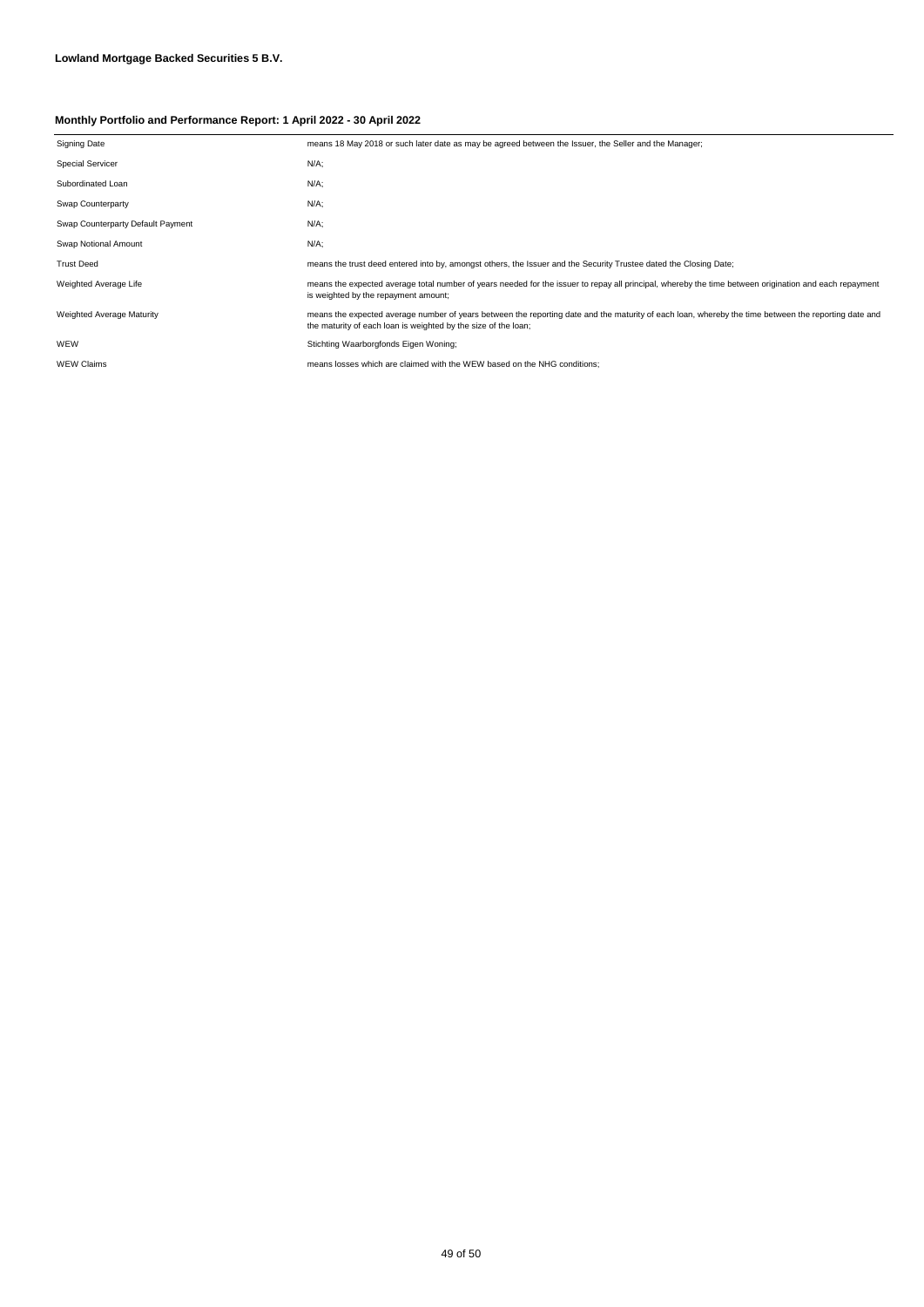**Lowland Mortgage Backed Securities 5 B.V.**

**Monthly Portfolio and Performance Report: 1 April 2022 - 30 April 2022**

| | |
|---|---|
| Signing Date | means 18 May 2018 or such later date as may be agreed between the Issuer, the Seller and the Manager; |
| Special Servicer | N/A; |
| Subordinated Loan | N/A; |
| Swap Counterparty | N/A; |
| Swap Counterparty Default Payment | N/A; |
| Swap Notional Amount | N/A; |
| Trust Deed | means the trust deed entered into by, amongst others, the Issuer and the Security Trustee dated the Closing Date; |
| Weighted Average Life | means the expected average total number of years needed for the issuer to repay all principal, whereby the time between origination and each repayment is weighted by the repayment amount; |
| Weighted Average Maturity | means the expected average number of years between the reporting date and the maturity of each loan, whereby the time between the reporting date and the maturity of each loan is weighted by the size of the loan; |
| WEW | Stichting Waarborgfonds Eigen Woning; |
| WEW Claims | means losses which are claimed with the WEW based on the NHG conditions; |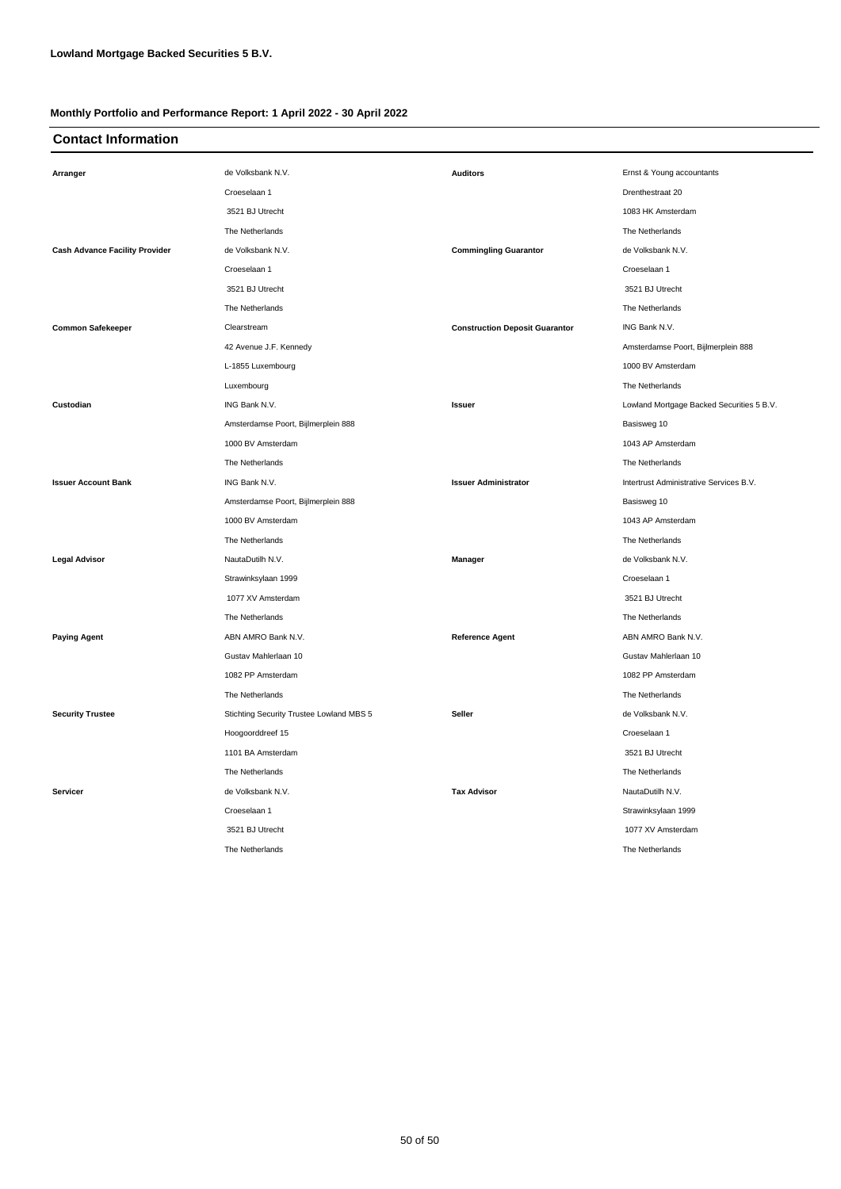**Lowland Mortgage Backed Securities 5 B.V.**

**Monthly Portfolio and Performance Report: 1 April 2022 - 30 April 2022**

## Contact Information

| | | | |
|---|---|---|---|
| **Arranger** | de Volksbank N.V. | **Auditors** | Ernst & Young accountants |
| | Croeselaan 1 | | Drenthestraat 20 |
| | 3521 BJ Utrecht | | 1083 HK Amsterdam |
| | The Netherlands | | The Netherlands |
| **Cash Advance Facility Provider** | de Volksbank N.V. | **Commingling Guarantor** | de Volksbank N.V. |
| | Croeselaan 1 | | Croeselaan 1 |
| | 3521 BJ Utrecht | | 3521 BJ Utrecht |
| | The Netherlands | | The Netherlands |
| **Common Safekeeper** | Clearstream | **Construction Deposit Guarantor** | ING Bank N.V. |
| | 42 Avenue J.F. Kennedy | | Amsterdamse Poort, Bijlmerplein 888 |
| | L-1855 Luxembourg | | 1000 BV Amsterdam |
| | Luxembourg | | The Netherlands |
| **Custodian** | ING Bank N.V. | **Issuer** | Lowland Mortgage Backed Securities 5 B.V. |
| | Amsterdamse Poort, Bijlmerplein 888 | | Basisweg 10 |
| | 1000 BV Amsterdam | | 1043 AP Amsterdam |
| | The Netherlands | | The Netherlands |
| **Issuer Account Bank** | ING Bank N.V. | **Issuer Administrator** | Intertrust Administrative Services B.V. |
| | Amsterdamse Poort, Bijlmerplein 888 | | Basisweg 10 |
| | 1000 BV Amsterdam | | 1043 AP Amsterdam |
| | The Netherlands | | The Netherlands |
| **Legal Advisor** | NautaDutilh N.V. | **Manager** | de Volksbank N.V. |
| | Strawinksylaan 1999 | | Croeselaan 1 |
| | 1077 XV Amsterdam | | 3521 BJ Utrecht |
| | The Netherlands | | The Netherlands |
| **Paying Agent** | ABN AMRO Bank N.V. | **Reference Agent** | ABN AMRO Bank N.V. |
| | Gustav Mahlerlaan 10 | | Gustav Mahlerlaan 10 |
| | 1082 PP Amsterdam | | 1082 PP Amsterdam |
| | The Netherlands | | The Netherlands |
| **Security Trustee** | Stichting Security Trustee Lowland MBS 5 | **Seller** | de Volksbank N.V. |
| | Hoogoorddreef 15 | | Croeselaan 1 |
| | 1101 BA Amsterdam | | 3521 BJ Utrecht |
| | The Netherlands | | The Netherlands |
| **Servicer** | de Volksbank N.V. | **Tax Advisor** | NautaDutilh N.V. |
| | Croeselaan 1 | | Strawinksylaan 1999 |
| | 3521 BJ Utrecht | | 1077 XV Amsterdam |
| | The Netherlands | | The Netherlands |